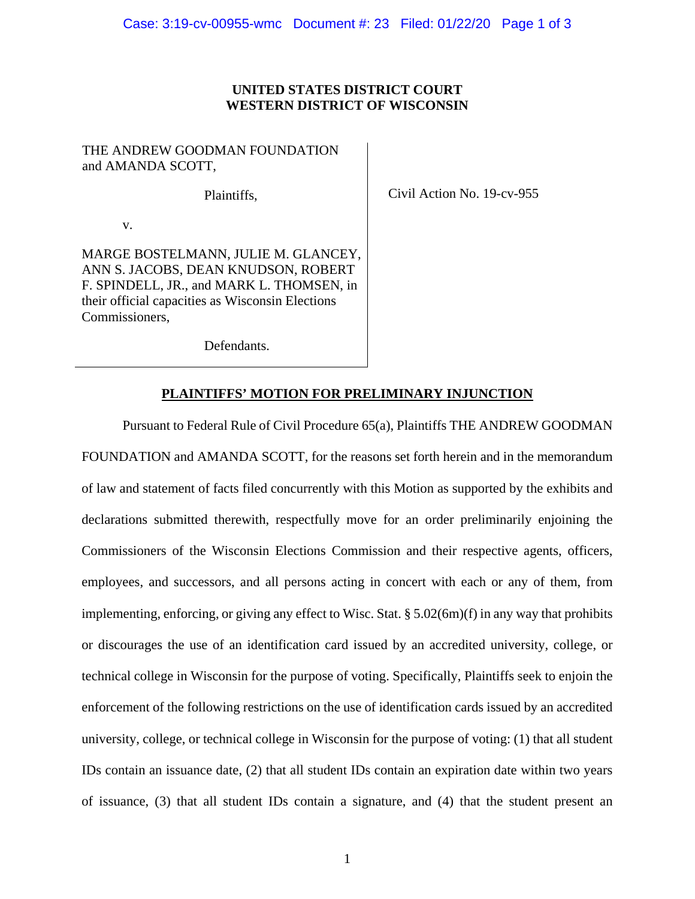**UNITED STATES DISTRICT COURT**
**WESTERN DISTRICT OF WISCONSIN**

| | |
|---|---|
| THE ANDREW GOODMAN FOUNDATION and AMANDA SCOTT,<br><br>Plaintiffs,<br><br>v.<br><br>MARGE BOSTELMANN, JULIE M. GLANCEY, ANN S. JACOBS, DEAN KNUDSON, ROBERT F. SPINDELL, JR., and MARK L. THOMSEN, in their official capacities as Wisconsin Elections Commissioners,<br><br>Defendants. | Civil Action No. 19-cv-955 |

## PLAINTIFFS' MOTION FOR PRELIMINARY INJUNCTION

Pursuant to Federal Rule of Civil Procedure 65(a), Plaintiffs THE ANDREW GOODMAN FOUNDATION and AMANDA SCOTT, for the reasons set forth herein and in the memorandum of law and statement of facts filed concurrently with this Motion as supported by the exhibits and declarations submitted therewith, respectfully move for an order preliminarily enjoining the Commissioners of the Wisconsin Elections Commission and their respective agents, officers, employees, and successors, and all persons acting in concert with each or any of them, from implementing, enforcing, or giving any effect to Wisc. Stat. § 5.02(6m)(f) in any way that prohibits or discourages the use of an identification card issued by an accredited university, college, or technical college in Wisconsin for the purpose of voting. Specifically, Plaintiffs seek to enjoin the enforcement of the following restrictions on the use of identification cards issued by an accredited university, college, or technical college in Wisconsin for the purpose of voting: (1) that all student IDs contain an issuance date, (2) that all student IDs contain an expiration date within two years of issuance, (3) that all student IDs contain a signature, and (4) that the student present an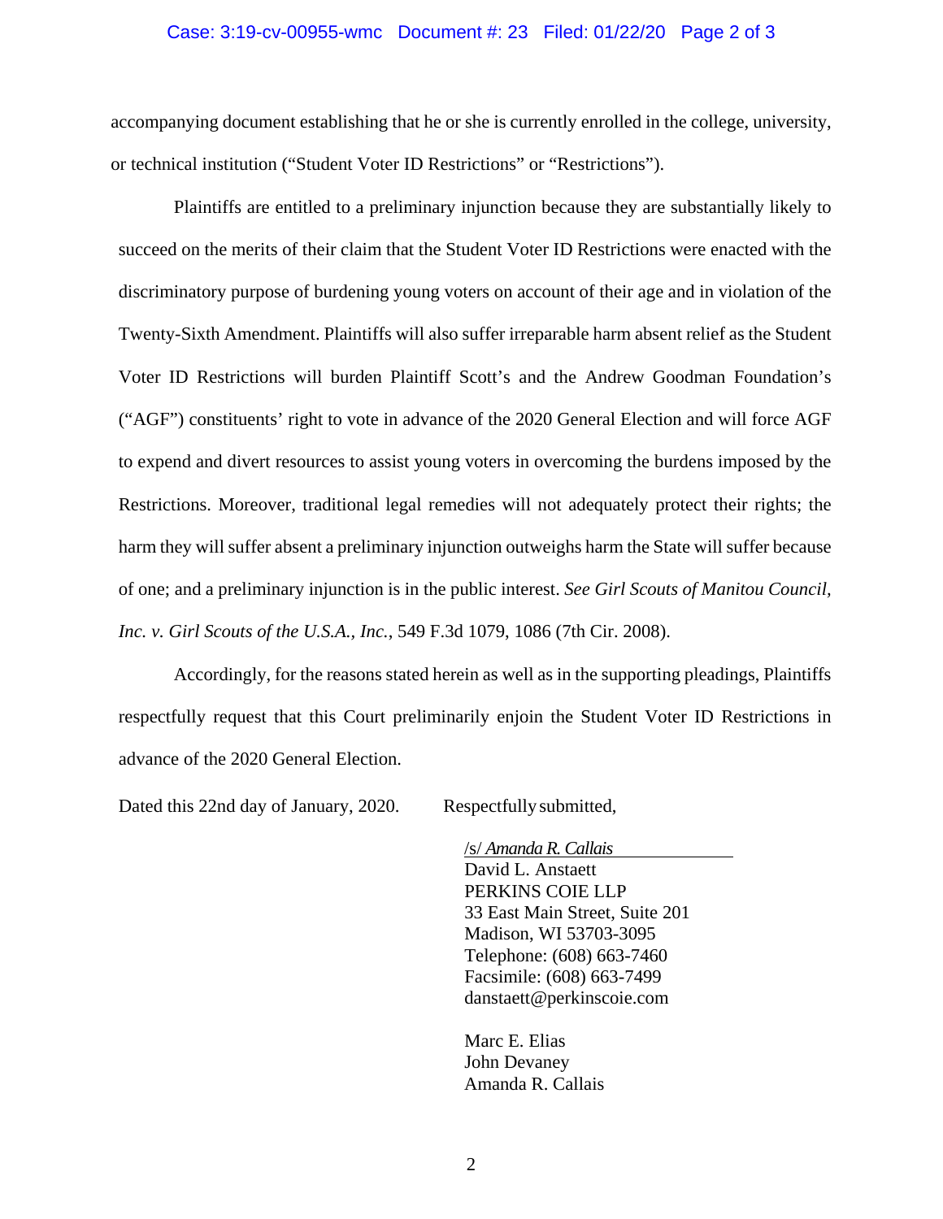accompanying document establishing that he or she is currently enrolled in the college, university, or technical institution ("Student Voter ID Restrictions" or "Restrictions").

Plaintiffs are entitled to a preliminary injunction because they are substantially likely to succeed on the merits of their claim that the Student Voter ID Restrictions were enacted with the discriminatory purpose of burdening young voters on account of their age and in violation of the Twenty-Sixth Amendment. Plaintiffs will also suffer irreparable harm absent relief as the Student Voter ID Restrictions will burden Plaintiff Scott's and the Andrew Goodman Foundation's ("AGF") constituents' right to vote in advance of the 2020 General Election and will force AGF to expend and divert resources to assist young voters in overcoming the burdens imposed by the Restrictions. Moreover, traditional legal remedies will not adequately protect their rights; the harm they will suffer absent a preliminary injunction outweighs harm the State will suffer because of one; and a preliminary injunction is in the public interest. *See Girl Scouts of Manitou Council, Inc. v. Girl Scouts of the U.S.A., Inc.*, 549 F.3d 1079, 1086 (7th Cir. 2008).

Accordingly, for the reasons stated herein as well as in the supporting pleadings, Plaintiffs respectfully request that this Court preliminarily enjoin the Student Voter ID Restrictions in advance of the 2020 General Election.

Dated this 22nd day of January, 2020.

Respectfully submitted,

/s/ *Amanda R. Callais*
David L. Anstaett
PERKINS COIE LLP
33 East Main Street, Suite 201
Madison, WI 53703-3095
Telephone: (608) 663-7460
Facsimile: (608) 663-7499
danstaett@perkinscoie.com

Marc E. Elias
John Devaney
Amanda R. Callais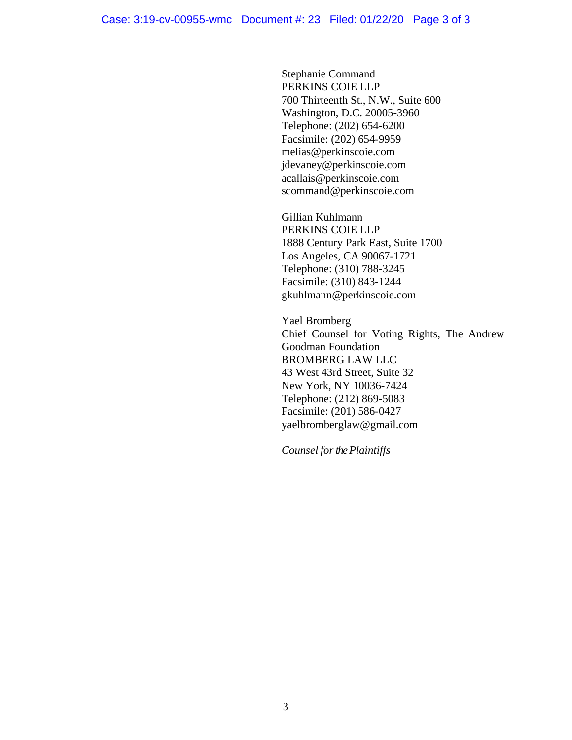Stephanie Command
PERKINS COIE LLP
700 Thirteenth St., N.W., Suite 600
Washington, D.C. 20005-3960
Telephone: (202) 654-6200
Facsimile: (202) 654-9959
melias@perkinscoie.com
jdevaney@perkinscoie.com
acallais@perkinscoie.com
scommand@perkinscoie.com

Gillian Kuhlmann
PERKINS COIE LLP
1888 Century Park East, Suite 1700
Los Angeles, CA 90067-1721
Telephone: (310) 788-3245
Facsimile: (310) 843-1244
gkuhlmann@perkinscoie.com

Yael Bromberg
Chief Counsel for Voting Rights, The Andrew Goodman Foundation
BROMBERG LAW LLC
43 West 43rd Street, Suite 32
New York, NY 10036-7424
Telephone: (212) 869-5083
Facsimile: (201) 586-0427
yaelbromberglaw@gmail.com

*Counsel for the Plaintiffs*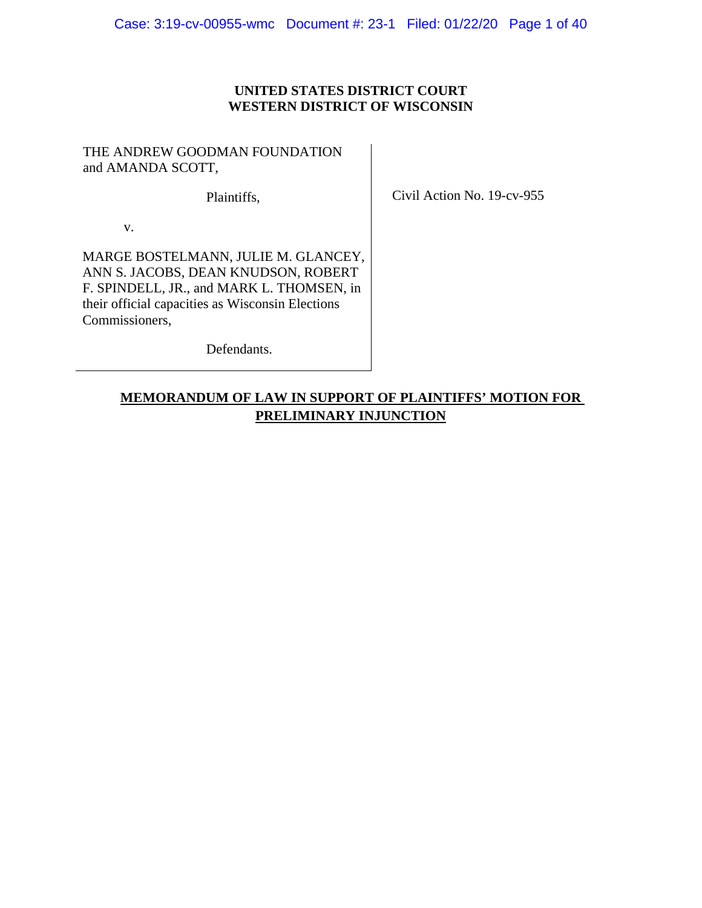**UNITED STATES DISTRICT COURT**
**WESTERN DISTRICT OF WISCONSIN**

| | |
|---|---|
| THE ANDREW GOODMAN FOUNDATION and AMANDA SCOTT,<br><br>Plaintiffs,<br><br>v.<br><br>MARGE BOSTELMANN, JULIE M. GLANCEY, ANN S. JACOBS, DEAN KNUDSON, ROBERT F. SPINDELL, JR., and MARK L. THOMSEN, in their official capacities as Wisconsin Elections Commissioners,<br><br>Defendants. | Civil Action No. 19-cv-955 |

**MEMORANDUM OF LAW IN SUPPORT OF PLAINTIFFS' MOTION FOR PRELIMINARY INJUNCTION**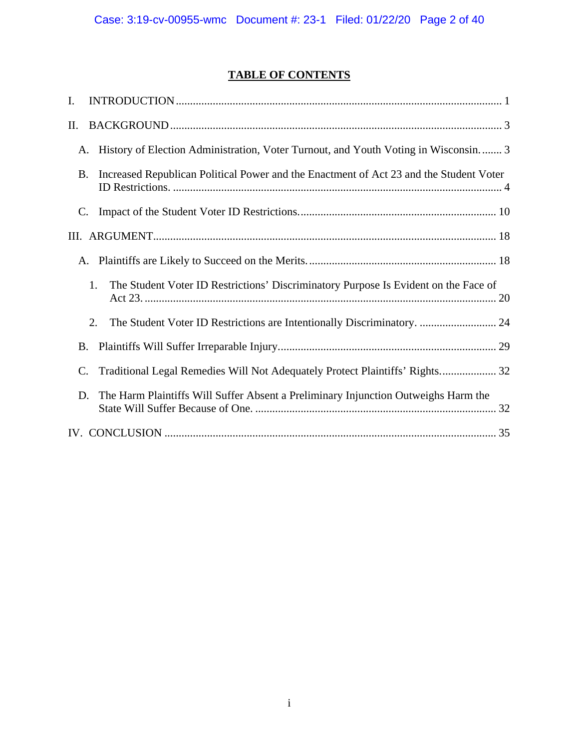# TABLE OF CONTENTS

I. INTRODUCTION .......... 1

II. BACKGROUND .......... 3

- A. History of Election Administration, Voter Turnout, and Youth Voting in Wisconsin. .......... 3
- B. Increased Republican Political Power and the Enactment of Act 23 and the Student Voter ID Restrictions. .......... 4
- C. Impact of the Student Voter ID Restrictions. .......... 10

III. ARGUMENT .......... 18

- A. Plaintiffs are Likely to Succeed on the Merits. .......... 18
  1. The Student Voter ID Restrictions' Discriminatory Purpose Is Evident on the Face of Act 23. .......... 20
  2. The Student Voter ID Restrictions are Intentionally Discriminatory. .......... 24
- B. Plaintiffs Will Suffer Irreparable Injury .......... 29
- C. Traditional Legal Remedies Will Not Adequately Protect Plaintiffs' Rights. .......... 32
- D. The Harm Plaintiffs Will Suffer Absent a Preliminary Injunction Outweighs Harm the State Will Suffer Because of One. .......... 32

IV. CONCLUSION .......... 35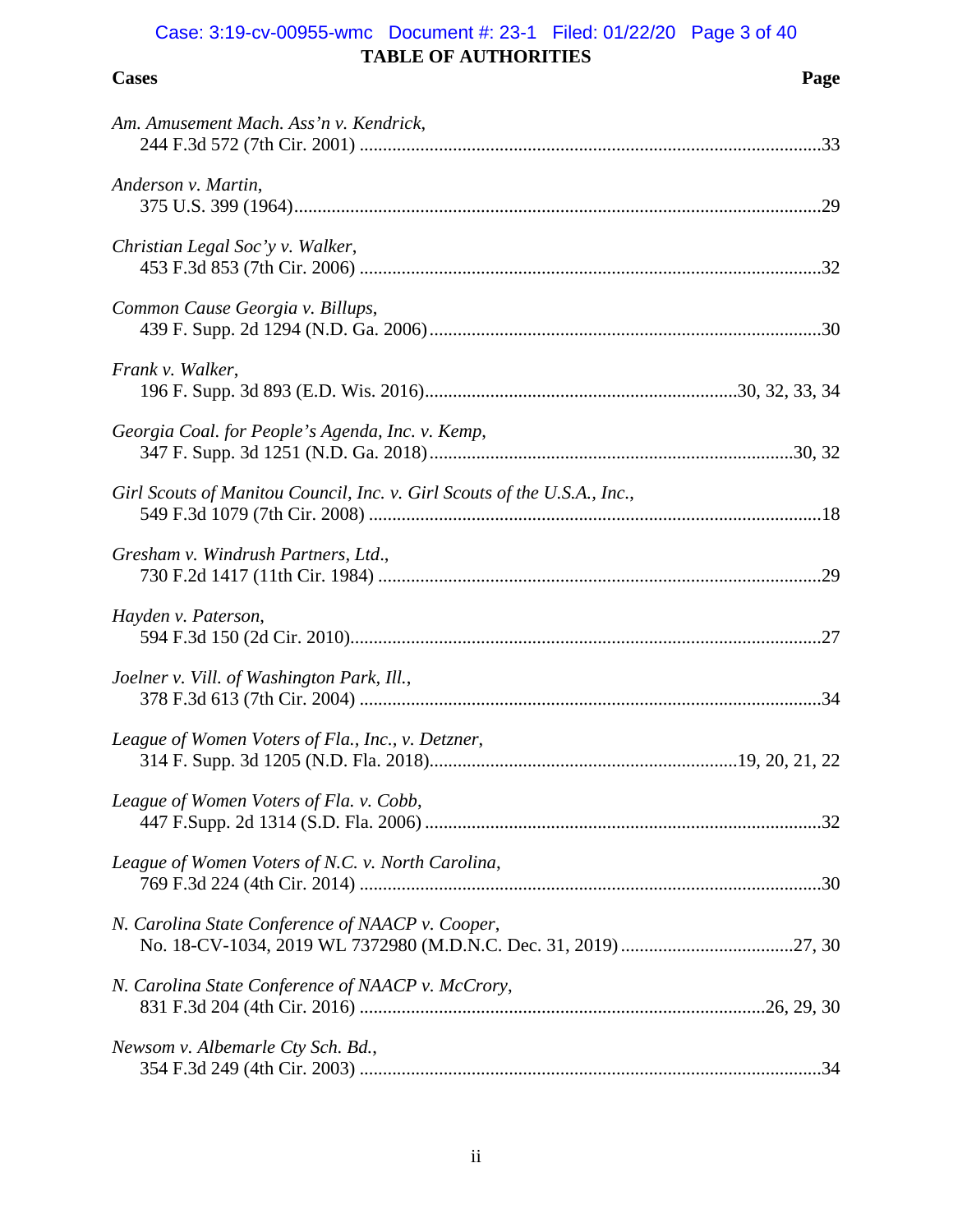## TABLE OF AUTHORITIES

**Cases** **Page**

*Am. Amusement Mach. Ass'n v. Kendrick*,
244 F.3d 572 (7th Cir. 2001) ....................................................................................................33

*Anderson v. Martin*,
375 U.S. 399 (1964)...................................................................................................................29

*Christian Legal Soc'y v. Walker*,
453 F.3d 853 (7th Cir. 2006) ....................................................................................................32

*Common Cause Georgia v. Billups*,
439 F. Supp. 2d 1294 (N.D. Ga. 2006).....................................................................................30

*Frank v. Walker*,
196 F. Supp. 3d 893 (E.D. Wis. 2016)....................................................................30, 32, 33, 34

*Georgia Coal. for People's Agenda, Inc. v. Kemp*,
347 F. Supp. 3d 1251 (N.D. Ga. 2018)...............................................................................30, 32

*Girl Scouts of Manitou Council, Inc. v. Girl Scouts of the U.S.A., Inc.*,
549 F.3d 1079 (7th Cir. 2008) ..................................................................................................18

*Gresham v. Windrush Partners, Ltd*.,
730 F.2d 1417 (11th Cir. 1984) ................................................................................................29

*Hayden v. Paterson*,
594 F.3d 150 (2d Cir. 2010)......................................................................................................27

*Joelner v. Vill. of Washington Park, Ill.*,
378 F.3d 613 (7th Cir. 2004) ....................................................................................................34

*League of Women Voters of Fla., Inc*., *v. Detzner*,
314 F. Supp. 3d 1205 (N.D. Fla. 2018)..................................................................19, 20, 21, 22

*League of Women Voters of Fla. v. Cobb*,
447 F.Supp. 2d 1314 (S.D. Fla. 2006) ......................................................................................32

*League of Women Voters of N.C. v. North Carolina*,
769 F.3d 224 (4th Cir. 2014) ....................................................................................................30

*N. Carolina State Conference of NAACP v. Cooper*,
No. 18-CV-1034, 2019 WL 7372980 (M.D.N.C. Dec. 31, 2019) .......................................27, 30

*N. Carolina State Conference of NAACP v. McCrory*,
831 F.3d 204 (4th Cir. 2016) ........................................................................................26, 29, 30

*Newsom v. Albemarle Cty Sch. Bd.*,
354 F.3d 249 (4th Cir. 2003) ....................................................................................................34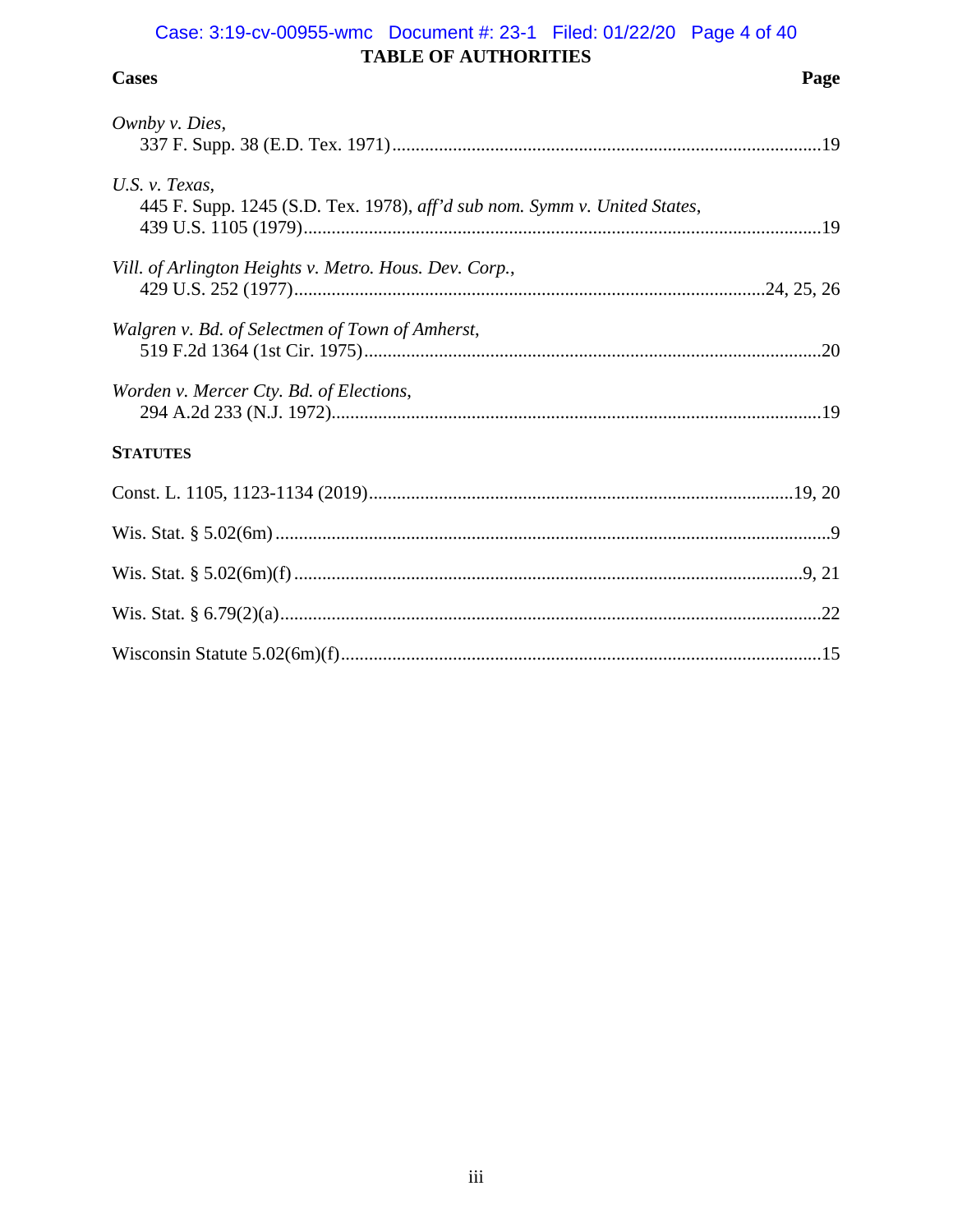## TABLE OF AUTHORITIES

**Cases** | **Page**

*Ownby v. Dies*,
337 F. Supp. 38 (E.D. Tex. 1971)....................................................................................19

*U.S. v. Texas*,
445 F. Supp. 1245 (S.D. Tex. 1978), *aff'd sub nom. Symm v. United States*,
439 U.S. 1105 (1979)........................................................................................................19

*Vill. of Arlington Heights v. Metro. Hous. Dev. Corp.*,
429 U.S. 252 (1977)..............................................................................................24, 25, 26

*Walgren v. Bd. of Selectmen of Town of Amherst*,
519 F.2d 1364 (1st Cir. 1975)...........................................................................................20

*Worden v. Mercer Cty. Bd. of Elections*,
294 A.2d 233 (N.J. 1972)..................................................................................................19

**STATUTES**

Const. L. 1105, 1123-1134 (2019)....................................................................................19, 20

Wis. Stat. § 5.02(6m) .............................................................................................................9

Wis. Stat. § 5.02(6m)(f) ....................................................................................................9, 21

Wis. Stat. § 6.79(2)(a)..........................................................................................................22

Wisconsin Statute 5.02(6m)(f).............................................................................................15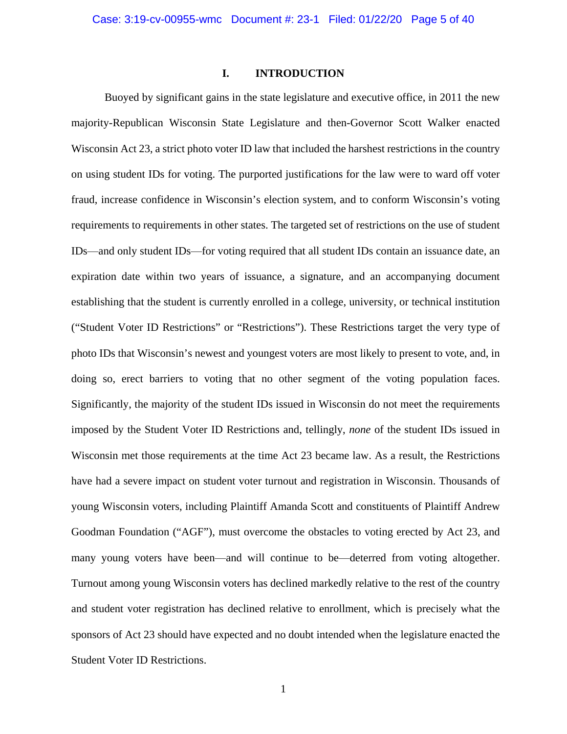# I. INTRODUCTION

Buoyed by significant gains in the state legislature and executive office, in 2011 the new majority-Republican Wisconsin State Legislature and then-Governor Scott Walker enacted Wisconsin Act 23, a strict photo voter ID law that included the harshest restrictions in the country on using student IDs for voting. The purported justifications for the law were to ward off voter fraud, increase confidence in Wisconsin's election system, and to conform Wisconsin's voting requirements to requirements in other states. The targeted set of restrictions on the use of student IDs—and only student IDs—for voting required that all student IDs contain an issuance date, an expiration date within two years of issuance, a signature, and an accompanying document establishing that the student is currently enrolled in a college, university, or technical institution ("Student Voter ID Restrictions" or "Restrictions"). These Restrictions target the very type of photo IDs that Wisconsin's newest and youngest voters are most likely to present to vote, and, in doing so, erect barriers to voting that no other segment of the voting population faces. Significantly, the majority of the student IDs issued in Wisconsin do not meet the requirements imposed by the Student Voter ID Restrictions and, tellingly, *none* of the student IDs issued in Wisconsin met those requirements at the time Act 23 became law. As a result, the Restrictions have had a severe impact on student voter turnout and registration in Wisconsin. Thousands of young Wisconsin voters, including Plaintiff Amanda Scott and constituents of Plaintiff Andrew Goodman Foundation ("AGF"), must overcome the obstacles to voting erected by Act 23, and many young voters have been—and will continue to be—deterred from voting altogether. Turnout among young Wisconsin voters has declined markedly relative to the rest of the country and student voter registration has declined relative to enrollment, which is precisely what the sponsors of Act 23 should have expected and no doubt intended when the legislature enacted the Student Voter ID Restrictions.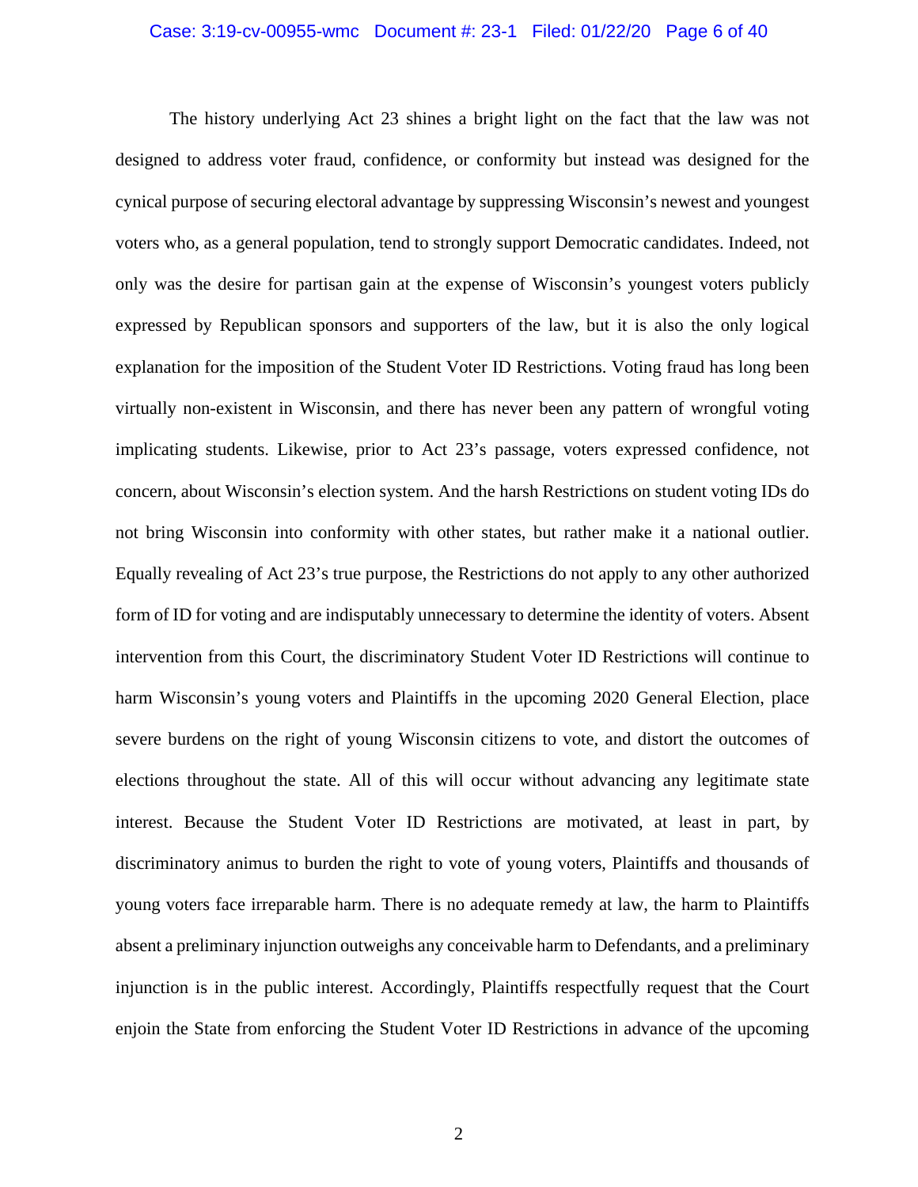The history underlying Act 23 shines a bright light on the fact that the law was not designed to address voter fraud, confidence, or conformity but instead was designed for the cynical purpose of securing electoral advantage by suppressing Wisconsin's newest and youngest voters who, as a general population, tend to strongly support Democratic candidates. Indeed, not only was the desire for partisan gain at the expense of Wisconsin's youngest voters publicly expressed by Republican sponsors and supporters of the law, but it is also the only logical explanation for the imposition of the Student Voter ID Restrictions. Voting fraud has long been virtually non-existent in Wisconsin, and there has never been any pattern of wrongful voting implicating students. Likewise, prior to Act 23's passage, voters expressed confidence, not concern, about Wisconsin's election system. And the harsh Restrictions on student voting IDs do not bring Wisconsin into conformity with other states, but rather make it a national outlier. Equally revealing of Act 23's true purpose, the Restrictions do not apply to any other authorized form of ID for voting and are indisputably unnecessary to determine the identity of voters. Absent intervention from this Court, the discriminatory Student Voter ID Restrictions will continue to harm Wisconsin's young voters and Plaintiffs in the upcoming 2020 General Election, place severe burdens on the right of young Wisconsin citizens to vote, and distort the outcomes of elections throughout the state. All of this will occur without advancing any legitimate state interest. Because the Student Voter ID Restrictions are motivated, at least in part, by discriminatory animus to burden the right to vote of young voters, Plaintiffs and thousands of young voters face irreparable harm. There is no adequate remedy at law, the harm to Plaintiffs absent a preliminary injunction outweighs any conceivable harm to Defendants, and a preliminary injunction is in the public interest. Accordingly, Plaintiffs respectfully request that the Court enjoin the State from enforcing the Student Voter ID Restrictions in advance of the upcoming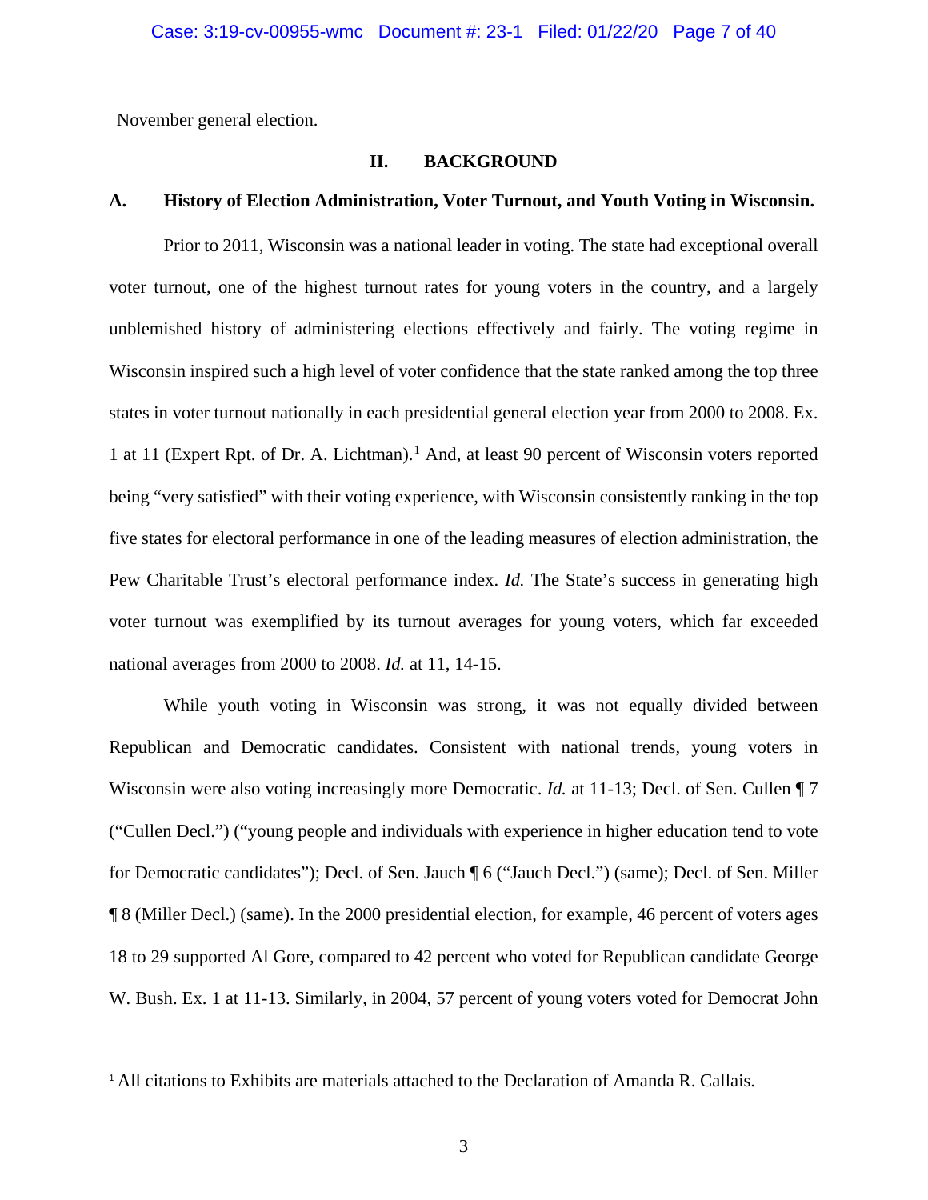November general election.

## II. BACKGROUND

### A. History of Election Administration, Voter Turnout, and Youth Voting in Wisconsin.

Prior to 2011, Wisconsin was a national leader in voting. The state had exceptional overall voter turnout, one of the highest turnout rates for young voters in the country, and a largely unblemished history of administering elections effectively and fairly. The voting regime in Wisconsin inspired such a high level of voter confidence that the state ranked among the top three states in voter turnout nationally in each presidential general election year from 2000 to 2008. Ex. 1 at 11 (Expert Rpt. of Dr. A. Lichtman).[1] And, at least 90 percent of Wisconsin voters reported being "very satisfied" with their voting experience, with Wisconsin consistently ranking in the top five states for electoral performance in one of the leading measures of election administration, the Pew Charitable Trust's electoral performance index. *Id.* The State's success in generating high voter turnout was exemplified by its turnout averages for young voters, which far exceeded national averages from 2000 to 2008. *Id.* at 11, 14-15.

While youth voting in Wisconsin was strong, it was not equally divided between Republican and Democratic candidates. Consistent with national trends, young voters in Wisconsin were also voting increasingly more Democratic. *Id.* at 11-13; Decl. of Sen. Cullen ¶ 7 ("Cullen Decl.") ("young people and individuals with experience in higher education tend to vote for Democratic candidates"); Decl. of Sen. Jauch ¶ 6 ("Jauch Decl.") (same); Decl. of Sen. Miller ¶ 8 (Miller Decl.) (same). In the 2000 presidential election, for example, 46 percent of voters ages 18 to 29 supported Al Gore, compared to 42 percent who voted for Republican candidate George W. Bush. Ex. 1 at 11-13. Similarly, in 2004, 57 percent of young voters voted for Democrat John

---

[1] All citations to Exhibits are materials attached to the Declaration of Amanda R. Callais.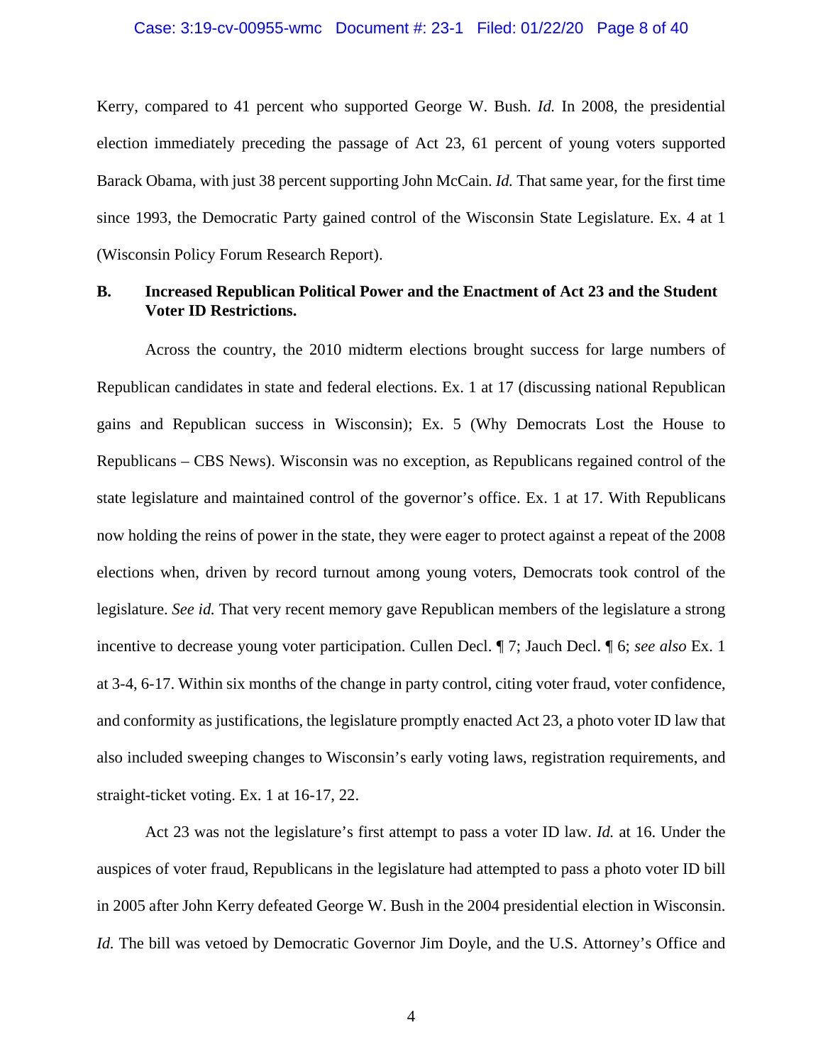Kerry, compared to 41 percent who supported George W. Bush. *Id.* In 2008, the presidential election immediately preceding the passage of Act 23, 61 percent of young voters supported Barack Obama, with just 38 percent supporting John McCain. *Id.* That same year, for the first time since 1993, the Democratic Party gained control of the Wisconsin State Legislature. Ex. 4 at 1 (Wisconsin Policy Forum Research Report).

### B. Increased Republican Political Power and the Enactment of Act 23 and the Student Voter ID Restrictions.

Across the country, the 2010 midterm elections brought success for large numbers of Republican candidates in state and federal elections. Ex. 1 at 17 (discussing national Republican gains and Republican success in Wisconsin); Ex. 5 (Why Democrats Lost the House to Republicans – CBS News). Wisconsin was no exception, as Republicans regained control of the state legislature and maintained control of the governor's office. Ex. 1 at 17. With Republicans now holding the reins of power in the state, they were eager to protect against a repeat of the 2008 elections when, driven by record turnout among young voters, Democrats took control of the legislature. *See id.* That very recent memory gave Republican members of the legislature a strong incentive to decrease young voter participation. Cullen Decl. ¶ 7; Jauch Decl. ¶ 6; *see also* Ex. 1 at 3-4, 6-17. Within six months of the change in party control, citing voter fraud, voter confidence, and conformity as justifications, the legislature promptly enacted Act 23, a photo voter ID law that also included sweeping changes to Wisconsin's early voting laws, registration requirements, and straight-ticket voting. Ex. 1 at 16-17, 22.

Act 23 was not the legislature's first attempt to pass a voter ID law. *Id.* at 16. Under the auspices of voter fraud, Republicans in the legislature had attempted to pass a photo voter ID bill in 2005 after John Kerry defeated George W. Bush in the 2004 presidential election in Wisconsin. *Id.* The bill was vetoed by Democratic Governor Jim Doyle, and the U.S. Attorney's Office and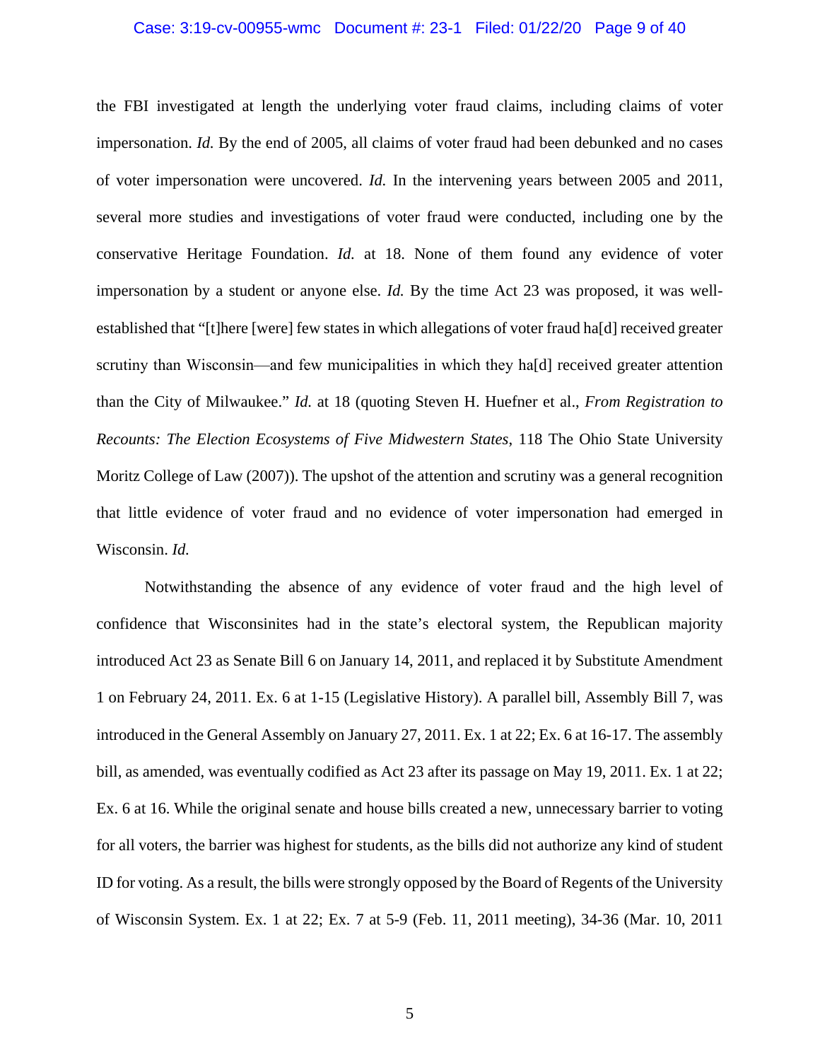the FBI investigated at length the underlying voter fraud claims, including claims of voter impersonation. *Id.* By the end of 2005, all claims of voter fraud had been debunked and no cases of voter impersonation were uncovered. *Id.* In the intervening years between 2005 and 2011, several more studies and investigations of voter fraud were conducted, including one by the conservative Heritage Foundation. *Id.* at 18. None of them found any evidence of voter impersonation by a student or anyone else. *Id.* By the time Act 23 was proposed, it was well-established that "[t]here [were] few states in which allegations of voter fraud ha[d] received greater scrutiny than Wisconsin—and few municipalities in which they ha[d] received greater attention than the City of Milwaukee." *Id.* at 18 (quoting Steven H. Huefner et al., *From Registration to Recounts: The Election Ecosystems of Five Midwestern States*, 118 The Ohio State University Moritz College of Law (2007)). The upshot of the attention and scrutiny was a general recognition that little evidence of voter fraud and no evidence of voter impersonation had emerged in Wisconsin. *Id.*

Notwithstanding the absence of any evidence of voter fraud and the high level of confidence that Wisconsinites had in the state's electoral system, the Republican majority introduced Act 23 as Senate Bill 6 on January 14, 2011, and replaced it by Substitute Amendment 1 on February 24, 2011. Ex. 6 at 1-15 (Legislative History). A parallel bill, Assembly Bill 7, was introduced in the General Assembly on January 27, 2011. Ex. 1 at 22; Ex. 6 at 16-17. The assembly bill, as amended, was eventually codified as Act 23 after its passage on May 19, 2011. Ex. 1 at 22; Ex. 6 at 16. While the original senate and house bills created a new, unnecessary barrier to voting for all voters, the barrier was highest for students, as the bills did not authorize any kind of student ID for voting. As a result, the bills were strongly opposed by the Board of Regents of the University of Wisconsin System. Ex. 1 at 22; Ex. 7 at 5-9 (Feb. 11, 2011 meeting), 34-36 (Mar. 10, 2011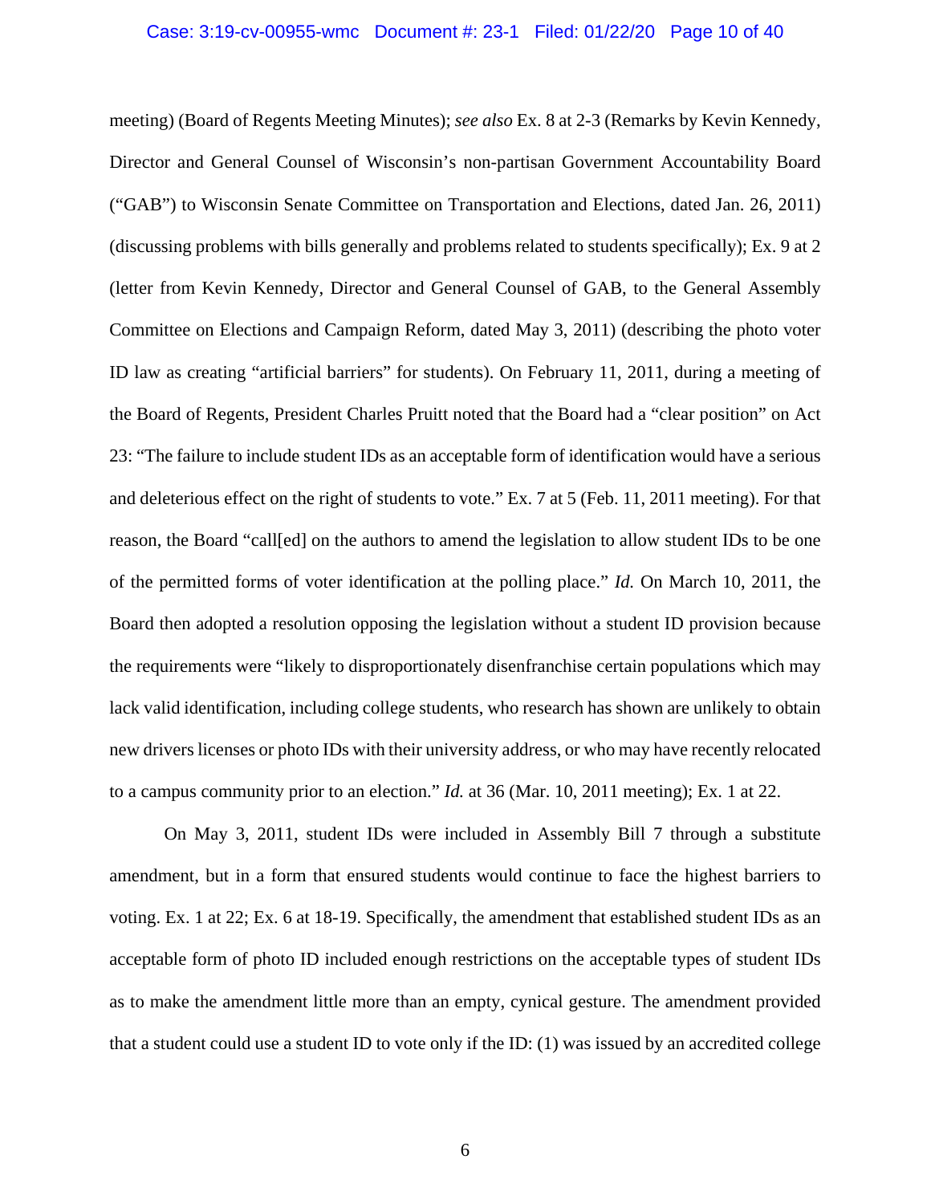meeting) (Board of Regents Meeting Minutes); *see also* Ex. 8 at 2-3 (Remarks by Kevin Kennedy, Director and General Counsel of Wisconsin's non-partisan Government Accountability Board ("GAB") to Wisconsin Senate Committee on Transportation and Elections, dated Jan. 26, 2011) (discussing problems with bills generally and problems related to students specifically); Ex. 9 at 2 (letter from Kevin Kennedy, Director and General Counsel of GAB, to the General Assembly Committee on Elections and Campaign Reform, dated May 3, 2011) (describing the photo voter ID law as creating "artificial barriers" for students). On February 11, 2011, during a meeting of the Board of Regents, President Charles Pruitt noted that the Board had a "clear position" on Act 23: "The failure to include student IDs as an acceptable form of identification would have a serious and deleterious effect on the right of students to vote." Ex. 7 at 5 (Feb. 11, 2011 meeting). For that reason, the Board "call[ed] on the authors to amend the legislation to allow student IDs to be one of the permitted forms of voter identification at the polling place." *Id.* On March 10, 2011, the Board then adopted a resolution opposing the legislation without a student ID provision because the requirements were "likely to disproportionately disenfranchise certain populations which may lack valid identification, including college students, who research has shown are unlikely to obtain new drivers licenses or photo IDs with their university address, or who may have recently relocated to a campus community prior to an election." *Id.* at 36 (Mar. 10, 2011 meeting); Ex. 1 at 22.

On May 3, 2011, student IDs were included in Assembly Bill 7 through a substitute amendment, but in a form that ensured students would continue to face the highest barriers to voting. Ex. 1 at 22; Ex. 6 at 18-19. Specifically, the amendment that established student IDs as an acceptable form of photo ID included enough restrictions on the acceptable types of student IDs as to make the amendment little more than an empty, cynical gesture. The amendment provided that a student could use a student ID to vote only if the ID: (1) was issued by an accredited college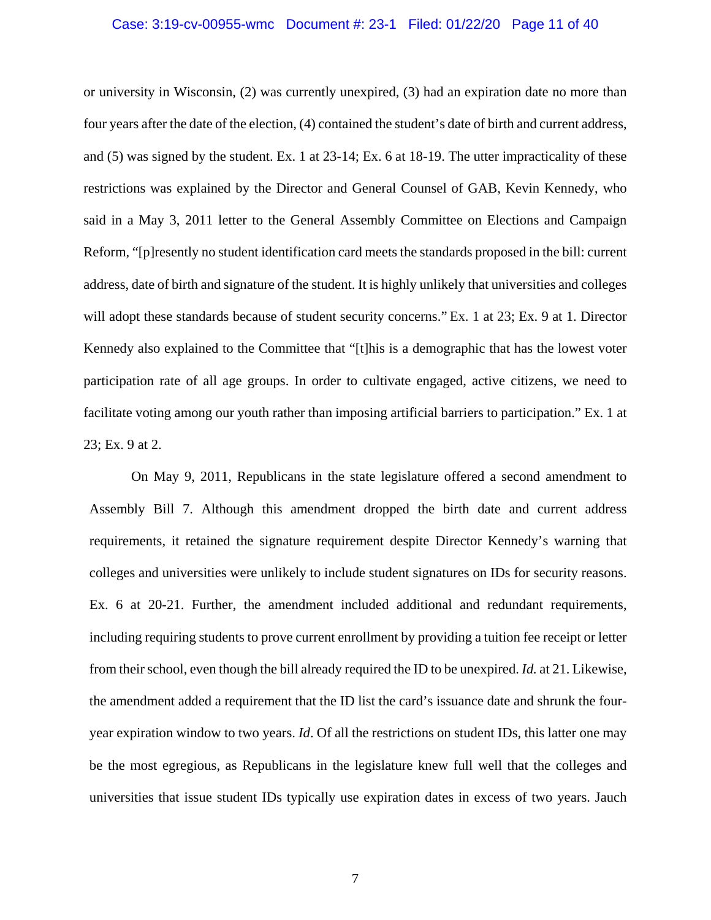or university in Wisconsin, (2) was currently unexpired, (3) had an expiration date no more than four years after the date of the election, (4) contained the student's date of birth and current address, and (5) was signed by the student. Ex. 1 at 23-14; Ex. 6 at 18-19. The utter impracticality of these restrictions was explained by the Director and General Counsel of GAB, Kevin Kennedy, who said in a May 3, 2011 letter to the General Assembly Committee on Elections and Campaign Reform, "[p]resently no student identification card meets the standards proposed in the bill: current address, date of birth and signature of the student. It is highly unlikely that universities and colleges will adopt these standards because of student security concerns." Ex. 1 at 23; Ex. 9 at 1. Director Kennedy also explained to the Committee that "[t]his is a demographic that has the lowest voter participation rate of all age groups. In order to cultivate engaged, active citizens, we need to facilitate voting among our youth rather than imposing artificial barriers to participation." Ex. 1 at 23; Ex. 9 at 2.

On May 9, 2011, Republicans in the state legislature offered a second amendment to Assembly Bill 7. Although this amendment dropped the birth date and current address requirements, it retained the signature requirement despite Director Kennedy's warning that colleges and universities were unlikely to include student signatures on IDs for security reasons. Ex. 6 at 20-21. Further, the amendment included additional and redundant requirements, including requiring students to prove current enrollment by providing a tuition fee receipt or letter from their school, even though the bill already required the ID to be unexpired. *Id.* at 21. Likewise, the amendment added a requirement that the ID list the card's issuance date and shrunk the four-year expiration window to two years. *Id*. Of all the restrictions on student IDs, this latter one may be the most egregious, as Republicans in the legislature knew full well that the colleges and universities that issue student IDs typically use expiration dates in excess of two years. Jauch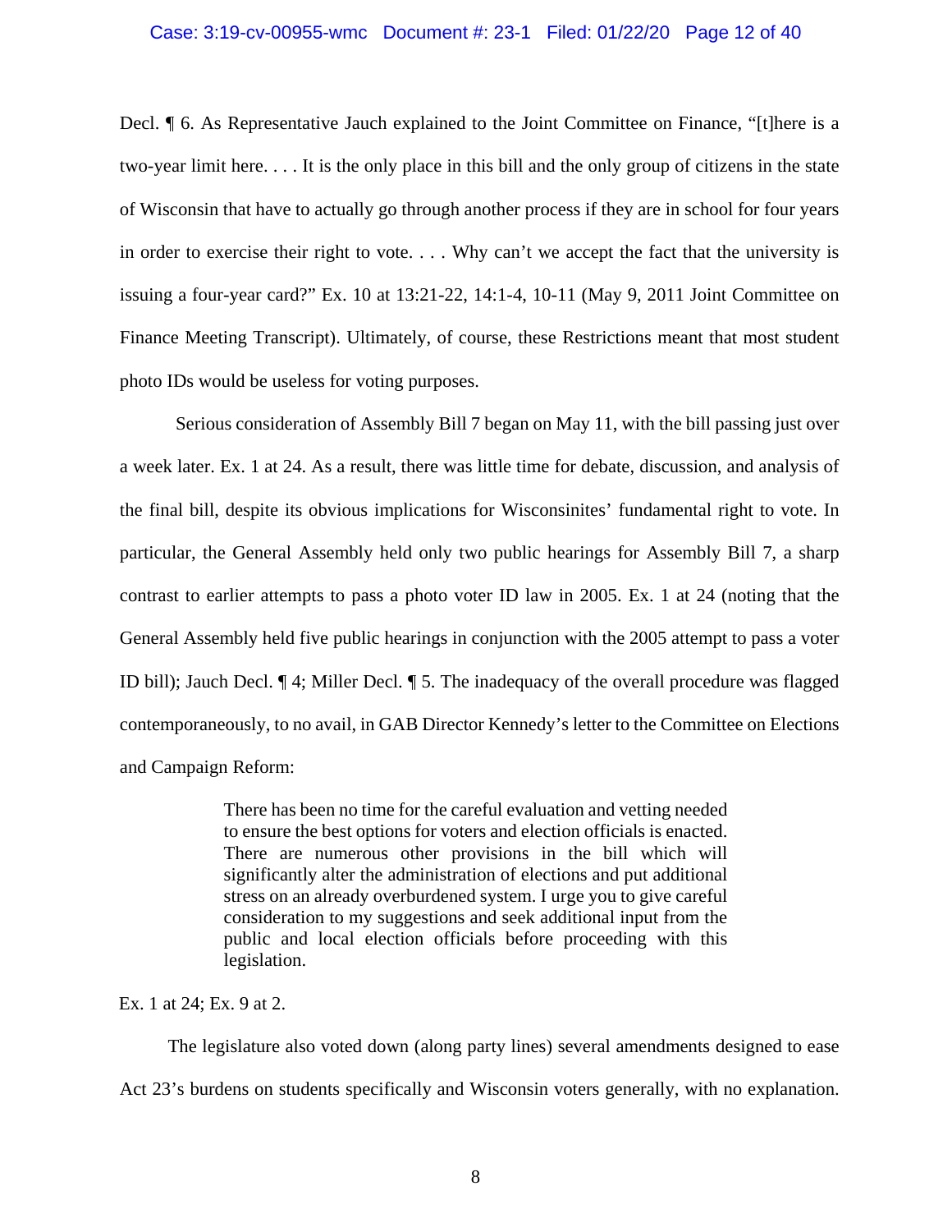Decl. ¶ 6. As Representative Jauch explained to the Joint Committee on Finance, "[t]here is a two-year limit here. . . . It is the only place in this bill and the only group of citizens in the state of Wisconsin that have to actually go through another process if they are in school for four years in order to exercise their right to vote. . . . Why can't we accept the fact that the university is issuing a four-year card?" Ex. 10 at 13:21-22, 14:1-4, 10-11 (May 9, 2011 Joint Committee on Finance Meeting Transcript). Ultimately, of course, these Restrictions meant that most student photo IDs would be useless for voting purposes.

Serious consideration of Assembly Bill 7 began on May 11, with the bill passing just over a week later. Ex. 1 at 24. As a result, there was little time for debate, discussion, and analysis of the final bill, despite its obvious implications for Wisconsinites' fundamental right to vote. In particular, the General Assembly held only two public hearings for Assembly Bill 7, a sharp contrast to earlier attempts to pass a photo voter ID law in 2005. Ex. 1 at 24 (noting that the General Assembly held five public hearings in conjunction with the 2005 attempt to pass a voter ID bill); Jauch Decl. ¶ 4; Miller Decl. ¶ 5. The inadequacy of the overall procedure was flagged contemporaneously, to no avail, in GAB Director Kennedy's letter to the Committee on Elections and Campaign Reform:

> There has been no time for the careful evaluation and vetting needed to ensure the best options for voters and election officials is enacted. There are numerous other provisions in the bill which will significantly alter the administration of elections and put additional stress on an already overburdened system. I urge you to give careful consideration to my suggestions and seek additional input from the public and local election officials before proceeding with this legislation.

Ex. 1 at 24; Ex. 9 at 2.

The legislature also voted down (along party lines) several amendments designed to ease Act 23's burdens on students specifically and Wisconsin voters generally, with no explanation.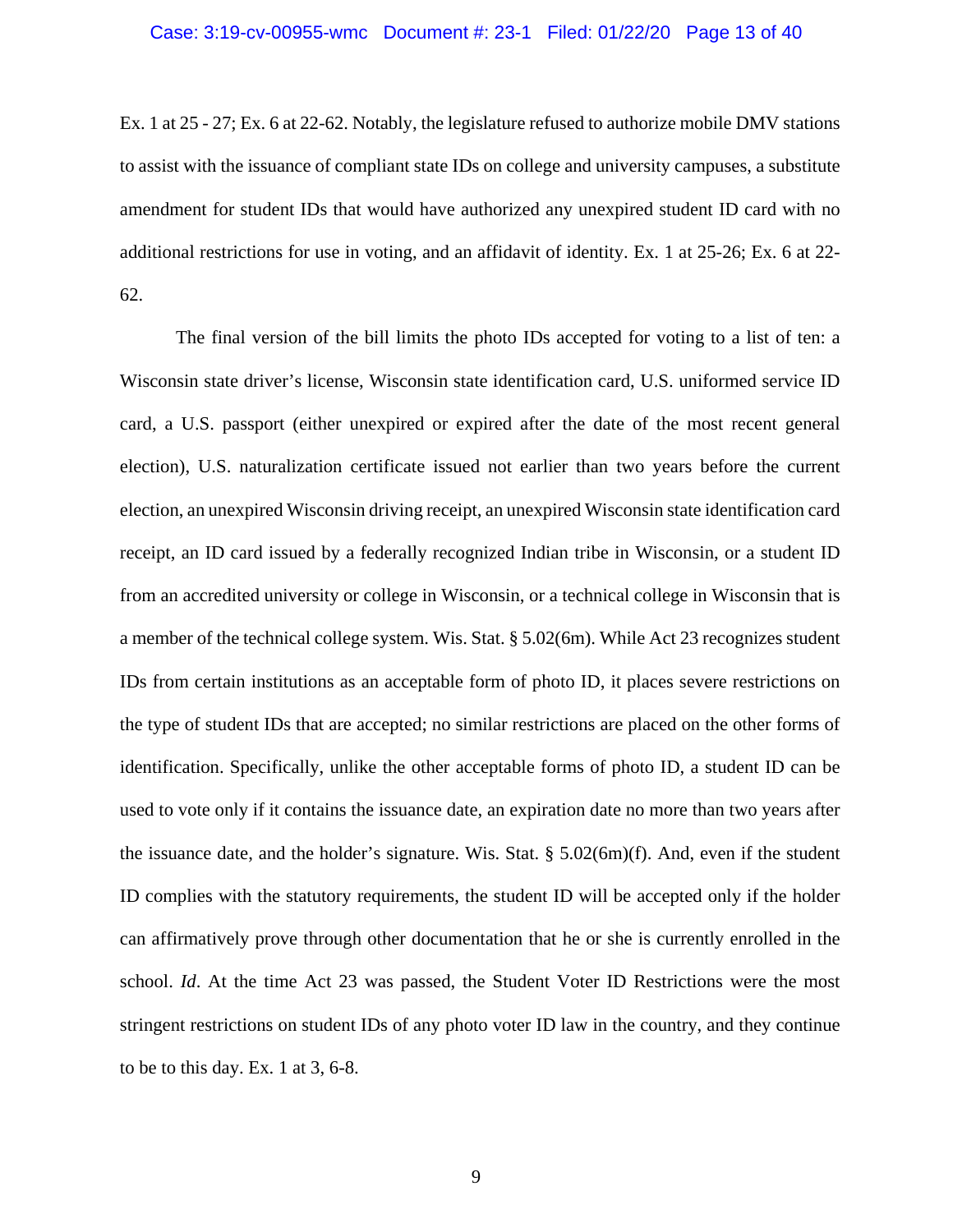Ex. 1 at 25 - 27; Ex. 6 at 22-62. Notably, the legislature refused to authorize mobile DMV stations to assist with the issuance of compliant state IDs on college and university campuses, a substitute amendment for student IDs that would have authorized any unexpired student ID card with no additional restrictions for use in voting, and an affidavit of identity. Ex. 1 at 25-26; Ex. 6 at 22-62.

The final version of the bill limits the photo IDs accepted for voting to a list of ten: a Wisconsin state driver's license, Wisconsin state identification card, U.S. uniformed service ID card, a U.S. passport (either unexpired or expired after the date of the most recent general election), U.S. naturalization certificate issued not earlier than two years before the current election, an unexpired Wisconsin driving receipt, an unexpired Wisconsin state identification card receipt, an ID card issued by a federally recognized Indian tribe in Wisconsin, or a student ID from an accredited university or college in Wisconsin, or a technical college in Wisconsin that is a member of the technical college system. Wis. Stat. § 5.02(6m). While Act 23 recognizes student IDs from certain institutions as an acceptable form of photo ID, it places severe restrictions on the type of student IDs that are accepted; no similar restrictions are placed on the other forms of identification. Specifically, unlike the other acceptable forms of photo ID, a student ID can be used to vote only if it contains the issuance date, an expiration date no more than two years after the issuance date, and the holder's signature. Wis. Stat. § 5.02(6m)(f). And, even if the student ID complies with the statutory requirements, the student ID will be accepted only if the holder can affirmatively prove through other documentation that he or she is currently enrolled in the school. *Id*. At the time Act 23 was passed, the Student Voter ID Restrictions were the most stringent restrictions on student IDs of any photo voter ID law in the country, and they continue to be to this day. Ex. 1 at 3, 6-8.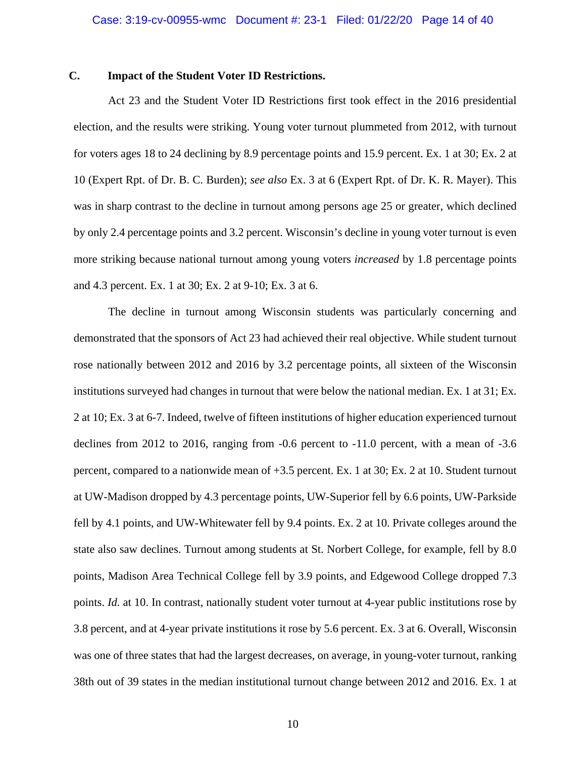### C. Impact of the Student Voter ID Restrictions.

Act 23 and the Student Voter ID Restrictions first took effect in the 2016 presidential election, and the results were striking. Young voter turnout plummeted from 2012, with turnout for voters ages 18 to 24 declining by 8.9 percentage points and 15.9 percent. Ex. 1 at 30; Ex. 2 at 10 (Expert Rpt. of Dr. B. C. Burden); *see also* Ex. 3 at 6 (Expert Rpt. of Dr. K. R. Mayer). This was in sharp contrast to the decline in turnout among persons age 25 or greater, which declined by only 2.4 percentage points and 3.2 percent. Wisconsin's decline in young voter turnout is even more striking because national turnout among young voters *increased* by 1.8 percentage points and 4.3 percent. Ex. 1 at 30; Ex. 2 at 9-10; Ex. 3 at 6.

The decline in turnout among Wisconsin students was particularly concerning and demonstrated that the sponsors of Act 23 had achieved their real objective. While student turnout rose nationally between 2012 and 2016 by 3.2 percentage points, all sixteen of the Wisconsin institutions surveyed had changes in turnout that were below the national median. Ex. 1 at 31; Ex. 2 at 10; Ex. 3 at 6-7. Indeed, twelve of fifteen institutions of higher education experienced turnout declines from 2012 to 2016, ranging from -0.6 percent to -11.0 percent, with a mean of -3.6 percent, compared to a nationwide mean of +3.5 percent. Ex. 1 at 30; Ex. 2 at 10. Student turnout at UW-Madison dropped by 4.3 percentage points, UW-Superior fell by 6.6 points, UW-Parkside fell by 4.1 points, and UW-Whitewater fell by 9.4 points. Ex. 2 at 10. Private colleges around the state also saw declines. Turnout among students at St. Norbert College, for example, fell by 8.0 points, Madison Area Technical College fell by 3.9 points, and Edgewood College dropped 7.3 points. *Id.* at 10. In contrast, nationally student voter turnout at 4-year public institutions rose by 3.8 percent, and at 4-year private institutions it rose by 5.6 percent. Ex. 3 at 6. Overall, Wisconsin was one of three states that had the largest decreases, on average, in young-voter turnout, ranking 38th out of 39 states in the median institutional turnout change between 2012 and 2016. Ex. 1 at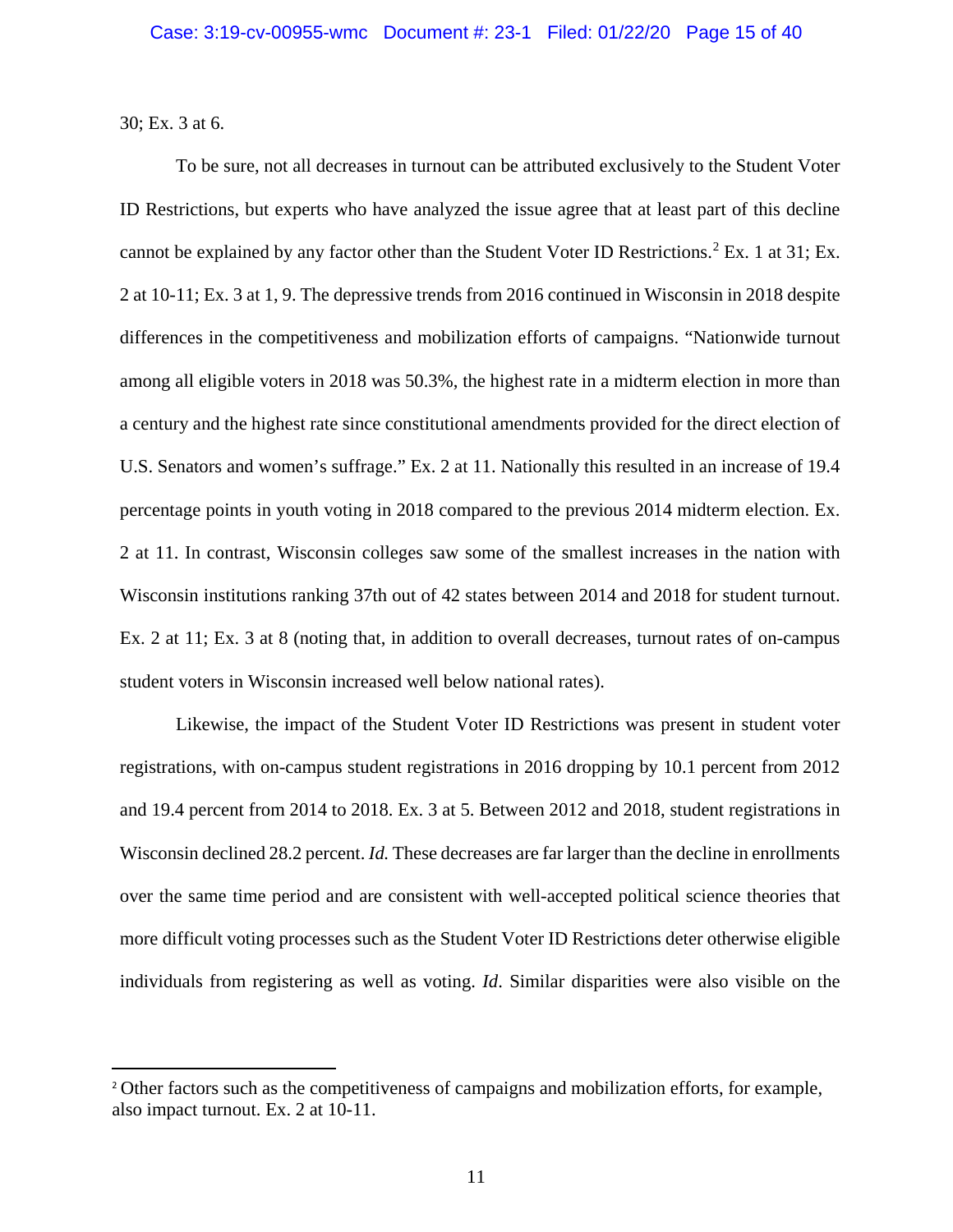30; Ex. 3 at 6.

To be sure, not all decreases in turnout can be attributed exclusively to the Student Voter ID Restrictions, but experts who have analyzed the issue agree that at least part of this decline cannot be explained by any factor other than the Student Voter ID Restrictions.[2] Ex. 1 at 31; Ex. 2 at 10-11; Ex. 3 at 1, 9. The depressive trends from 2016 continued in Wisconsin in 2018 despite differences in the competitiveness and mobilization efforts of campaigns. "Nationwide turnout among all eligible voters in 2018 was 50.3%, the highest rate in a midterm election in more than a century and the highest rate since constitutional amendments provided for the direct election of U.S. Senators and women's suffrage." Ex. 2 at 11. Nationally this resulted in an increase of 19.4 percentage points in youth voting in 2018 compared to the previous 2014 midterm election. Ex. 2 at 11. In contrast, Wisconsin colleges saw some of the smallest increases in the nation with Wisconsin institutions ranking 37th out of 42 states between 2014 and 2018 for student turnout. Ex. 2 at 11; Ex. 3 at 8 (noting that, in addition to overall decreases, turnout rates of on-campus student voters in Wisconsin increased well below national rates).

Likewise, the impact of the Student Voter ID Restrictions was present in student voter registrations, with on-campus student registrations in 2016 dropping by 10.1 percent from 2012 and 19.4 percent from 2014 to 2018. Ex. 3 at 5. Between 2012 and 2018, student registrations in Wisconsin declined 28.2 percent. *Id.* These decreases are far larger than the decline in enrollments over the same time period and are consistent with well-accepted political science theories that more difficult voting processes such as the Student Voter ID Restrictions deter otherwise eligible individuals from registering as well as voting. *Id*. Similar disparities were also visible on the

[2] Other factors such as the competitiveness of campaigns and mobilization efforts, for example, also impact turnout. Ex. 2 at 10-11.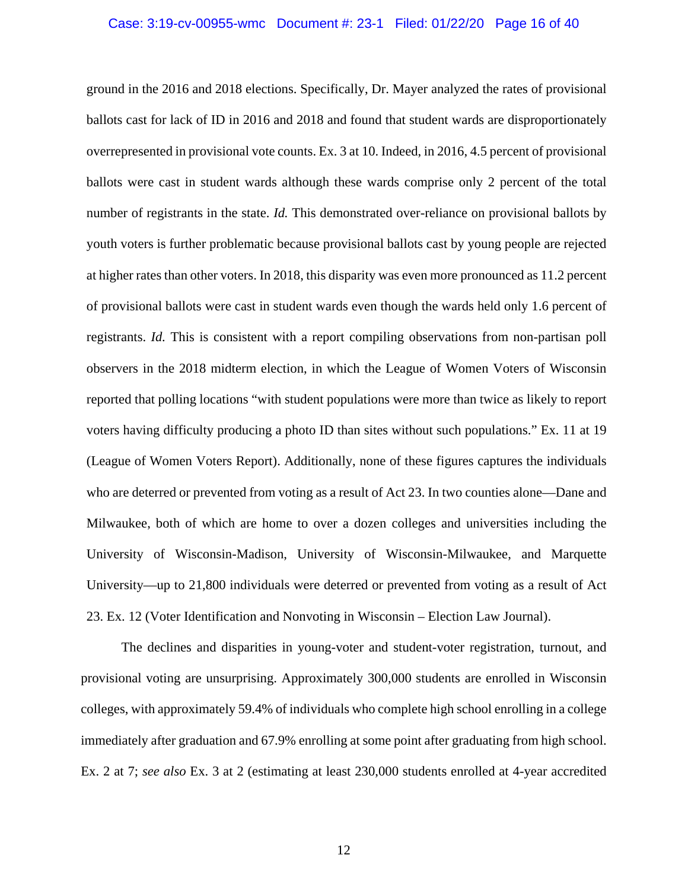ground in the 2016 and 2018 elections. Specifically, Dr. Mayer analyzed the rates of provisional ballots cast for lack of ID in 2016 and 2018 and found that student wards are disproportionately overrepresented in provisional vote counts. Ex. 3 at 10. Indeed, in 2016, 4.5 percent of provisional ballots were cast in student wards although these wards comprise only 2 percent of the total number of registrants in the state. *Id.* This demonstrated over-reliance on provisional ballots by youth voters is further problematic because provisional ballots cast by young people are rejected at higher rates than other voters. In 2018, this disparity was even more pronounced as 11.2 percent of provisional ballots were cast in student wards even though the wards held only 1.6 percent of registrants. *Id.* This is consistent with a report compiling observations from non-partisan poll observers in the 2018 midterm election, in which the League of Women Voters of Wisconsin reported that polling locations "with student populations were more than twice as likely to report voters having difficulty producing a photo ID than sites without such populations." Ex. 11 at 19 (League of Women Voters Report). Additionally, none of these figures captures the individuals who are deterred or prevented from voting as a result of Act 23. In two counties alone—Dane and Milwaukee, both of which are home to over a dozen colleges and universities including the University of Wisconsin-Madison, University of Wisconsin-Milwaukee, and Marquette University—up to 21,800 individuals were deterred or prevented from voting as a result of Act 23. Ex. 12 (Voter Identification and Nonvoting in Wisconsin – Election Law Journal).

The declines and disparities in young-voter and student-voter registration, turnout, and provisional voting are unsurprising. Approximately 300,000 students are enrolled in Wisconsin colleges, with approximately 59.4% of individuals who complete high school enrolling in a college immediately after graduation and 67.9% enrolling at some point after graduating from high school. Ex. 2 at 7; *see also* Ex. 3 at 2 (estimating at least 230,000 students enrolled at 4-year accredited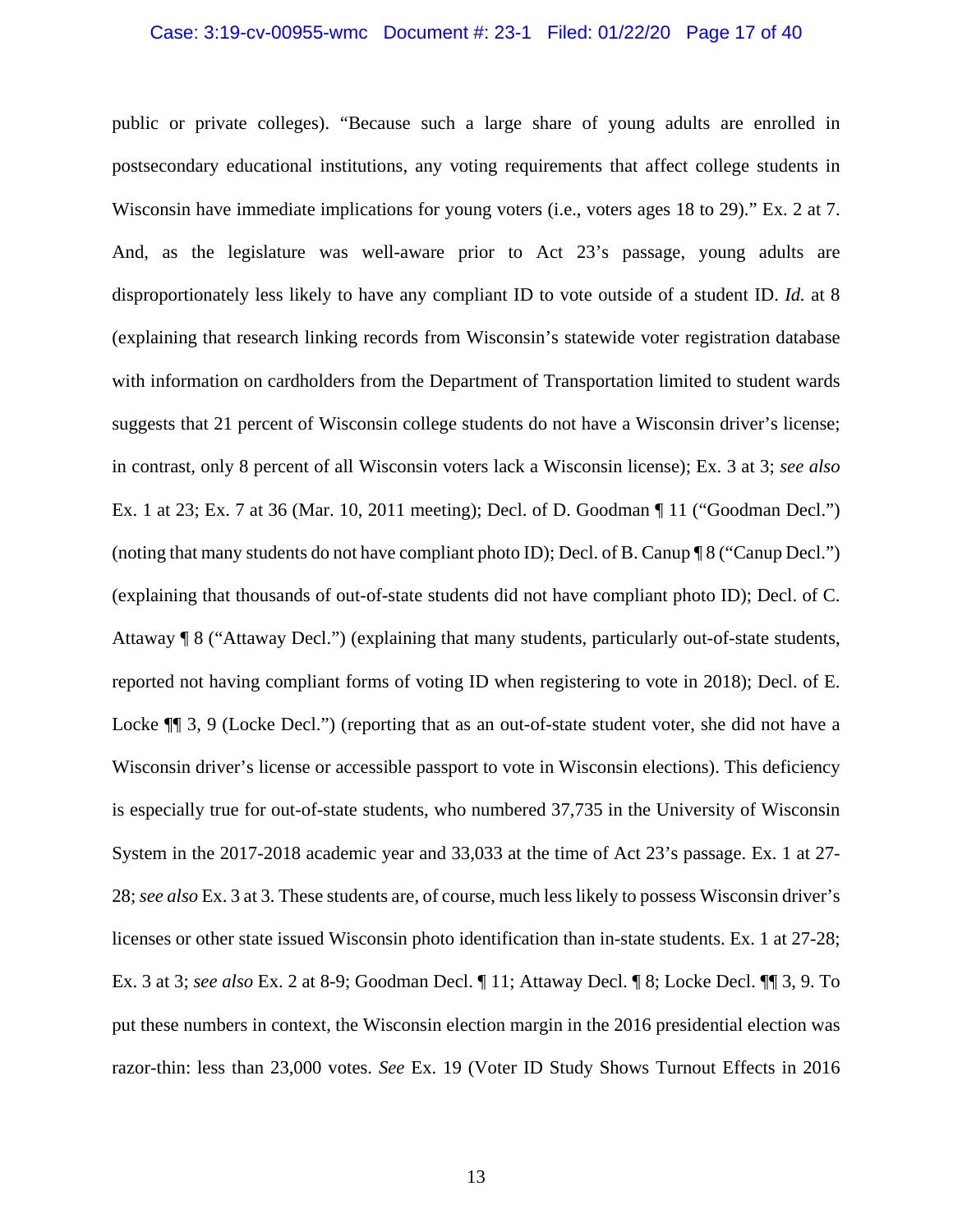public or private colleges). "Because such a large share of young adults are enrolled in postsecondary educational institutions, any voting requirements that affect college students in Wisconsin have immediate implications for young voters (i.e., voters ages 18 to 29)." Ex. 2 at 7. And, as the legislature was well-aware prior to Act 23's passage, young adults are disproportionately less likely to have any compliant ID to vote outside of a student ID. *Id.* at 8 (explaining that research linking records from Wisconsin's statewide voter registration database with information on cardholders from the Department of Transportation limited to student wards suggests that 21 percent of Wisconsin college students do not have a Wisconsin driver's license; in contrast, only 8 percent of all Wisconsin voters lack a Wisconsin license); Ex. 3 at 3; *see also* Ex. 1 at 23; Ex. 7 at 36 (Mar. 10, 2011 meeting); Decl. of D. Goodman ¶ 11 ("Goodman Decl.") (noting that many students do not have compliant photo ID); Decl. of B. Canup ¶ 8 ("Canup Decl.") (explaining that thousands of out-of-state students did not have compliant photo ID); Decl. of C. Attaway ¶ 8 ("Attaway Decl.") (explaining that many students, particularly out-of-state students, reported not having compliant forms of voting ID when registering to vote in 2018); Decl. of E. Locke ¶¶ 3, 9 (Locke Decl.") (reporting that as an out-of-state student voter, she did not have a Wisconsin driver's license or accessible passport to vote in Wisconsin elections). This deficiency is especially true for out-of-state students, who numbered 37,735 in the University of Wisconsin System in the 2017-2018 academic year and 33,033 at the time of Act 23's passage. Ex. 1 at 27-28; *see also* Ex. 3 at 3. These students are, of course, much less likely to possess Wisconsin driver's licenses or other state issued Wisconsin photo identification than in-state students. Ex. 1 at 27-28; Ex. 3 at 3; *see also* Ex. 2 at 8-9; Goodman Decl. ¶ 11; Attaway Decl. ¶ 8; Locke Decl. ¶¶ 3, 9. To put these numbers in context, the Wisconsin election margin in the 2016 presidential election was razor-thin: less than 23,000 votes. *See* Ex. 19 (Voter ID Study Shows Turnout Effects in 2016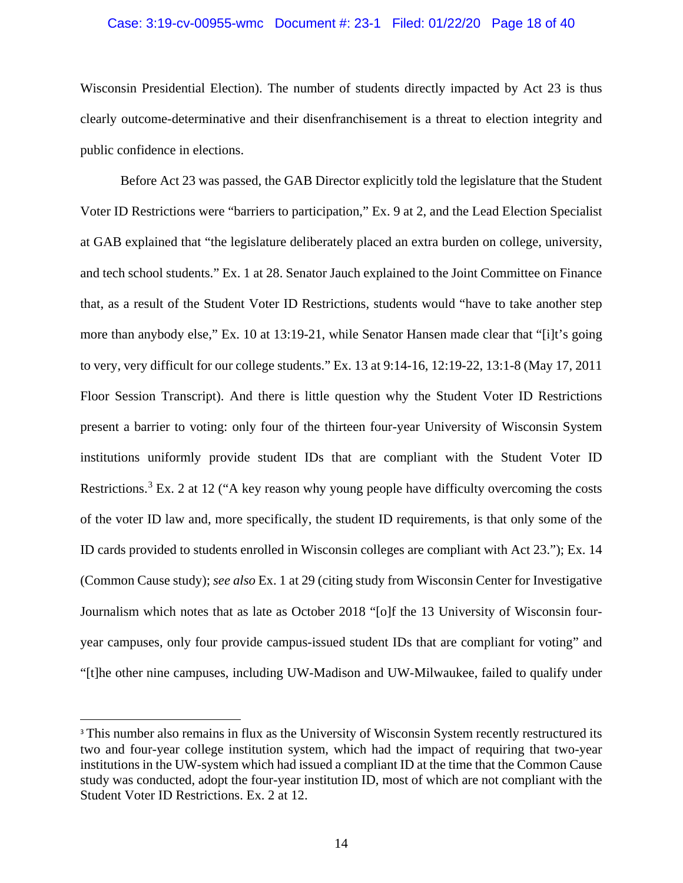Wisconsin Presidential Election). The number of students directly impacted by Act 23 is thus clearly outcome-determinative and their disenfranchisement is a threat to election integrity and public confidence in elections.

Before Act 23 was passed, the GAB Director explicitly told the legislature that the Student Voter ID Restrictions were "barriers to participation," Ex. 9 at 2, and the Lead Election Specialist at GAB explained that "the legislature deliberately placed an extra burden on college, university, and tech school students." Ex. 1 at 28. Senator Jauch explained to the Joint Committee on Finance that, as a result of the Student Voter ID Restrictions, students would "have to take another step more than anybody else," Ex. 10 at 13:19-21, while Senator Hansen made clear that "[i]t's going to very, very difficult for our college students." Ex. 13 at 9:14-16, 12:19-22, 13:1-8 (May 17, 2011 Floor Session Transcript). And there is little question why the Student Voter ID Restrictions present a barrier to voting: only four of the thirteen four-year University of Wisconsin System institutions uniformly provide student IDs that are compliant with the Student Voter ID Restrictions.[3] Ex. 2 at 12 ("A key reason why young people have difficulty overcoming the costs of the voter ID law and, more specifically, the student ID requirements, is that only some of the ID cards provided to students enrolled in Wisconsin colleges are compliant with Act 23."); Ex. 14 (Common Cause study); *see also* Ex. 1 at 29 (citing study from Wisconsin Center for Investigative Journalism which notes that as late as October 2018 "[o]f the 13 University of Wisconsin four-year campuses, only four provide campus-issued student IDs that are compliant for voting" and "[t]he other nine campuses, including UW-Madison and UW-Milwaukee, failed to qualify under

[3] This number also remains in flux as the University of Wisconsin System recently restructured its two and four-year college institution system, which had the impact of requiring that two-year institutions in the UW-system which had issued a compliant ID at the time that the Common Cause study was conducted, adopt the four-year institution ID, most of which are not compliant with the Student Voter ID Restrictions. Ex. 2 at 12.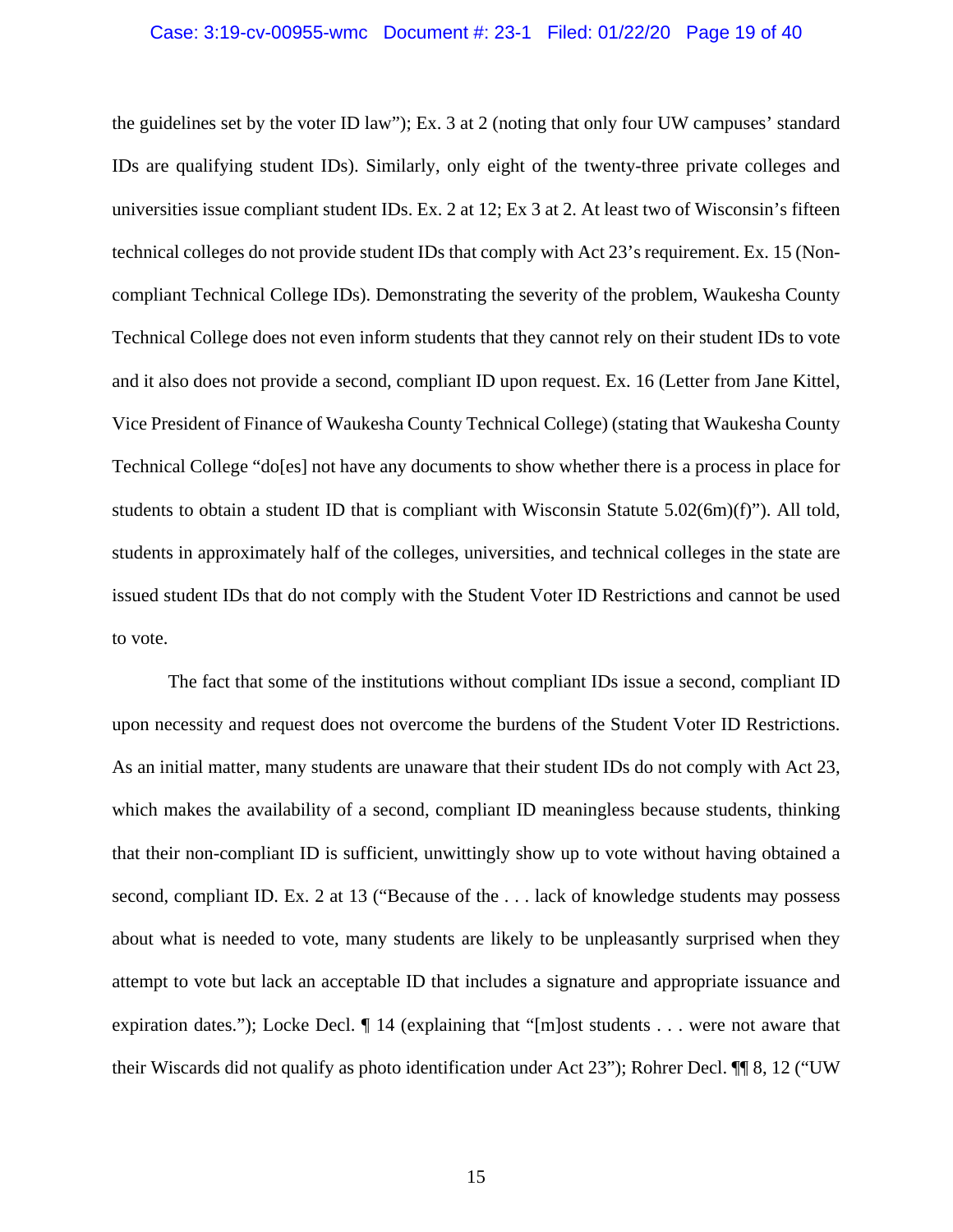the guidelines set by the voter ID law"); Ex. 3 at 2 (noting that only four UW campuses' standard IDs are qualifying student IDs). Similarly, only eight of the twenty-three private colleges and universities issue compliant student IDs. Ex. 2 at 12; Ex 3 at 2. At least two of Wisconsin's fifteen technical colleges do not provide student IDs that comply with Act 23's requirement. Ex. 15 (Non-compliant Technical College IDs). Demonstrating the severity of the problem, Waukesha County Technical College does not even inform students that they cannot rely on their student IDs to vote and it also does not provide a second, compliant ID upon request. Ex. 16 (Letter from Jane Kittel, Vice President of Finance of Waukesha County Technical College) (stating that Waukesha County Technical College "do[es] not have any documents to show whether there is a process in place for students to obtain a student ID that is compliant with Wisconsin Statute 5.02(6m)(f)"). All told, students in approximately half of the colleges, universities, and technical colleges in the state are issued student IDs that do not comply with the Student Voter ID Restrictions and cannot be used to vote.

The fact that some of the institutions without compliant IDs issue a second, compliant ID upon necessity and request does not overcome the burdens of the Student Voter ID Restrictions. As an initial matter, many students are unaware that their student IDs do not comply with Act 23, which makes the availability of a second, compliant ID meaningless because students, thinking that their non-compliant ID is sufficient, unwittingly show up to vote without having obtained a second, compliant ID. Ex. 2 at 13 ("Because of the . . . lack of knowledge students may possess about what is needed to vote, many students are likely to be unpleasantly surprised when they attempt to vote but lack an acceptable ID that includes a signature and appropriate issuance and expiration dates."); Locke Decl. ¶ 14 (explaining that "[m]ost students . . . were not aware that their Wiscards did not qualify as photo identification under Act 23"); Rohrer Decl. ¶¶ 8, 12 ("UW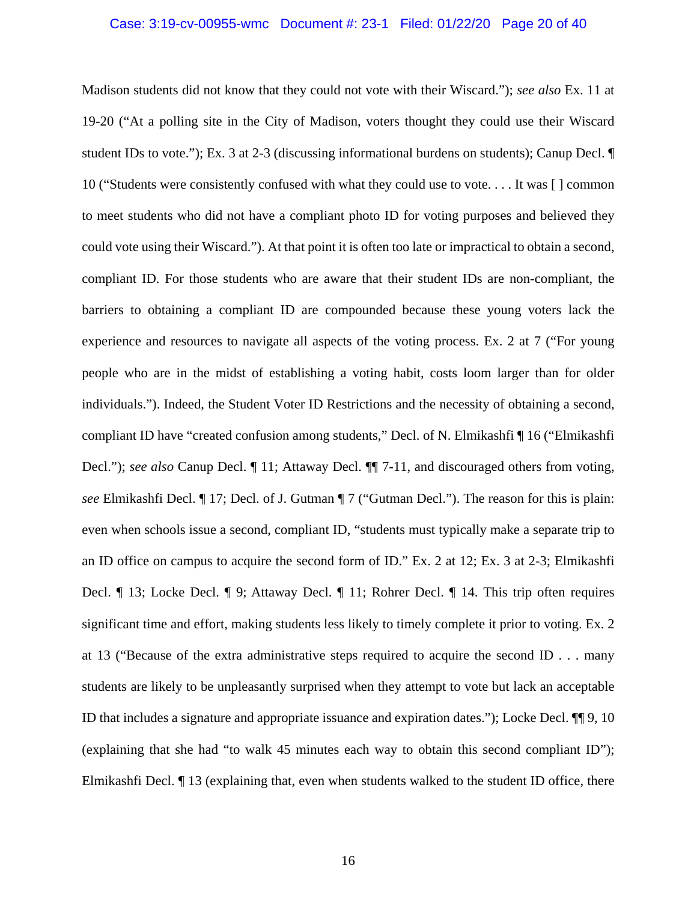Madison students did not know that they could not vote with their Wiscard."); *see also* Ex. 11 at 19-20 ("At a polling site in the City of Madison, voters thought they could use their Wiscard student IDs to vote."); Ex. 3 at 2-3 (discussing informational burdens on students); Canup Decl. ¶ 10 ("Students were consistently confused with what they could use to vote. . . . It was [ ] common to meet students who did not have a compliant photo ID for voting purposes and believed they could vote using their Wiscard."). At that point it is often too late or impractical to obtain a second, compliant ID. For those students who are aware that their student IDs are non-compliant, the barriers to obtaining a compliant ID are compounded because these young voters lack the experience and resources to navigate all aspects of the voting process. Ex. 2 at 7 ("For young people who are in the midst of establishing a voting habit, costs loom larger than for older individuals."). Indeed, the Student Voter ID Restrictions and the necessity of obtaining a second, compliant ID have "created confusion among students," Decl. of N. Elmikashfi ¶ 16 ("Elmikashfi Decl."); *see also* Canup Decl. ¶ 11; Attaway Decl. ¶¶ 7-11, and discouraged others from voting, *see* Elmikashfi Decl. ¶ 17; Decl. of J. Gutman ¶ 7 ("Gutman Decl."). The reason for this is plain: even when schools issue a second, compliant ID, "students must typically make a separate trip to an ID office on campus to acquire the second form of ID." Ex. 2 at 12; Ex. 3 at 2-3; Elmikashfi Decl. ¶ 13; Locke Decl. ¶ 9; Attaway Decl. ¶ 11; Rohrer Decl. ¶ 14. This trip often requires significant time and effort, making students less likely to timely complete it prior to voting. Ex. 2 at 13 ("Because of the extra administrative steps required to acquire the second ID . . . many students are likely to be unpleasantly surprised when they attempt to vote but lack an acceptable ID that includes a signature and appropriate issuance and expiration dates."); Locke Decl. ¶¶ 9, 10 (explaining that she had "to walk 45 minutes each way to obtain this second compliant ID"); Elmikashfi Decl. ¶ 13 (explaining that, even when students walked to the student ID office, there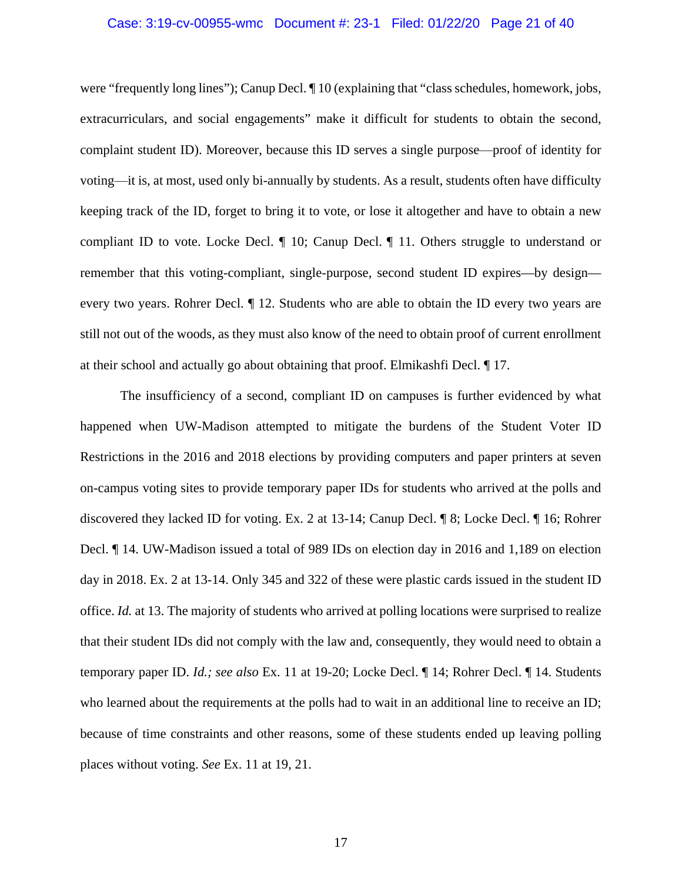were "frequently long lines"); Canup Decl. ¶ 10 (explaining that "class schedules, homework, jobs, extracurriculars, and social engagements" make it difficult for students to obtain the second, complaint student ID). Moreover, because this ID serves a single purpose—proof of identity for voting—it is, at most, used only bi-annually by students. As a result, students often have difficulty keeping track of the ID, forget to bring it to vote, or lose it altogether and have to obtain a new compliant ID to vote. Locke Decl. ¶ 10; Canup Decl. ¶ 11. Others struggle to understand or remember that this voting-compliant, single-purpose, second student ID expires—by design—every two years. Rohrer Decl. ¶ 12. Students who are able to obtain the ID every two years are still not out of the woods, as they must also know of the need to obtain proof of current enrollment at their school and actually go about obtaining that proof. Elmikashfi Decl. ¶ 17.

The insufficiency of a second, compliant ID on campuses is further evidenced by what happened when UW-Madison attempted to mitigate the burdens of the Student Voter ID Restrictions in the 2016 and 2018 elections by providing computers and paper printers at seven on-campus voting sites to provide temporary paper IDs for students who arrived at the polls and discovered they lacked ID for voting. Ex. 2 at 13-14; Canup Decl. ¶ 8; Locke Decl. ¶ 16; Rohrer Decl. ¶ 14. UW-Madison issued a total of 989 IDs on election day in 2016 and 1,189 on election day in 2018. Ex. 2 at 13-14. Only 345 and 322 of these were plastic cards issued in the student ID office. *Id.* at 13. The majority of students who arrived at polling locations were surprised to realize that their student IDs did not comply with the law and, consequently, they would need to obtain a temporary paper ID. *Id.; see also* Ex. 11 at 19-20; Locke Decl. ¶ 14; Rohrer Decl. ¶ 14. Students who learned about the requirements at the polls had to wait in an additional line to receive an ID; because of time constraints and other reasons, some of these students ended up leaving polling places without voting. *See* Ex. 11 at 19, 21.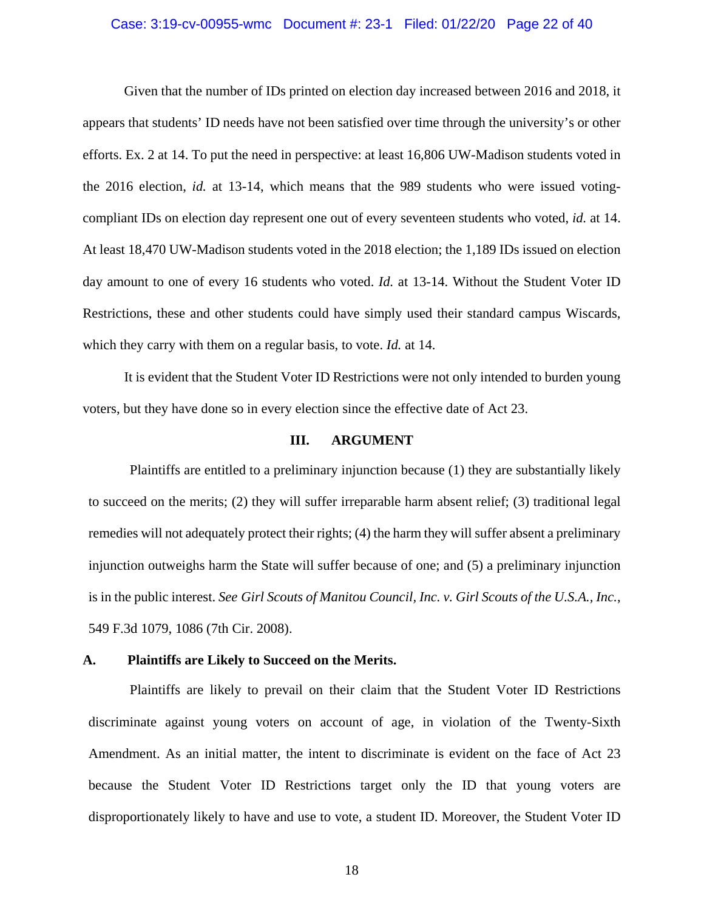Given that the number of IDs printed on election day increased between 2016 and 2018, it appears that students' ID needs have not been satisfied over time through the university's or other efforts. Ex. 2 at 14. To put the need in perspective: at least 16,806 UW-Madison students voted in the 2016 election, *id.* at 13-14, which means that the 989 students who were issued voting-compliant IDs on election day represent one out of every seventeen students who voted, *id.* at 14. At least 18,470 UW-Madison students voted in the 2018 election; the 1,189 IDs issued on election day amount to one of every 16 students who voted. *Id.* at 13-14. Without the Student Voter ID Restrictions, these and other students could have simply used their standard campus Wiscards, which they carry with them on a regular basis, to vote. *Id.* at 14.

It is evident that the Student Voter ID Restrictions were not only intended to burden young voters, but they have done so in every election since the effective date of Act 23.

## III. ARGUMENT

Plaintiffs are entitled to a preliminary injunction because (1) they are substantially likely to succeed on the merits; (2) they will suffer irreparable harm absent relief; (3) traditional legal remedies will not adequately protect their rights; (4) the harm they will suffer absent a preliminary injunction outweighs harm the State will suffer because of one; and (5) a preliminary injunction is in the public interest. *See Girl Scouts of Manitou Council, Inc. v. Girl Scouts of the U.S.A., Inc.*, 549 F.3d 1079, 1086 (7th Cir. 2008).

### A. Plaintiffs are Likely to Succeed on the Merits.

Plaintiffs are likely to prevail on their claim that the Student Voter ID Restrictions discriminate against young voters on account of age, in violation of the Twenty-Sixth Amendment. As an initial matter, the intent to discriminate is evident on the face of Act 23 because the Student Voter ID Restrictions target only the ID that young voters are disproportionately likely to have and use to vote, a student ID. Moreover, the Student Voter ID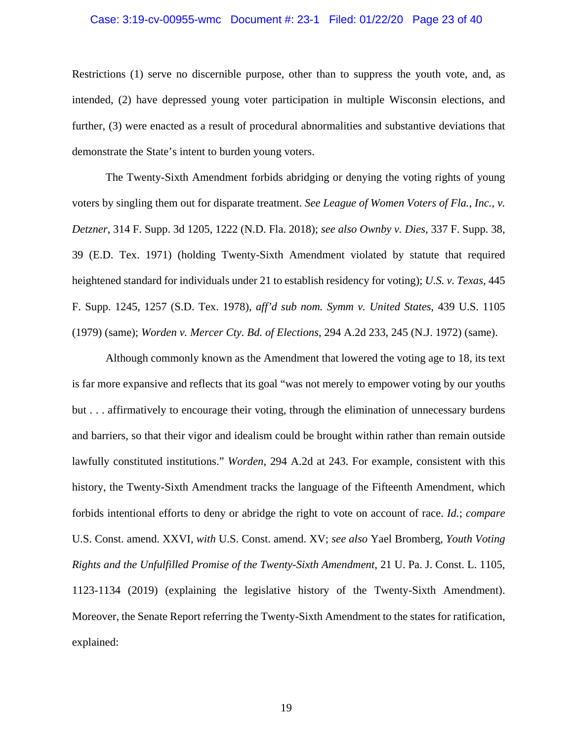Restrictions (1) serve no discernible purpose, other than to suppress the youth vote, and, as intended, (2) have depressed young voter participation in multiple Wisconsin elections, and further, (3) were enacted as a result of procedural abnormalities and substantive deviations that demonstrate the State's intent to burden young voters.

The Twenty-Sixth Amendment forbids abridging or denying the voting rights of young voters by singling them out for disparate treatment. *See League of Women Voters of Fla., Inc., v. Detzner*, 314 F. Supp. 3d 1205, 1222 (N.D. Fla. 2018); *see also Ownby v. Dies*, 337 F. Supp. 38, 39 (E.D. Tex. 1971) (holding Twenty-Sixth Amendment violated by statute that required heightened standard for individuals under 21 to establish residency for voting); *U.S. v. Texas*, 445 F. Supp. 1245, 1257 (S.D. Tex. 1978), *aff'd sub nom. Symm v. United States*, 439 U.S. 1105 (1979) (same); *Worden v. Mercer Cty. Bd. of Elections*, 294 A.2d 233, 245 (N.J. 1972) (same).

Although commonly known as the Amendment that lowered the voting age to 18, its text is far more expansive and reflects that its goal "was not merely to empower voting by our youths but . . . affirmatively to encourage their voting, through the elimination of unnecessary burdens and barriers, so that their vigor and idealism could be brought within rather than remain outside lawfully constituted institutions." *Worden*, 294 A.2d at 243. For example, consistent with this history, the Twenty-Sixth Amendment tracks the language of the Fifteenth Amendment, which forbids intentional efforts to deny or abridge the right to vote on account of race. *Id.*; *compare* U.S. Const. amend. XXVI, *with* U.S. Const. amend. XV; *see also* Yael Bromberg, *Youth Voting Rights and the Unfulfilled Promise of the Twenty-Sixth Amendment*, 21 U. Pa. J. Const. L. 1105, 1123-1134 (2019) (explaining the legislative history of the Twenty-Sixth Amendment). Moreover, the Senate Report referring the Twenty-Sixth Amendment to the states for ratification, explained: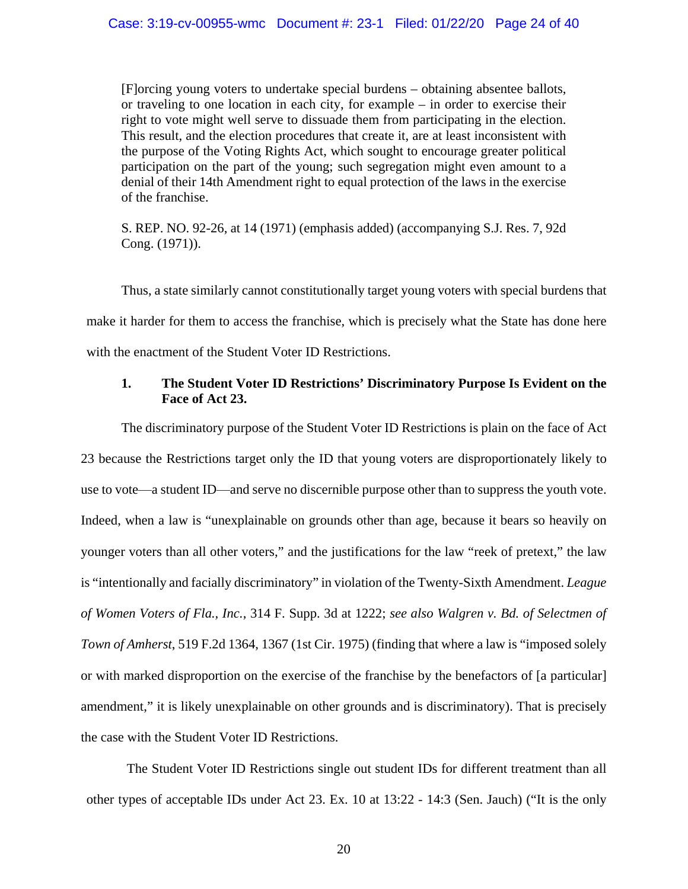> [F]orcing young voters to undertake special burdens – obtaining absentee ballots, or traveling to one location in each city, for example – in order to exercise their right to vote might well serve to dissuade them from participating in the election. This result, and the election procedures that create it, are at least inconsistent with the purpose of the Voting Rights Act, which sought to encourage greater political participation on the part of the young; such segregation might even amount to a denial of their 14th Amendment right to equal protection of the laws in the exercise of the franchise.
>
> S. REP. NO. 92-26, at 14 (1971) (emphasis added) (accompanying S.J. Res. 7, 92d Cong. (1971)).

Thus, a state similarly cannot constitutionally target young voters with special burdens that make it harder for them to access the franchise, which is precisely what the State has done here with the enactment of the Student Voter ID Restrictions.

### 1. The Student Voter ID Restrictions' Discriminatory Purpose Is Evident on the Face of Act 23.

The discriminatory purpose of the Student Voter ID Restrictions is plain on the face of Act 23 because the Restrictions target only the ID that young voters are disproportionately likely to use to vote—a student ID—and serve no discernible purpose other than to suppress the youth vote. Indeed, when a law is "unexplainable on grounds other than age, because it bears so heavily on younger voters than all other voters," and the justifications for the law "reek of pretext," the law is "intentionally and facially discriminatory" in violation of the Twenty-Sixth Amendment. *League of Women Voters of Fla., Inc.*, 314 F. Supp. 3d at 1222; *see also Walgren v. Bd. of Selectmen of Town of Amherst*, 519 F.2d 1364, 1367 (1st Cir. 1975) (finding that where a law is "imposed solely or with marked disproportion on the exercise of the franchise by the benefactors of [a particular] amendment," it is likely unexplainable on other grounds and is discriminatory). That is precisely the case with the Student Voter ID Restrictions.

The Student Voter ID Restrictions single out student IDs for different treatment than all other types of acceptable IDs under Act 23. Ex. 10 at 13:22 - 14:3 (Sen. Jauch) ("It is the only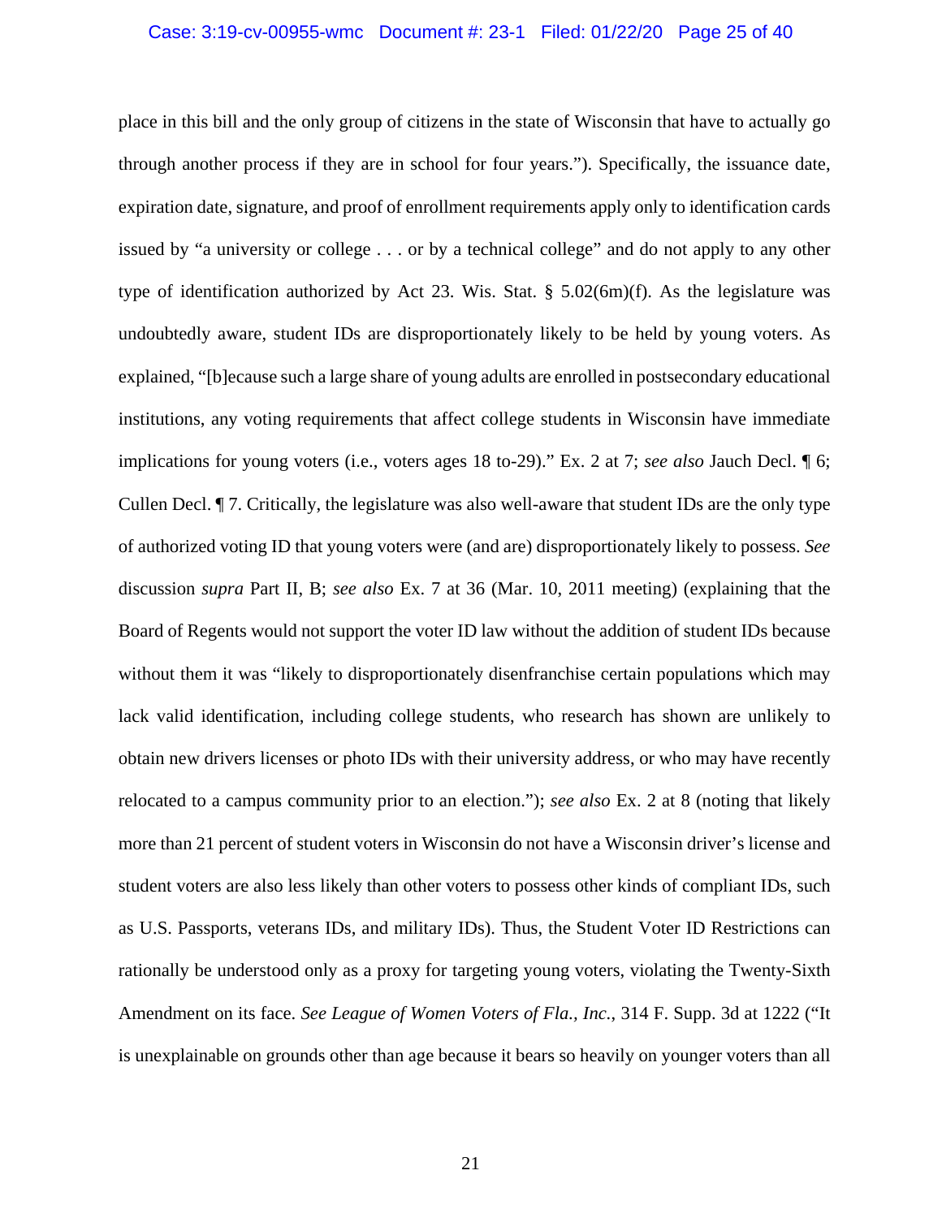place in this bill and the only group of citizens in the state of Wisconsin that have to actually go through another process if they are in school for four years."). Specifically, the issuance date, expiration date, signature, and proof of enrollment requirements apply only to identification cards issued by "a university or college . . . or by a technical college" and do not apply to any other type of identification authorized by Act 23. Wis. Stat. § 5.02(6m)(f). As the legislature was undoubtedly aware, student IDs are disproportionately likely to be held by young voters. As explained, "[b]ecause such a large share of young adults are enrolled in postsecondary educational institutions, any voting requirements that affect college students in Wisconsin have immediate implications for young voters (i.e., voters ages 18 to-29)." Ex. 2 at 7; *see also* Jauch Decl. ¶ 6; Cullen Decl. ¶ 7. Critically, the legislature was also well-aware that student IDs are the only type of authorized voting ID that young voters were (and are) disproportionately likely to possess. *See* discussion *supra* Part II, B; *see also* Ex. 7 at 36 (Mar. 10, 2011 meeting) (explaining that the Board of Regents would not support the voter ID law without the addition of student IDs because without them it was "likely to disproportionately disenfranchise certain populations which may lack valid identification, including college students, who research has shown are unlikely to obtain new drivers licenses or photo IDs with their university address, or who may have recently relocated to a campus community prior to an election."); *see also* Ex. 2 at 8 (noting that likely more than 21 percent of student voters in Wisconsin do not have a Wisconsin driver's license and student voters are also less likely than other voters to possess other kinds of compliant IDs, such as U.S. Passports, veterans IDs, and military IDs). Thus, the Student Voter ID Restrictions can rationally be understood only as a proxy for targeting young voters, violating the Twenty-Sixth Amendment on its face. *See League of Women Voters of Fla., Inc.*, 314 F. Supp. 3d at 1222 ("It is unexplainable on grounds other than age because it bears so heavily on younger voters than all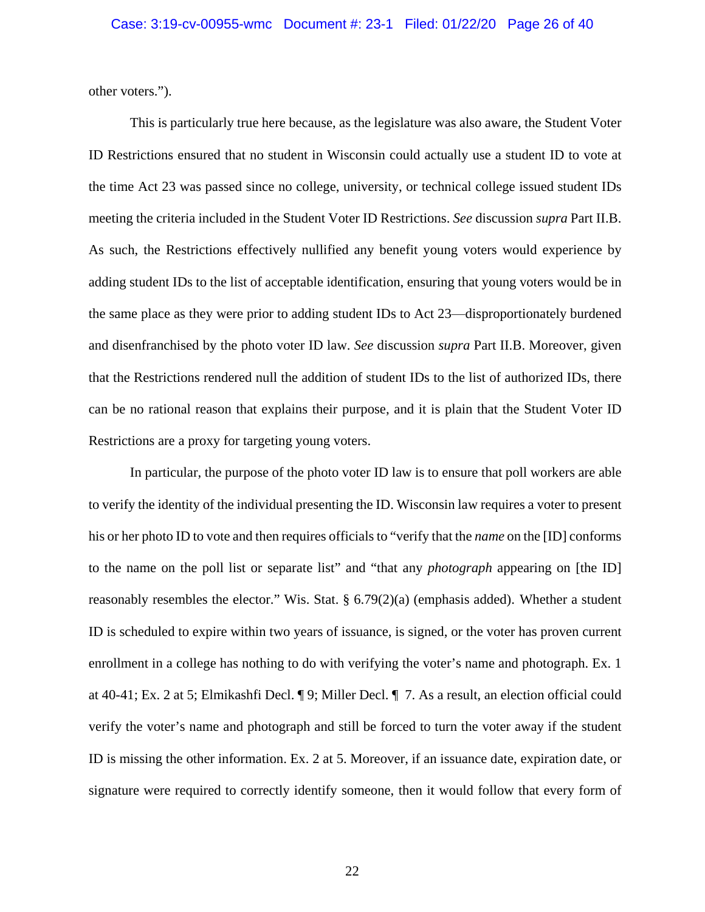other voters.").

This is particularly true here because, as the legislature was also aware, the Student Voter ID Restrictions ensured that no student in Wisconsin could actually use a student ID to vote at the time Act 23 was passed since no college, university, or technical college issued student IDs meeting the criteria included in the Student Voter ID Restrictions. *See* discussion *supra* Part II.B. As such, the Restrictions effectively nullified any benefit young voters would experience by adding student IDs to the list of acceptable identification, ensuring that young voters would be in the same place as they were prior to adding student IDs to Act 23—disproportionately burdened and disenfranchised by the photo voter ID law. *See* discussion *supra* Part II.B. Moreover, given that the Restrictions rendered null the addition of student IDs to the list of authorized IDs, there can be no rational reason that explains their purpose, and it is plain that the Student Voter ID Restrictions are a proxy for targeting young voters.

In particular, the purpose of the photo voter ID law is to ensure that poll workers are able to verify the identity of the individual presenting the ID. Wisconsin law requires a voter to present his or her photo ID to vote and then requires officials to "verify that the *name* on the [ID] conforms to the name on the poll list or separate list" and "that any *photograph* appearing on [the ID] reasonably resembles the elector." Wis. Stat. § 6.79(2)(a) (emphasis added). Whether a student ID is scheduled to expire within two years of issuance, is signed, or the voter has proven current enrollment in a college has nothing to do with verifying the voter's name and photograph. Ex. 1 at 40-41; Ex. 2 at 5; Elmikashfi Decl. ¶ 9; Miller Decl. ¶ 7. As a result, an election official could verify the voter's name and photograph and still be forced to turn the voter away if the student ID is missing the other information. Ex. 2 at 5. Moreover, if an issuance date, expiration date, or signature were required to correctly identify someone, then it would follow that every form of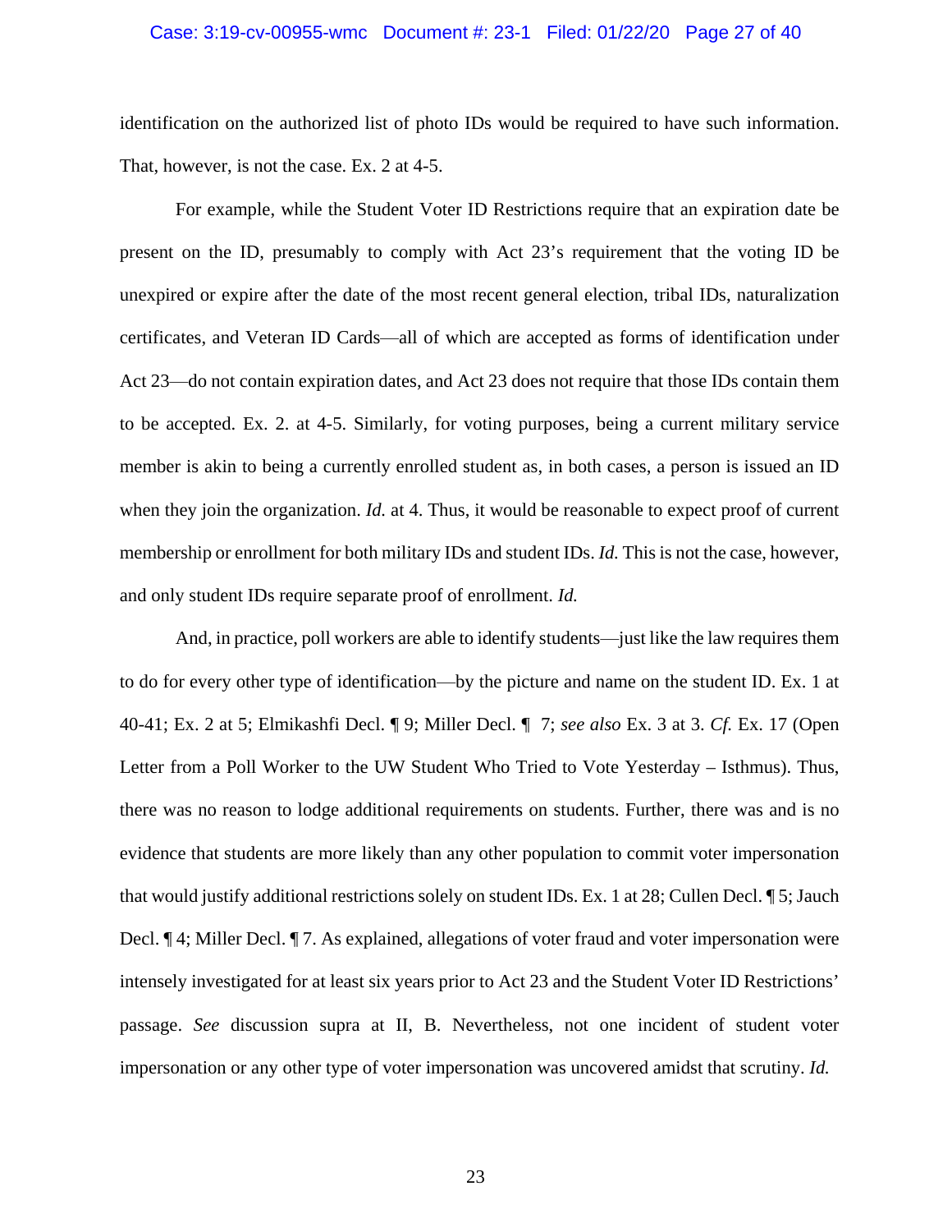identification on the authorized list of photo IDs would be required to have such information. That, however, is not the case. Ex. 2 at 4-5.

For example, while the Student Voter ID Restrictions require that an expiration date be present on the ID, presumably to comply with Act 23's requirement that the voting ID be unexpired or expire after the date of the most recent general election, tribal IDs, naturalization certificates, and Veteran ID Cards—all of which are accepted as forms of identification under Act 23—do not contain expiration dates, and Act 23 does not require that those IDs contain them to be accepted. Ex. 2. at 4-5. Similarly, for voting purposes, being a current military service member is akin to being a currently enrolled student as, in both cases, a person is issued an ID when they join the organization. *Id.* at 4. Thus, it would be reasonable to expect proof of current membership or enrollment for both military IDs and student IDs. *Id.* This is not the case, however, and only student IDs require separate proof of enrollment. *Id.*

And, in practice, poll workers are able to identify students—just like the law requires them to do for every other type of identification—by the picture and name on the student ID. Ex. 1 at 40-41; Ex. 2 at 5; Elmikashfi Decl. ¶ 9; Miller Decl. ¶ 7; *see also* Ex. 3 at 3. *Cf.* Ex. 17 (Open Letter from a Poll Worker to the UW Student Who Tried to Vote Yesterday – Isthmus). Thus, there was no reason to lodge additional requirements on students. Further, there was and is no evidence that students are more likely than any other population to commit voter impersonation that would justify additional restrictions solely on student IDs. Ex. 1 at 28; Cullen Decl. ¶ 5; Jauch Decl. ¶ 4; Miller Decl. ¶ 7. As explained, allegations of voter fraud and voter impersonation were intensely investigated for at least six years prior to Act 23 and the Student Voter ID Restrictions' passage. *See* discussion supra at II, B. Nevertheless, not one incident of student voter impersonation or any other type of voter impersonation was uncovered amidst that scrutiny. *Id.*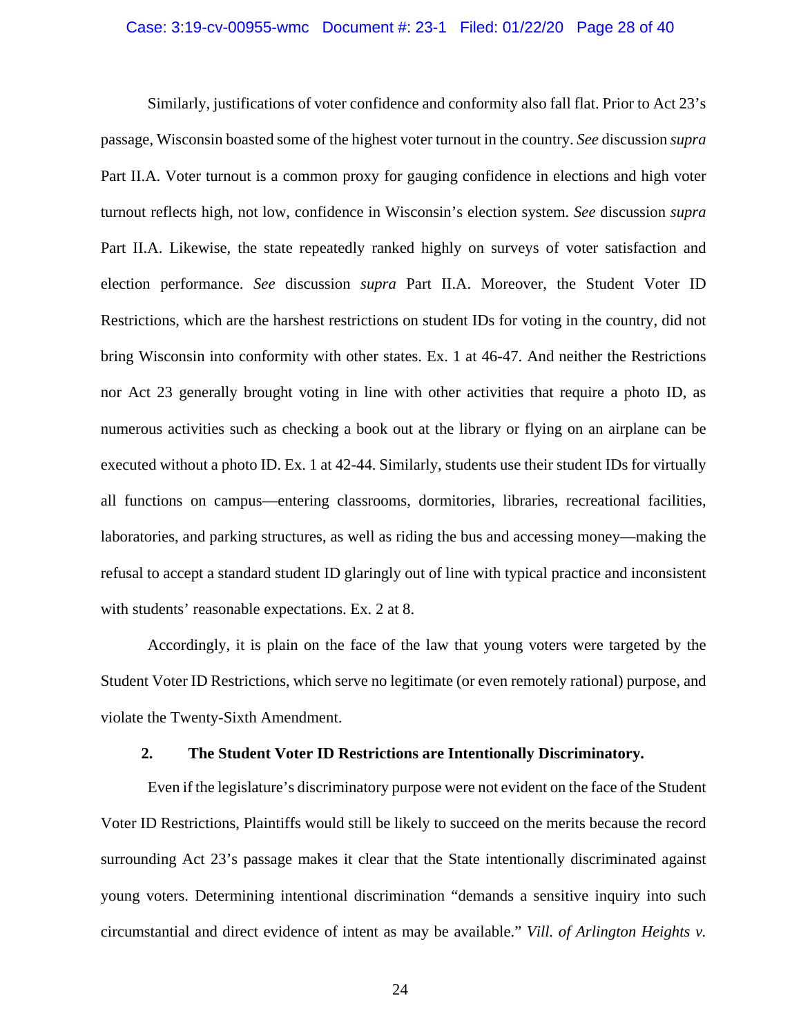Similarly, justifications of voter confidence and conformity also fall flat. Prior to Act 23's passage, Wisconsin boasted some of the highest voter turnout in the country. *See* discussion *supra* Part II.A. Voter turnout is a common proxy for gauging confidence in elections and high voter turnout reflects high, not low, confidence in Wisconsin's election system. *See* discussion *supra* Part II.A. Likewise, the state repeatedly ranked highly on surveys of voter satisfaction and election performance. *See* discussion *supra* Part II.A. Moreover, the Student Voter ID Restrictions, which are the harshest restrictions on student IDs for voting in the country, did not bring Wisconsin into conformity with other states. Ex. 1 at 46-47. And neither the Restrictions nor Act 23 generally brought voting in line with other activities that require a photo ID, as numerous activities such as checking a book out at the library or flying on an airplane can be executed without a photo ID. Ex. 1 at 42-44. Similarly, students use their student IDs for virtually all functions on campus—entering classrooms, dormitories, libraries, recreational facilities, laboratories, and parking structures, as well as riding the bus and accessing money—making the refusal to accept a standard student ID glaringly out of line with typical practice and inconsistent with students' reasonable expectations. Ex. 2 at 8.

Accordingly, it is plain on the face of the law that young voters were targeted by the Student Voter ID Restrictions, which serve no legitimate (or even remotely rational) purpose, and violate the Twenty-Sixth Amendment.

#### 2. The Student Voter ID Restrictions are Intentionally Discriminatory.

Even if the legislature's discriminatory purpose were not evident on the face of the Student Voter ID Restrictions, Plaintiffs would still be likely to succeed on the merits because the record surrounding Act 23's passage makes it clear that the State intentionally discriminated against young voters. Determining intentional discrimination "demands a sensitive inquiry into such circumstantial and direct evidence of intent as may be available." *Vill. of Arlington Heights v.*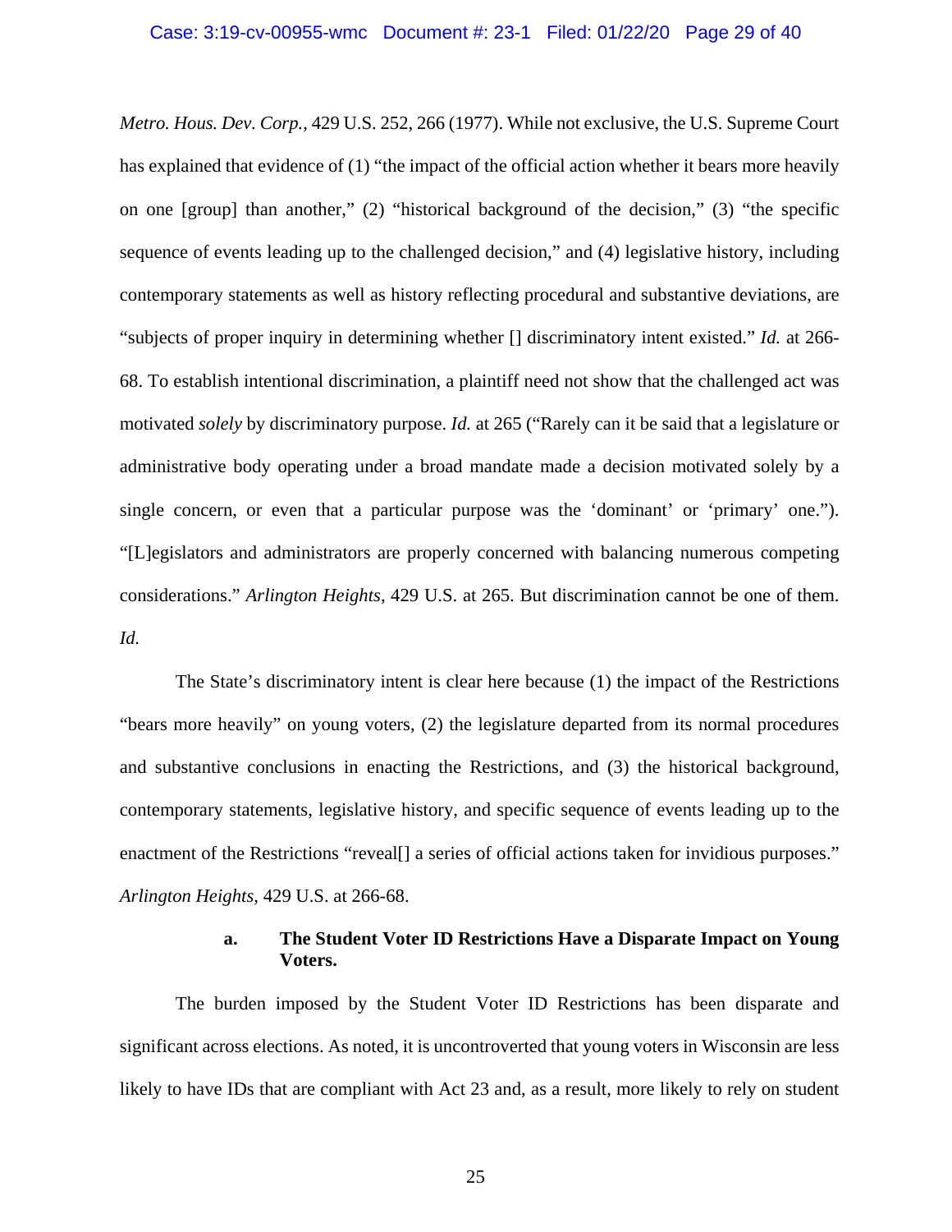*Metro. Hous. Dev. Corp.*, 429 U.S. 252, 266 (1977). While not exclusive, the U.S. Supreme Court has explained that evidence of (1) "the impact of the official action whether it bears more heavily on one [group] than another," (2) "historical background of the decision," (3) "the specific sequence of events leading up to the challenged decision," and (4) legislative history, including contemporary statements as well as history reflecting procedural and substantive deviations, are "subjects of proper inquiry in determining whether [] discriminatory intent existed." *Id.* at 266-68. To establish intentional discrimination, a plaintiff need not show that the challenged act was motivated *solely* by discriminatory purpose. *Id.* at 265 ("Rarely can it be said that a legislature or administrative body operating under a broad mandate made a decision motivated solely by a single concern, or even that a particular purpose was the 'dominant' or 'primary' one."). "[L]egislators and administrators are properly concerned with balancing numerous competing considerations." *Arlington Heights*, 429 U.S. at 265. But discrimination cannot be one of them. *Id.*

The State's discriminatory intent is clear here because (1) the impact of the Restrictions "bears more heavily" on young voters, (2) the legislature departed from its normal procedures and substantive conclusions in enacting the Restrictions, and (3) the historical background, contemporary statements, legislative history, and specific sequence of events leading up to the enactment of the Restrictions "reveal[] a series of official actions taken for invidious purposes." *Arlington Heights*, 429 U.S. at 266-68.

**a. The Student Voter ID Restrictions Have a Disparate Impact on Young Voters.**

The burden imposed by the Student Voter ID Restrictions has been disparate and significant across elections. As noted, it is uncontroverted that young voters in Wisconsin are less likely to have IDs that are compliant with Act 23 and, as a result, more likely to rely on student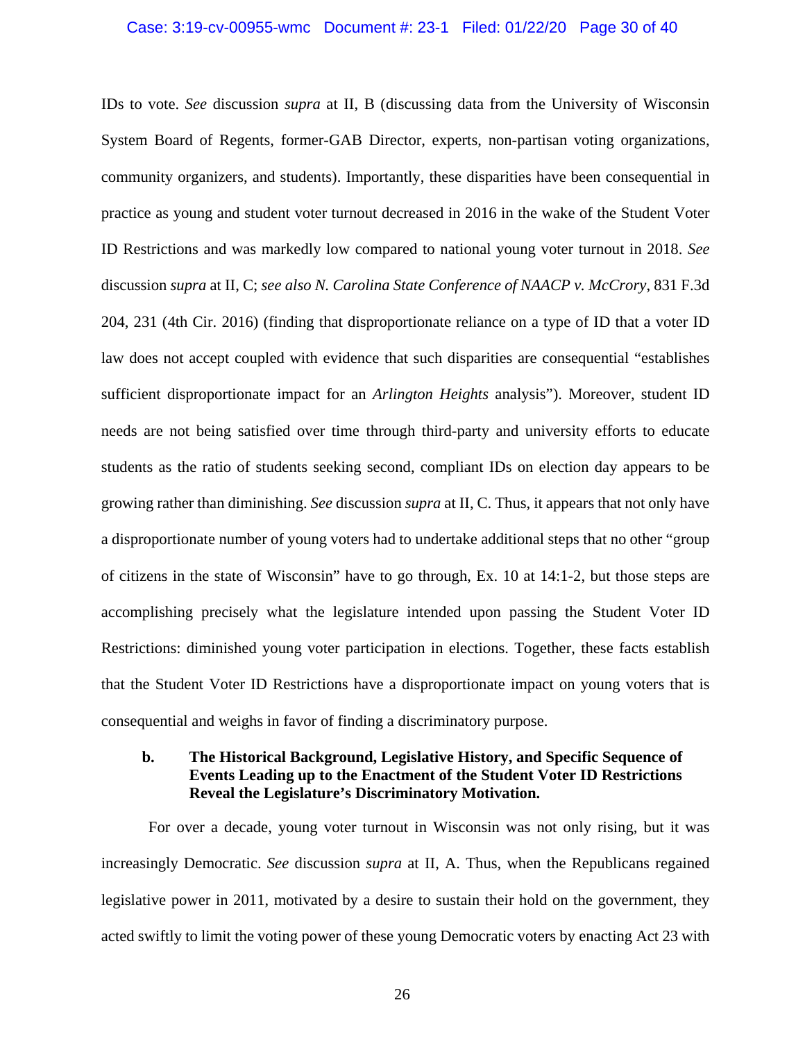IDs to vote. *See* discussion *supra* at II, B (discussing data from the University of Wisconsin System Board of Regents, former-GAB Director, experts, non-partisan voting organizations, community organizers, and students). Importantly, these disparities have been consequential in practice as young and student voter turnout decreased in 2016 in the wake of the Student Voter ID Restrictions and was markedly low compared to national young voter turnout in 2018. *See* discussion *supra* at II, C; *see also N. Carolina State Conference of NAACP v. McCrory*, 831 F.3d 204, 231 (4th Cir. 2016) (finding that disproportionate reliance on a type of ID that a voter ID law does not accept coupled with evidence that such disparities are consequential "establishes sufficient disproportionate impact for an *Arlington Heights* analysis"). Moreover, student ID needs are not being satisfied over time through third-party and university efforts to educate students as the ratio of students seeking second, compliant IDs on election day appears to be growing rather than diminishing. *See* discussion *supra* at II, C. Thus, it appears that not only have a disproportionate number of young voters had to undertake additional steps that no other "group of citizens in the state of Wisconsin" have to go through, Ex. 10 at 14:1-2, but those steps are accomplishing precisely what the legislature intended upon passing the Student Voter ID Restrictions: diminished young voter participation in elections. Together, these facts establish that the Student Voter ID Restrictions have a disproportionate impact on young voters that is consequential and weighs in favor of finding a discriminatory purpose.

#### b. The Historical Background, Legislative History, and Specific Sequence of Events Leading up to the Enactment of the Student Voter ID Restrictions Reveal the Legislature's Discriminatory Motivation.

For over a decade, young voter turnout in Wisconsin was not only rising, but it was increasingly Democratic. *See* discussion *supra* at II, A. Thus, when the Republicans regained legislative power in 2011, motivated by a desire to sustain their hold on the government, they acted swiftly to limit the voting power of these young Democratic voters by enacting Act 23 with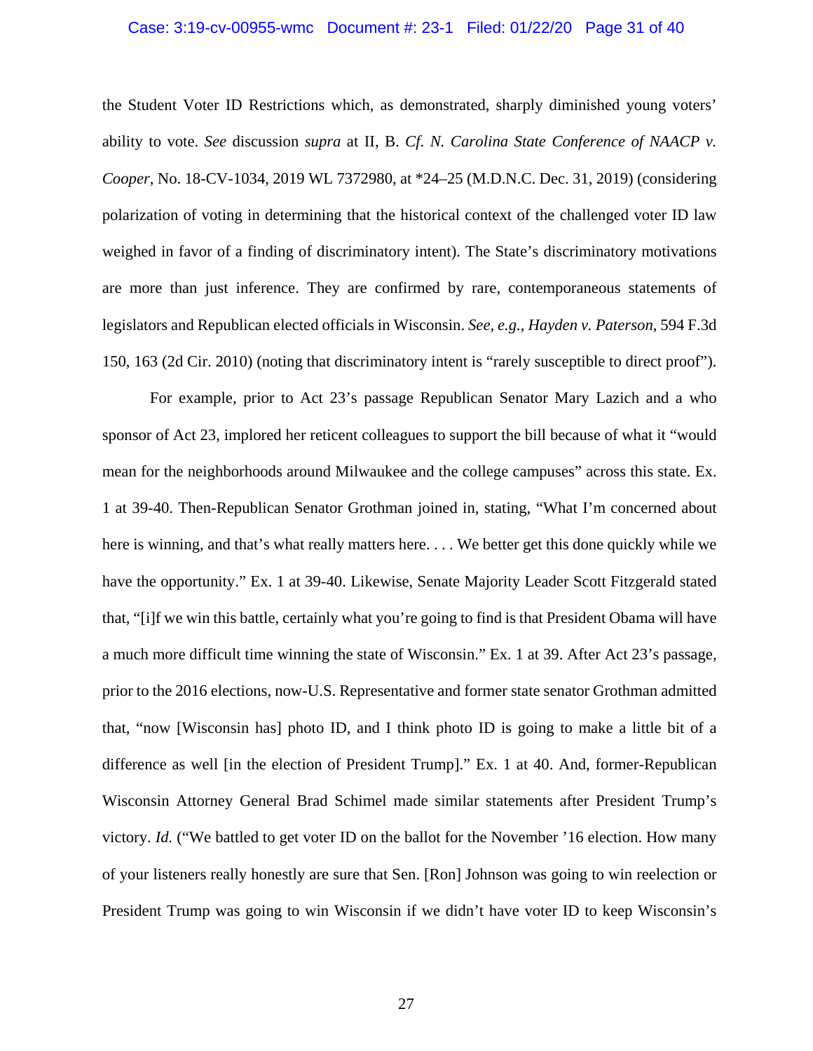the Student Voter ID Restrictions which, as demonstrated, sharply diminished young voters' ability to vote. *See* discussion *supra* at II, B. *Cf. N. Carolina State Conference of NAACP v. Cooper*, No. 18-CV-1034, 2019 WL 7372980, at *24–25 (M.D.N.C. Dec. 31, 2019) (considering polarization of voting in determining that the historical context of the challenged voter ID law weighed in favor of a finding of discriminatory intent). The State's discriminatory motivations are more than just inference. They are confirmed by rare, contemporaneous statements of legislators and Republican elected officials in Wisconsin. *See, e.g.*, *Hayden v. Paterson*, 594 F.3d 150, 163 (2d Cir. 2010) (noting that discriminatory intent is "rarely susceptible to direct proof").

For example, prior to Act 23's passage Republican Senator Mary Lazich and a who sponsor of Act 23, implored her reticent colleagues to support the bill because of what it "would mean for the neighborhoods around Milwaukee and the college campuses" across this state. Ex. 1 at 39-40. Then-Republican Senator Grothman joined in, stating, "What I'm concerned about here is winning, and that's what really matters here. . . . We better get this done quickly while we have the opportunity." Ex. 1 at 39-40. Likewise, Senate Majority Leader Scott Fitzgerald stated that, "[i]f we win this battle, certainly what you're going to find is that President Obama will have a much more difficult time winning the state of Wisconsin." Ex. 1 at 39. After Act 23's passage, prior to the 2016 elections, now-U.S. Representative and former state senator Grothman admitted that, "now [Wisconsin has] photo ID, and I think photo ID is going to make a little bit of a difference as well [in the election of President Trump]." Ex. 1 at 40. And, former-Republican Wisconsin Attorney General Brad Schimel made similar statements after President Trump's victory. *Id.* ("We battled to get voter ID on the ballot for the November '16 election. How many of your listeners really honestly are sure that Sen. [Ron] Johnson was going to win reelection or President Trump was going to win Wisconsin if we didn't have voter ID to keep Wisconsin's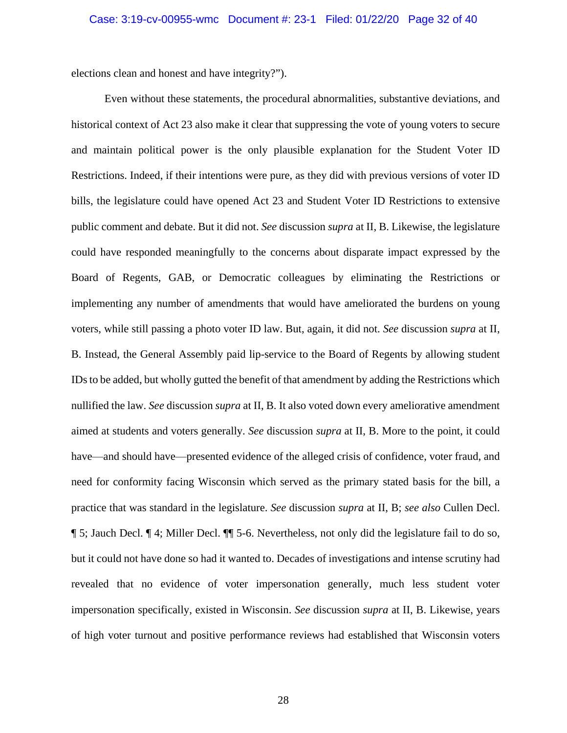elections clean and honest and have integrity?").

Even without these statements, the procedural abnormalities, substantive deviations, and historical context of Act 23 also make it clear that suppressing the vote of young voters to secure and maintain political power is the only plausible explanation for the Student Voter ID Restrictions. Indeed, if their intentions were pure, as they did with previous versions of voter ID bills, the legislature could have opened Act 23 and Student Voter ID Restrictions to extensive public comment and debate. But it did not. *See* discussion *supra* at II, B. Likewise, the legislature could have responded meaningfully to the concerns about disparate impact expressed by the Board of Regents, GAB, or Democratic colleagues by eliminating the Restrictions or implementing any number of amendments that would have ameliorated the burdens on young voters, while still passing a photo voter ID law. But, again, it did not. *See* discussion *supra* at II, B. Instead, the General Assembly paid lip-service to the Board of Regents by allowing student IDs to be added, but wholly gutted the benefit of that amendment by adding the Restrictions which nullified the law. *See* discussion *supra* at II, B. It also voted down every ameliorative amendment aimed at students and voters generally. *See* discussion *supra* at II, B. More to the point, it could have—and should have—presented evidence of the alleged crisis of confidence, voter fraud, and need for conformity facing Wisconsin which served as the primary stated basis for the bill, a practice that was standard in the legislature. *See* discussion *supra* at II, B; *see also* Cullen Decl. ¶ 5; Jauch Decl. ¶ 4; Miller Decl. ¶¶ 5-6. Nevertheless, not only did the legislature fail to do so, but it could not have done so had it wanted to. Decades of investigations and intense scrutiny had revealed that no evidence of voter impersonation generally, much less student voter impersonation specifically, existed in Wisconsin. *See* discussion *supra* at II, B. Likewise, years of high voter turnout and positive performance reviews had established that Wisconsin voters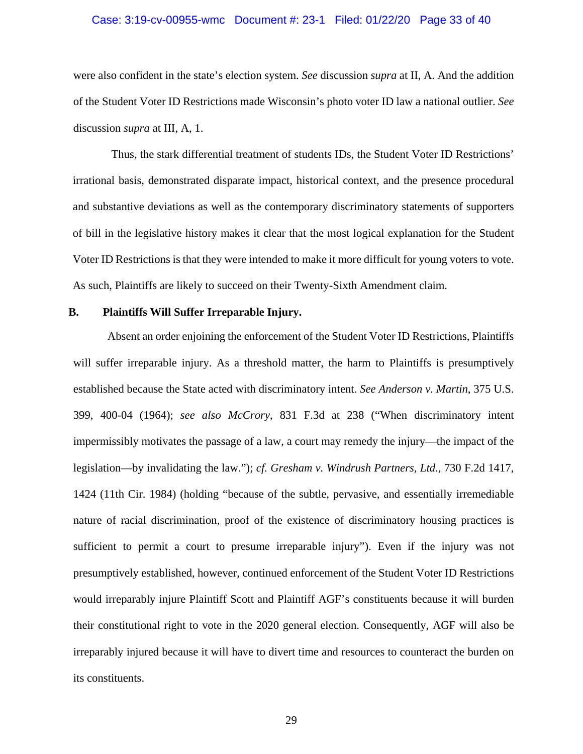were also confident in the state's election system. *See* discussion *supra* at II, A. And the addition of the Student Voter ID Restrictions made Wisconsin's photo voter ID law a national outlier. *See* discussion *supra* at III, A, 1.

Thus, the stark differential treatment of students IDs, the Student Voter ID Restrictions' irrational basis, demonstrated disparate impact, historical context, and the presence procedural and substantive deviations as well as the contemporary discriminatory statements of supporters of bill in the legislative history makes it clear that the most logical explanation for the Student Voter ID Restrictions is that they were intended to make it more difficult for young voters to vote. As such, Plaintiffs are likely to succeed on their Twenty-Sixth Amendment claim.

### B. Plaintiffs Will Suffer Irreparable Injury.

Absent an order enjoining the enforcement of the Student Voter ID Restrictions, Plaintiffs will suffer irreparable injury. As a threshold matter, the harm to Plaintiffs is presumptively established because the State acted with discriminatory intent. *See Anderson v. Martin*, 375 U.S. 399, 400-04 (1964); *see also McCrory*, 831 F.3d at 238 ("When discriminatory intent impermissibly motivates the passage of a law, a court may remedy the injury—the impact of the legislation—by invalidating the law."); *cf. Gresham v. Windrush Partners, Ltd.*, 730 F.2d 1417, 1424 (11th Cir. 1984) (holding "because of the subtle, pervasive, and essentially irremediable nature of racial discrimination, proof of the existence of discriminatory housing practices is sufficient to permit a court to presume irreparable injury"). Even if the injury was not presumptively established, however, continued enforcement of the Student Voter ID Restrictions would irreparably injure Plaintiff Scott and Plaintiff AGF's constituents because it will burden their constitutional right to vote in the 2020 general election. Consequently, AGF will also be irreparably injured because it will have to divert time and resources to counteract the burden on its constituents.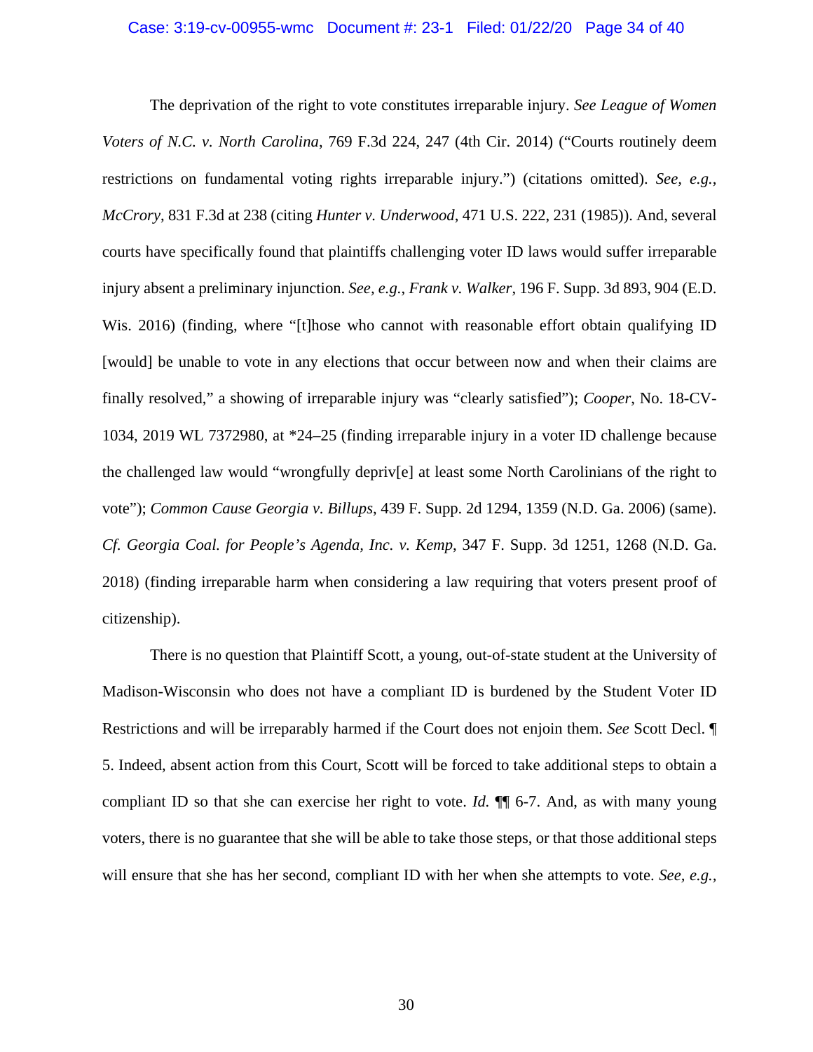The deprivation of the right to vote constitutes irreparable injury. *See League of Women Voters of N.C. v. North Carolina*, 769 F.3d 224, 247 (4th Cir. 2014) ("Courts routinely deem restrictions on fundamental voting rights irreparable injury.") (citations omitted). *See, e.g.*, *McCrory*, 831 F.3d at 238 (citing *Hunter v. Underwood*, 471 U.S. 222, 231 (1985)). And, several courts have specifically found that plaintiffs challenging voter ID laws would suffer irreparable injury absent a preliminary injunction. *See, e.g.*, *Frank v. Walker*, 196 F. Supp. 3d 893, 904 (E.D. Wis. 2016) (finding, where "[t]hose who cannot with reasonable effort obtain qualifying ID [would] be unable to vote in any elections that occur between now and when their claims are finally resolved," a showing of irreparable injury was "clearly satisfied"); *Cooper*, No. 18-CV-1034, 2019 WL 7372980, at *24–25 (finding irreparable injury in a voter ID challenge because the challenged law would "wrongfully depriv[e] at least some North Carolinians of the right to vote"); *Common Cause Georgia v. Billups*, 439 F. Supp. 2d 1294, 1359 (N.D. Ga. 2006) (same). *Cf. Georgia Coal. for People's Agenda, Inc. v. Kemp*, 347 F. Supp. 3d 1251, 1268 (N.D. Ga. 2018) (finding irreparable harm when considering a law requiring that voters present proof of citizenship).

There is no question that Plaintiff Scott, a young, out-of-state student at the University of Madison-Wisconsin who does not have a compliant ID is burdened by the Student Voter ID Restrictions and will be irreparably harmed if the Court does not enjoin them. *See* Scott Decl. ¶ 5. Indeed, absent action from this Court, Scott will be forced to take additional steps to obtain a compliant ID so that she can exercise her right to vote. *Id.* ¶¶ 6-7. And, as with many young voters, there is no guarantee that she will be able to take those steps, or that those additional steps will ensure that she has her second, compliant ID with her when she attempts to vote. *See, e.g.*,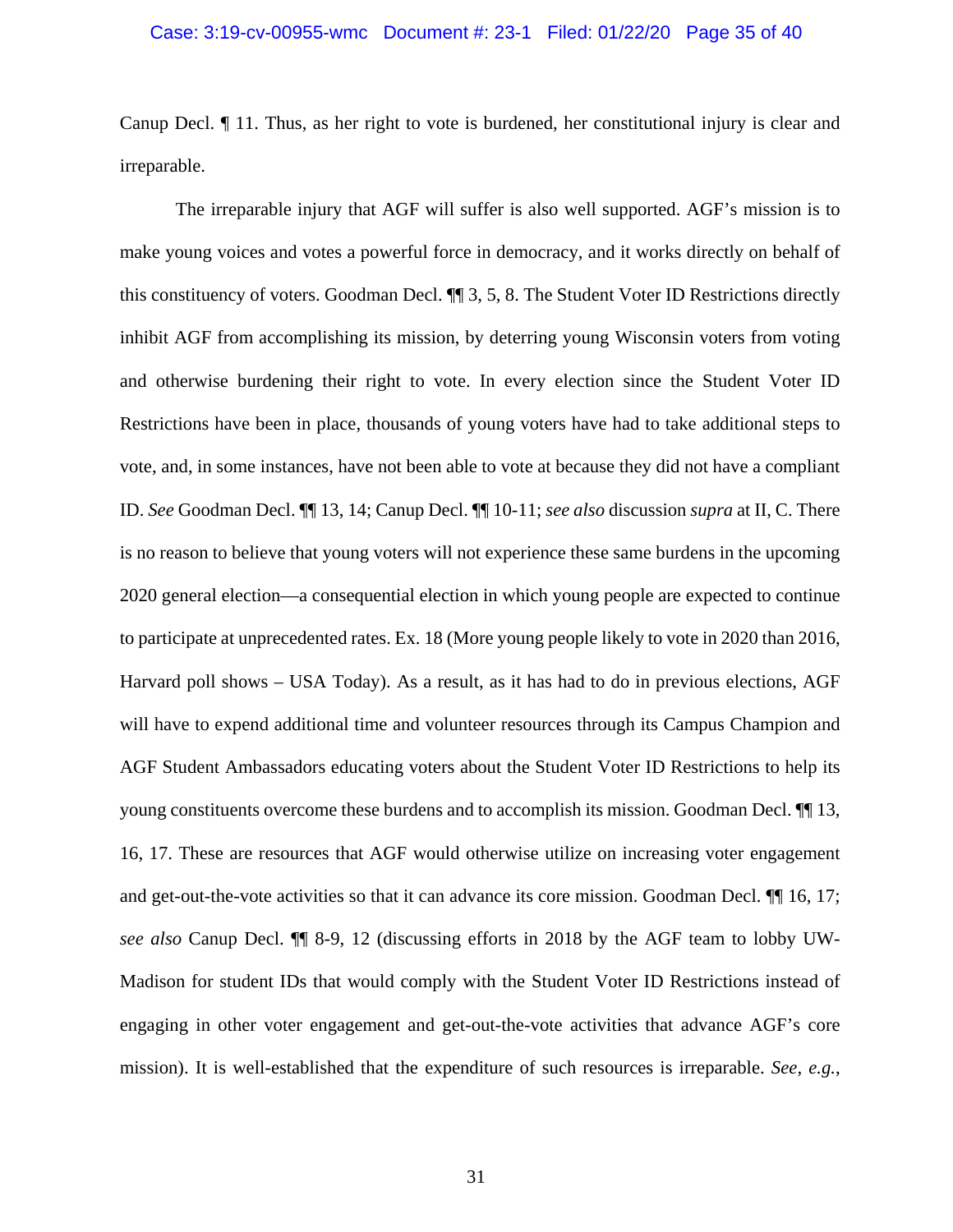Canup Decl. ¶ 11. Thus, as her right to vote is burdened, her constitutional injury is clear and irreparable.

The irreparable injury that AGF will suffer is also well supported. AGF's mission is to make young voices and votes a powerful force in democracy, and it works directly on behalf of this constituency of voters. Goodman Decl. ¶¶ 3, 5, 8. The Student Voter ID Restrictions directly inhibit AGF from accomplishing its mission, by deterring young Wisconsin voters from voting and otherwise burdening their right to vote. In every election since the Student Voter ID Restrictions have been in place, thousands of young voters have had to take additional steps to vote, and, in some instances, have not been able to vote at because they did not have a compliant ID. *See* Goodman Decl. ¶¶ 13, 14; Canup Decl. ¶¶ 10-11; *see also* discussion *supra* at II, C. There is no reason to believe that young voters will not experience these same burdens in the upcoming 2020 general election—a consequential election in which young people are expected to continue to participate at unprecedented rates. Ex. 18 (More young people likely to vote in 2020 than 2016, Harvard poll shows – USA Today). As a result, as it has had to do in previous elections, AGF will have to expend additional time and volunteer resources through its Campus Champion and AGF Student Ambassadors educating voters about the Student Voter ID Restrictions to help its young constituents overcome these burdens and to accomplish its mission. Goodman Decl. ¶¶ 13, 16, 17. These are resources that AGF would otherwise utilize on increasing voter engagement and get-out-the-vote activities so that it can advance its core mission. Goodman Decl. ¶¶ 16, 17; *see also* Canup Decl. ¶¶ 8-9, 12 (discussing efforts in 2018 by the AGF team to lobby UW-Madison for student IDs that would comply with the Student Voter ID Restrictions instead of engaging in other voter engagement and get-out-the-vote activities that advance AGF's core mission). It is well-established that the expenditure of such resources is irreparable. *See, e.g.*,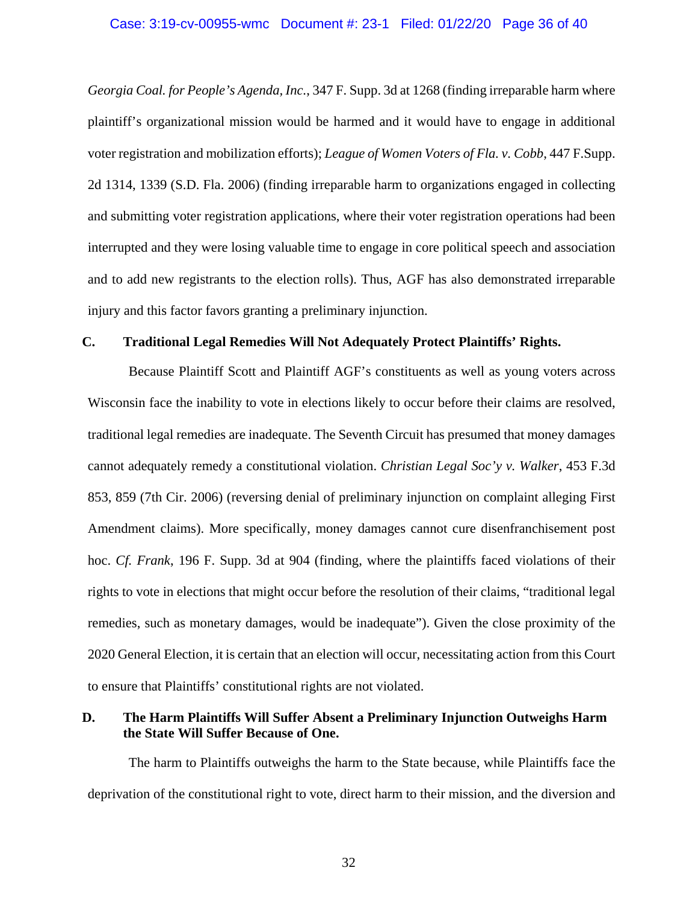*Georgia Coal. for People's Agenda, Inc.*, 347 F. Supp. 3d at 1268 (finding irreparable harm where plaintiff's organizational mission would be harmed and it would have to engage in additional voter registration and mobilization efforts); *League of Women Voters of Fla. v. Cobb*, 447 F.Supp. 2d 1314, 1339 (S.D. Fla. 2006) (finding irreparable harm to organizations engaged in collecting and submitting voter registration applications, where their voter registration operations had been interrupted and they were losing valuable time to engage in core political speech and association and to add new registrants to the election rolls). Thus, AGF has also demonstrated irreparable injury and this factor favors granting a preliminary injunction.

### C. Traditional Legal Remedies Will Not Adequately Protect Plaintiffs' Rights.

Because Plaintiff Scott and Plaintiff AGF's constituents as well as young voters across Wisconsin face the inability to vote in elections likely to occur before their claims are resolved, traditional legal remedies are inadequate. The Seventh Circuit has presumed that money damages cannot adequately remedy a constitutional violation. *Christian Legal Soc'y v. Walker*, 453 F.3d 853, 859 (7th Cir. 2006) (reversing denial of preliminary injunction on complaint alleging First Amendment claims). More specifically, money damages cannot cure disenfranchisement post hoc. *Cf. Frank*, 196 F. Supp. 3d at 904 (finding, where the plaintiffs faced violations of their rights to vote in elections that might occur before the resolution of their claims, "traditional legal remedies, such as monetary damages, would be inadequate"). Given the close proximity of the 2020 General Election, it is certain that an election will occur, necessitating action from this Court to ensure that Plaintiffs' constitutional rights are not violated.

### D. The Harm Plaintiffs Will Suffer Absent a Preliminary Injunction Outweighs Harm the State Will Suffer Because of One.

The harm to Plaintiffs outweighs the harm to the State because, while Plaintiffs face the deprivation of the constitutional right to vote, direct harm to their mission, and the diversion and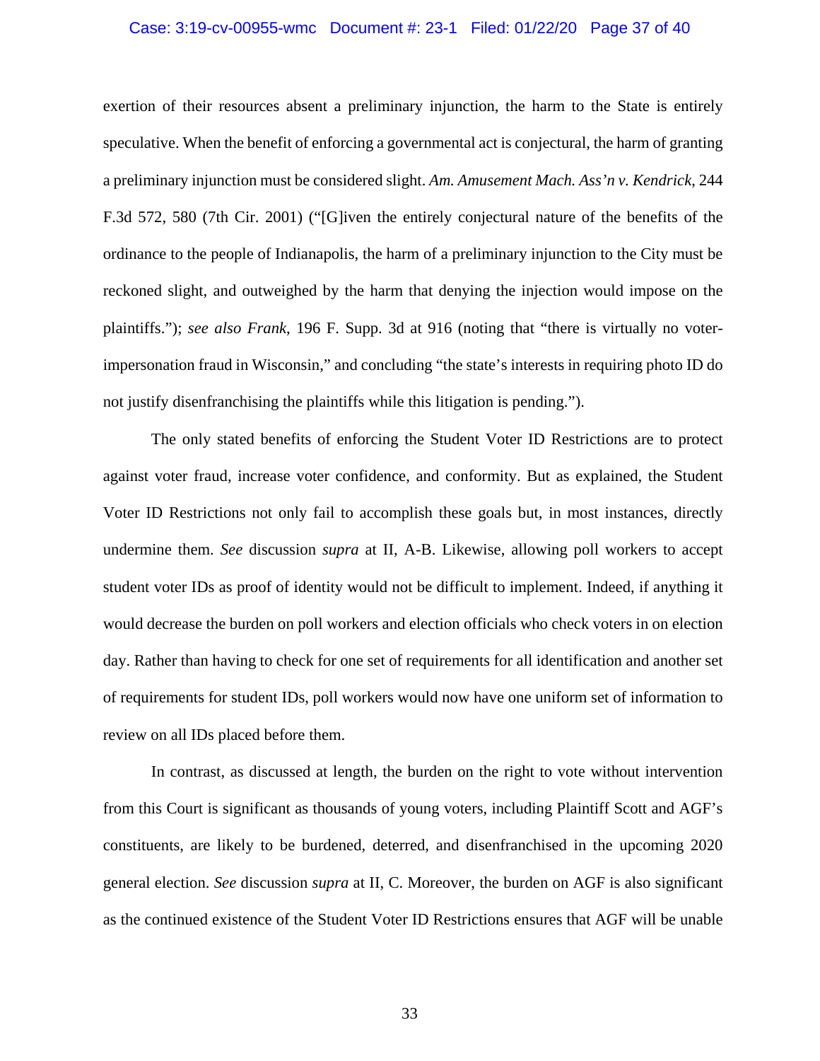exertion of their resources absent a preliminary injunction, the harm to the State is entirely speculative. When the benefit of enforcing a governmental act is conjectural, the harm of granting a preliminary injunction must be considered slight. *Am. Amusement Mach. Ass'n v. Kendrick*, 244 F.3d 572, 580 (7th Cir. 2001) ("[G]iven the entirely conjectural nature of the benefits of the ordinance to the people of Indianapolis, the harm of a preliminary injunction to the City must be reckoned slight, and outweighed by the harm that denying the injection would impose on the plaintiffs."); *see also Frank*, 196 F. Supp. 3d at 916 (noting that "there is virtually no voter-impersonation fraud in Wisconsin," and concluding "the state's interests in requiring photo ID do not justify disenfranchising the plaintiffs while this litigation is pending.").

The only stated benefits of enforcing the Student Voter ID Restrictions are to protect against voter fraud, increase voter confidence, and conformity. But as explained, the Student Voter ID Restrictions not only fail to accomplish these goals but, in most instances, directly undermine them. *See* discussion *supra* at II, A-B. Likewise, allowing poll workers to accept student voter IDs as proof of identity would not be difficult to implement. Indeed, if anything it would decrease the burden on poll workers and election officials who check voters in on election day. Rather than having to check for one set of requirements for all identification and another set of requirements for student IDs, poll workers would now have one uniform set of information to review on all IDs placed before them.

In contrast, as discussed at length, the burden on the right to vote without intervention from this Court is significant as thousands of young voters, including Plaintiff Scott and AGF's constituents, are likely to be burdened, deterred, and disenfranchised in the upcoming 2020 general election. *See* discussion *supra* at II, C. Moreover, the burden on AGF is also significant as the continued existence of the Student Voter ID Restrictions ensures that AGF will be unable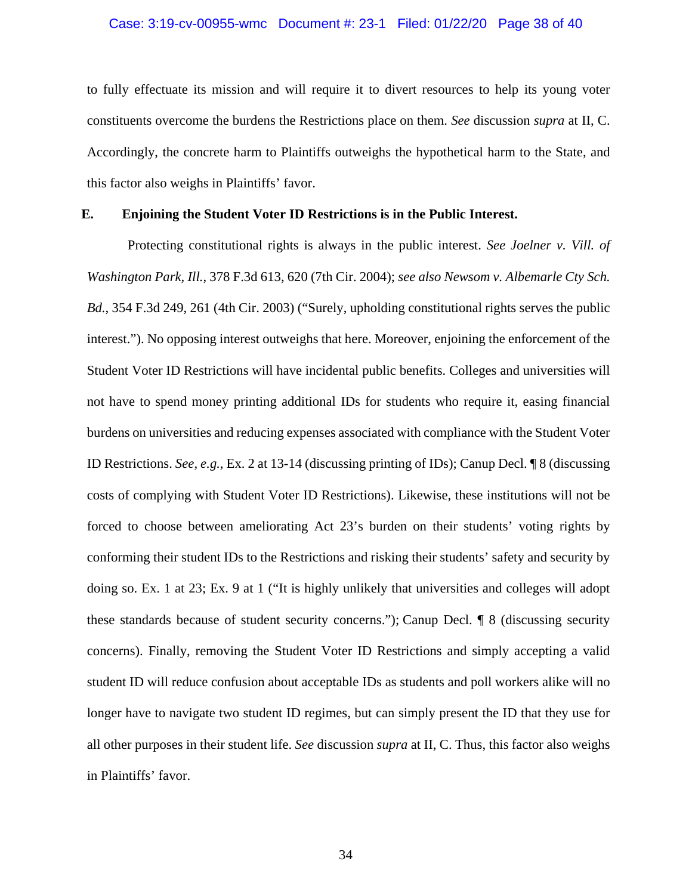to fully effectuate its mission and will require it to divert resources to help its young voter constituents overcome the burdens the Restrictions place on them. *See* discussion *supra* at II, C. Accordingly, the concrete harm to Plaintiffs outweighs the hypothetical harm to the State, and this factor also weighs in Plaintiffs' favor.

### E. Enjoining the Student Voter ID Restrictions is in the Public Interest.

Protecting constitutional rights is always in the public interest. *See Joelner v. Vill. of Washington Park, Ill.*, 378 F.3d 613, 620 (7th Cir. 2004); *see also Newsom v. Albemarle Cty Sch. Bd.*, 354 F.3d 249, 261 (4th Cir. 2003) ("Surely, upholding constitutional rights serves the public interest."). No opposing interest outweighs that here. Moreover, enjoining the enforcement of the Student Voter ID Restrictions will have incidental public benefits. Colleges and universities will not have to spend money printing additional IDs for students who require it, easing financial burdens on universities and reducing expenses associated with compliance with the Student Voter ID Restrictions. *See, e.g.*, Ex. 2 at 13-14 (discussing printing of IDs); Canup Decl. ¶ 8 (discussing costs of complying with Student Voter ID Restrictions). Likewise, these institutions will not be forced to choose between ameliorating Act 23's burden on their students' voting rights by conforming their student IDs to the Restrictions and risking their students' safety and security by doing so. Ex. 1 at 23; Ex. 9 at 1 ("It is highly unlikely that universities and colleges will adopt these standards because of student security concerns."); Canup Decl. ¶ 8 (discussing security concerns). Finally, removing the Student Voter ID Restrictions and simply accepting a valid student ID will reduce confusion about acceptable IDs as students and poll workers alike will no longer have to navigate two student ID regimes, but can simply present the ID that they use for all other purposes in their student life. *See* discussion *supra* at II, C. Thus, this factor also weighs in Plaintiffs' favor.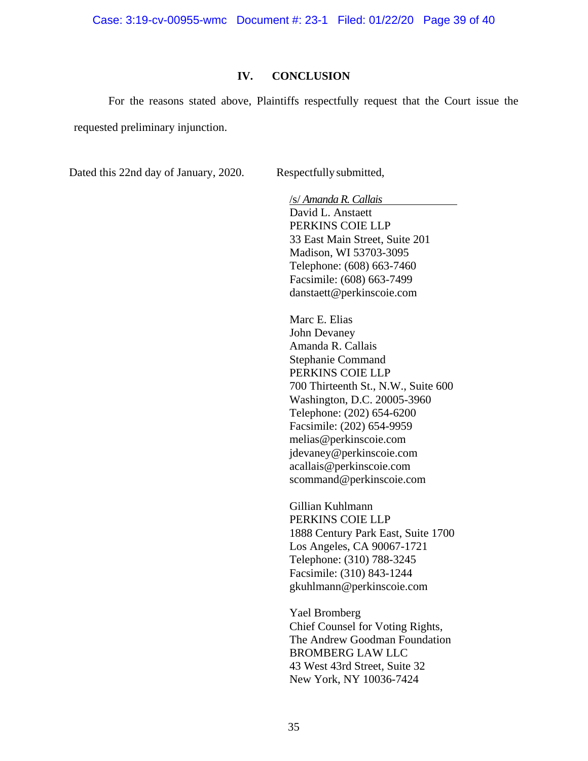## IV. CONCLUSION

For the reasons stated above, Plaintiffs respectfully request that the Court issue the requested preliminary injunction.

Dated this 22nd day of January, 2020.

Respectfully submitted,

/s/ *Amanda R. Callais*  
David L. Anstaett  
PERKINS COIE LLP  
33 East Main Street, Suite 201  
Madison, WI 53703-3095  
Telephone: (608) 663-7460  
Facsimile: (608) 663-7499  
danstaett@perkinscoie.com

Marc E. Elias  
John Devaney  
Amanda R. Callais  
Stephanie Command  
PERKINS COIE LLP  
700 Thirteenth St., N.W., Suite 600  
Washington, D.C. 20005-3960  
Telephone: (202) 654-6200  
Facsimile: (202) 654-9959  
melias@perkinscoie.com  
jdevaney@perkinscoie.com  
acallais@perkinscoie.com  
scommand@perkinscoie.com

Gillian Kuhlmann  
PERKINS COIE LLP  
1888 Century Park East, Suite 1700  
Los Angeles, CA 90067-1721  
Telephone: (310) 788-3245  
Facsimile: (310) 843-1244  
gkuhlmann@perkinscoie.com

Yael Bromberg  
Chief Counsel for Voting Rights,  
The Andrew Goodman Foundation  
BROMBERG LAW LLC  
43 West 43rd Street, Suite 32  
New York, NY 10036-7424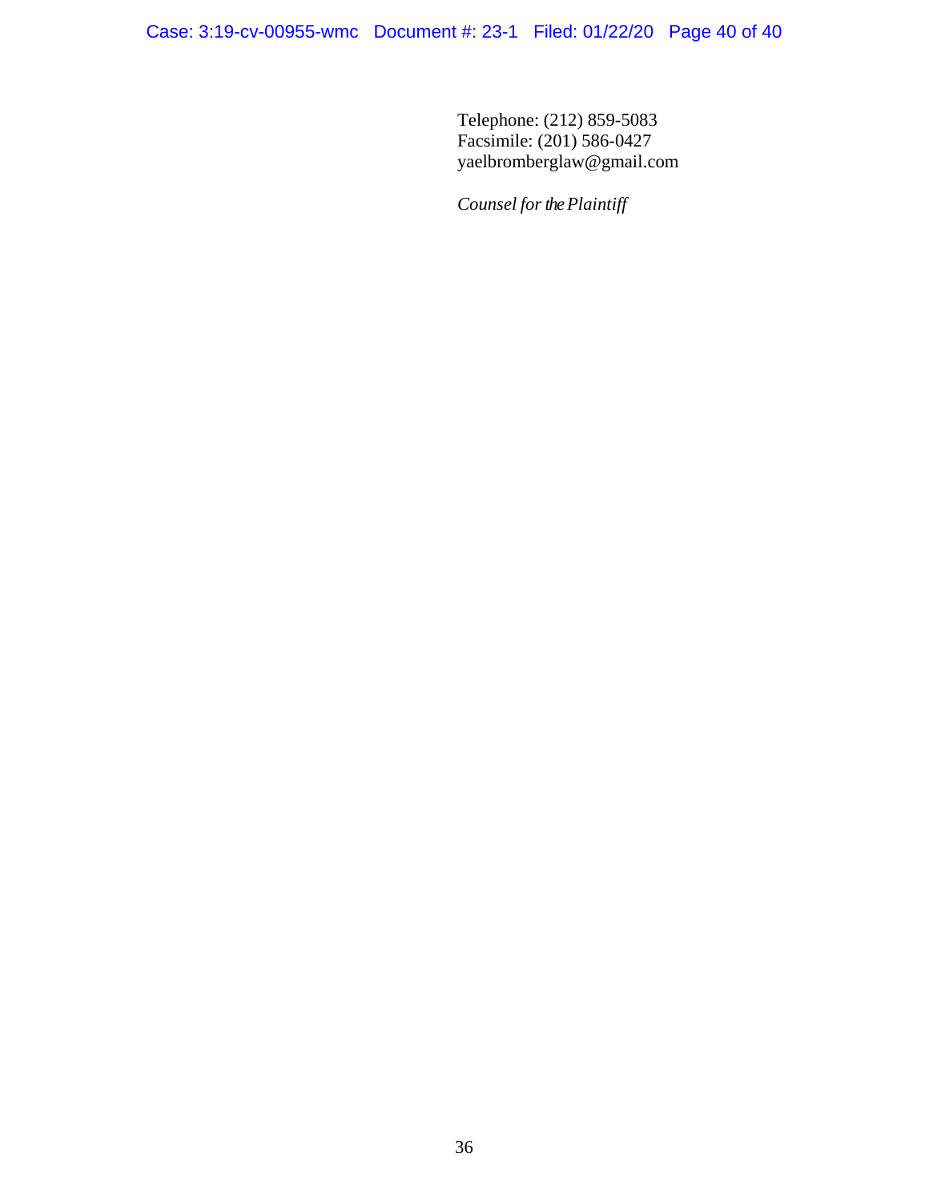Telephone: (212) 859-5083
Facsimile: (201) 586-0427
yaelbromberglaw@gmail.com

*Counsel for the Plaintiff*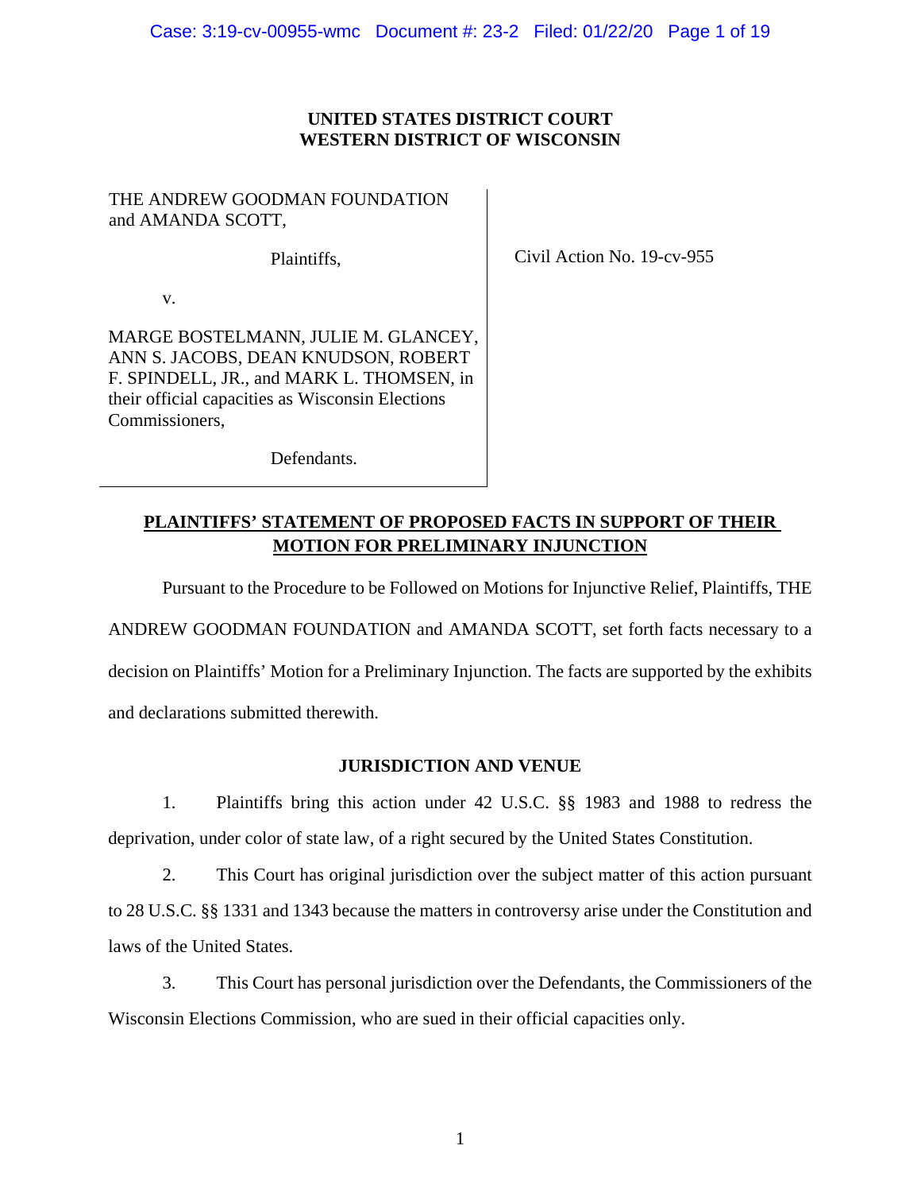**UNITED STATES DISTRICT COURT**
**WESTERN DISTRICT OF WISCONSIN**

THE ANDREW GOODMAN FOUNDATION and AMANDA SCOTT,

Plaintiffs,

v.

MARGE BOSTELMANN, JULIE M. GLANCEY, ANN S. JACOBS, DEAN KNUDSON, ROBERT F. SPINDELL, JR., and MARK L. THOMSEN, in their official capacities as Wisconsin Elections Commissioners,

Defendants.

Civil Action No. 19-cv-955

**PLAINTIFFS' STATEMENT OF PROPOSED FACTS IN SUPPORT OF THEIR MOTION FOR PRELIMINARY INJUNCTION**

Pursuant to the Procedure to be Followed on Motions for Injunctive Relief, Plaintiffs, THE ANDREW GOODMAN FOUNDATION and AMANDA SCOTT, set forth facts necessary to a decision on Plaintiffs' Motion for a Preliminary Injunction. The facts are supported by the exhibits and declarations submitted therewith.

**JURISDICTION AND VENUE**

1. Plaintiffs bring this action under 42 U.S.C. §§ 1983 and 1988 to redress the deprivation, under color of state law, of a right secured by the United States Constitution.

2. This Court has original jurisdiction over the subject matter of this action pursuant to 28 U.S.C. §§ 1331 and 1343 because the matters in controversy arise under the Constitution and laws of the United States.

3. This Court has personal jurisdiction over the Defendants, the Commissioners of the Wisconsin Elections Commission, who are sued in their official capacities only.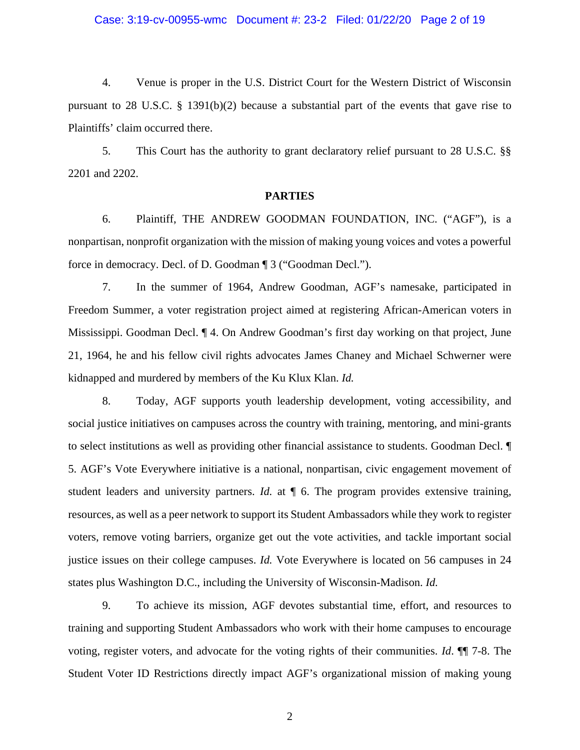4. Venue is proper in the U.S. District Court for the Western District of Wisconsin pursuant to 28 U.S.C. § 1391(b)(2) because a substantial part of the events that gave rise to Plaintiffs' claim occurred there.

5. This Court has the authority to grant declaratory relief pursuant to 28 U.S.C. §§ 2201 and 2202.

**PARTIES**

6. Plaintiff, THE ANDREW GOODMAN FOUNDATION, INC. ("AGF"), is a nonpartisan, nonprofit organization with the mission of making young voices and votes a powerful force in democracy. Decl. of D. Goodman ¶ 3 ("Goodman Decl.").

7. In the summer of 1964, Andrew Goodman, AGF's namesake, participated in Freedom Summer, a voter registration project aimed at registering African-American voters in Mississippi. Goodman Decl. ¶ 4. On Andrew Goodman's first day working on that project, June 21, 1964, he and his fellow civil rights advocates James Chaney and Michael Schwerner were kidnapped and murdered by members of the Ku Klux Klan. *Id.*

8. Today, AGF supports youth leadership development, voting accessibility, and social justice initiatives on campuses across the country with training, mentoring, and mini-grants to select institutions as well as providing other financial assistance to students. Goodman Decl. ¶ 5. AGF's Vote Everywhere initiative is a national, nonpartisan, civic engagement movement of student leaders and university partners. *Id.* at ¶ 6. The program provides extensive training, resources, as well as a peer network to support its Student Ambassadors while they work to register voters, remove voting barriers, organize get out the vote activities, and tackle important social justice issues on their college campuses. *Id.* Vote Everywhere is located on 56 campuses in 24 states plus Washington D.C., including the University of Wisconsin-Madison. *Id.*

9. To achieve its mission, AGF devotes substantial time, effort, and resources to training and supporting Student Ambassadors who work with their home campuses to encourage voting, register voters, and advocate for the voting rights of their communities. *Id*. ¶¶ 7-8. The Student Voter ID Restrictions directly impact AGF's organizational mission of making young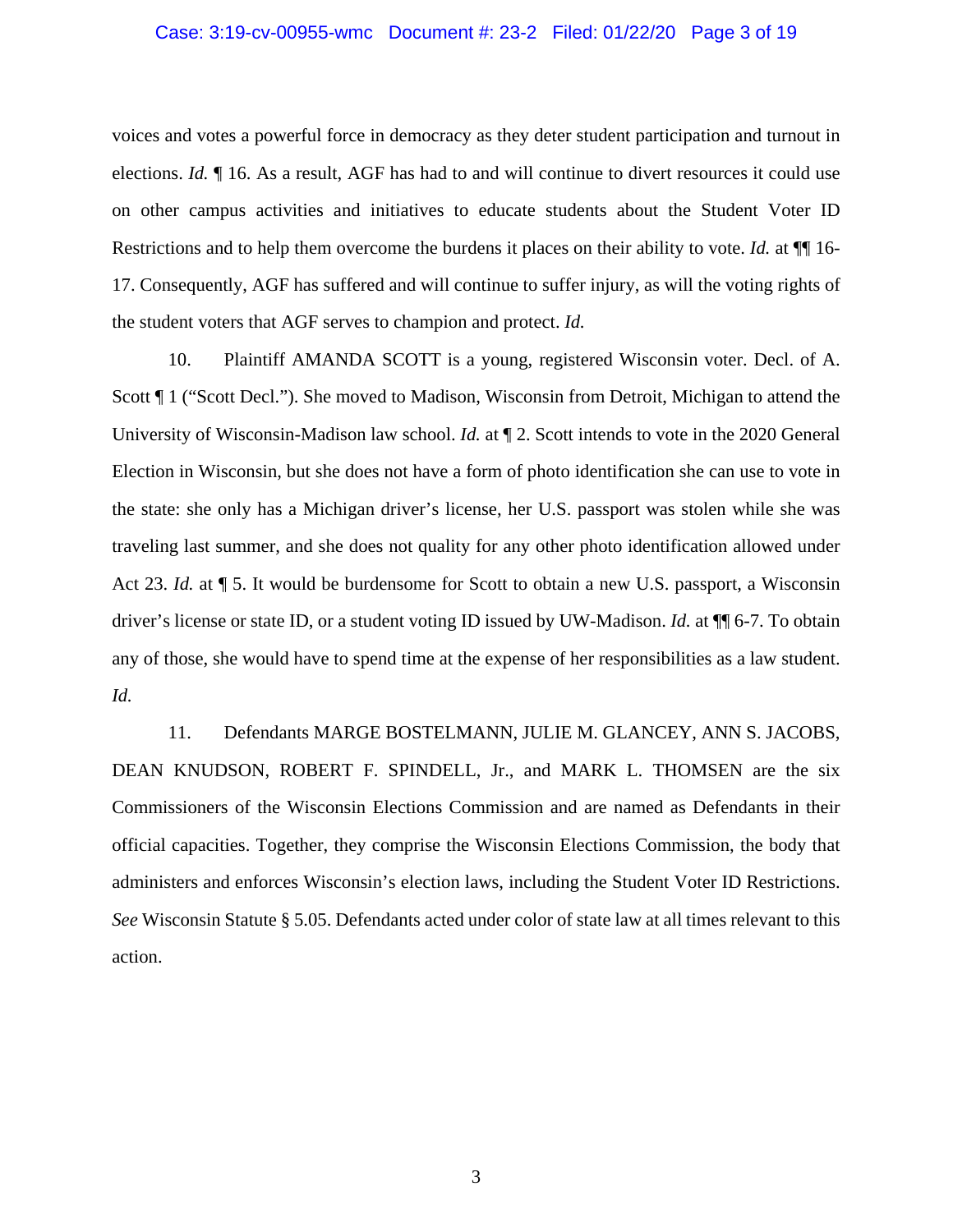voices and votes a powerful force in democracy as they deter student participation and turnout in elections. *Id.* ¶ 16. As a result, AGF has had to and will continue to divert resources it could use on other campus activities and initiatives to educate students about the Student Voter ID Restrictions and to help them overcome the burdens it places on their ability to vote. *Id.* at ¶¶ 16-17. Consequently, AGF has suffered and will continue to suffer injury, as will the voting rights of the student voters that AGF serves to champion and protect. *Id.*

10. Plaintiff AMANDA SCOTT is a young, registered Wisconsin voter. Decl. of A. Scott ¶ 1 ("Scott Decl."). She moved to Madison, Wisconsin from Detroit, Michigan to attend the University of Wisconsin-Madison law school. *Id.* at ¶ 2. Scott intends to vote in the 2020 General Election in Wisconsin, but she does not have a form of photo identification she can use to vote in the state: she only has a Michigan driver's license, her U.S. passport was stolen while she was traveling last summer, and she does not quality for any other photo identification allowed under Act 23. *Id.* at ¶ 5. It would be burdensome for Scott to obtain a new U.S. passport, a Wisconsin driver's license or state ID, or a student voting ID issued by UW-Madison. *Id.* at ¶¶ 6-7. To obtain any of those, she would have to spend time at the expense of her responsibilities as a law student. *Id.*

11. Defendants MARGE BOSTELMANN, JULIE M. GLANCEY, ANN S. JACOBS, DEAN KNUDSON, ROBERT F. SPINDELL, Jr., and MARK L. THOMSEN are the six Commissioners of the Wisconsin Elections Commission and are named as Defendants in their official capacities. Together, they comprise the Wisconsin Elections Commission, the body that administers and enforces Wisconsin's election laws, including the Student Voter ID Restrictions. *See* Wisconsin Statute § 5.05. Defendants acted under color of state law at all times relevant to this action.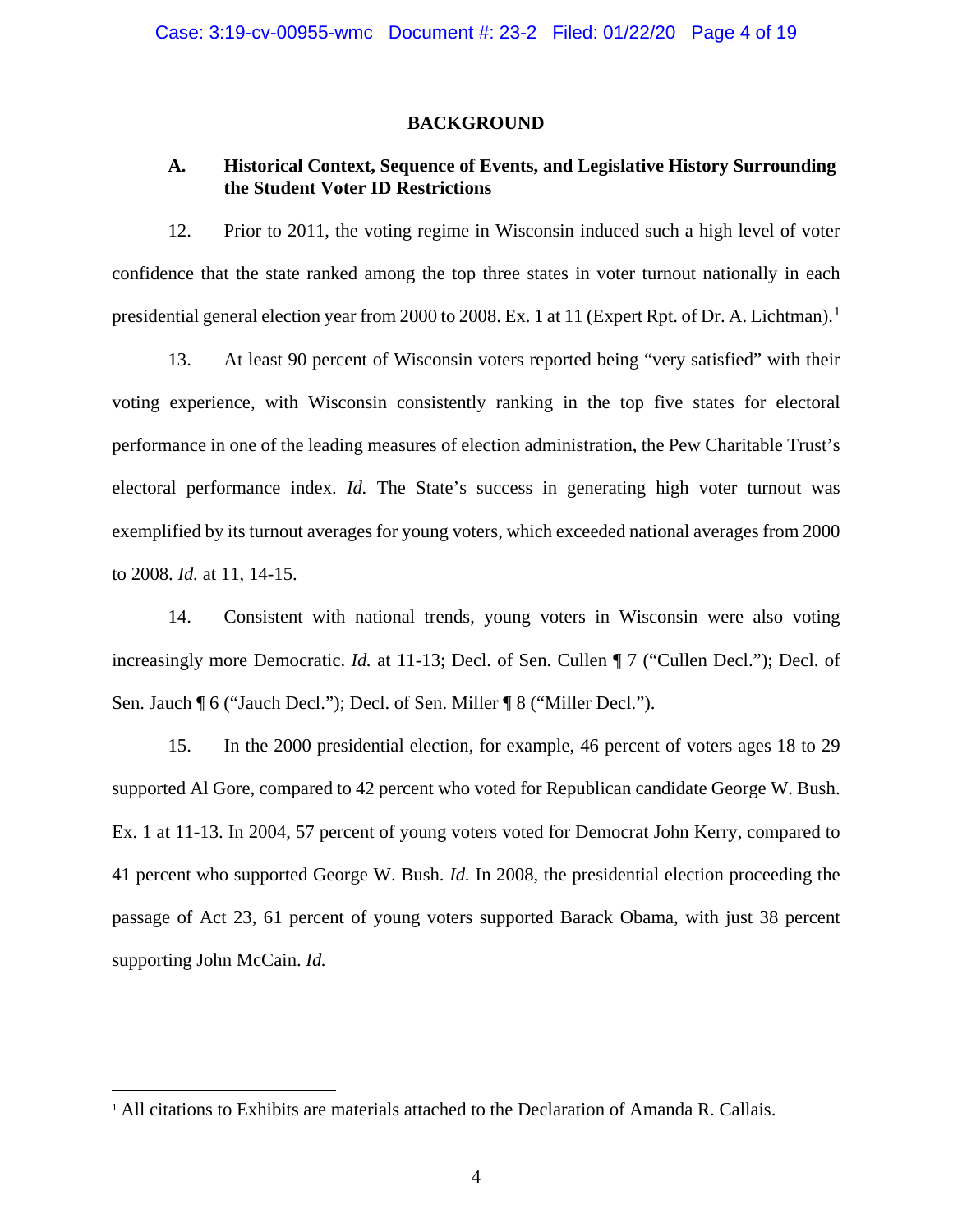## BACKGROUND

### A. Historical Context, Sequence of Events, and Legislative History Surrounding the Student Voter ID Restrictions

12. Prior to 2011, the voting regime in Wisconsin induced such a high level of voter confidence that the state ranked among the top three states in voter turnout nationally in each presidential general election year from 2000 to 2008. Ex. 1 at 11 (Expert Rpt. of Dr. A. Lichtman).[1]

13. At least 90 percent of Wisconsin voters reported being "very satisfied" with their voting experience, with Wisconsin consistently ranking in the top five states for electoral performance in one of the leading measures of election administration, the Pew Charitable Trust's electoral performance index. *Id.* The State's success in generating high voter turnout was exemplified by its turnout averages for young voters, which exceeded national averages from 2000 to 2008. *Id.* at 11, 14-15.

14. Consistent with national trends, young voters in Wisconsin were also voting increasingly more Democratic. *Id.* at 11-13; Decl. of Sen. Cullen ¶ 7 ("Cullen Decl."); Decl. of Sen. Jauch ¶ 6 ("Jauch Decl."); Decl. of Sen. Miller ¶ 8 ("Miller Decl.").

15. In the 2000 presidential election, for example, 46 percent of voters ages 18 to 29 supported Al Gore, compared to 42 percent who voted for Republican candidate George W. Bush. Ex. 1 at 11-13. In 2004, 57 percent of young voters voted for Democrat John Kerry, compared to 41 percent who supported George W. Bush. *Id.* In 2008, the presidential election proceeding the passage of Act 23, 61 percent of young voters supported Barack Obama, with just 38 percent supporting John McCain. *Id.*

---

[1] All citations to Exhibits are materials attached to the Declaration of Amanda R. Callais.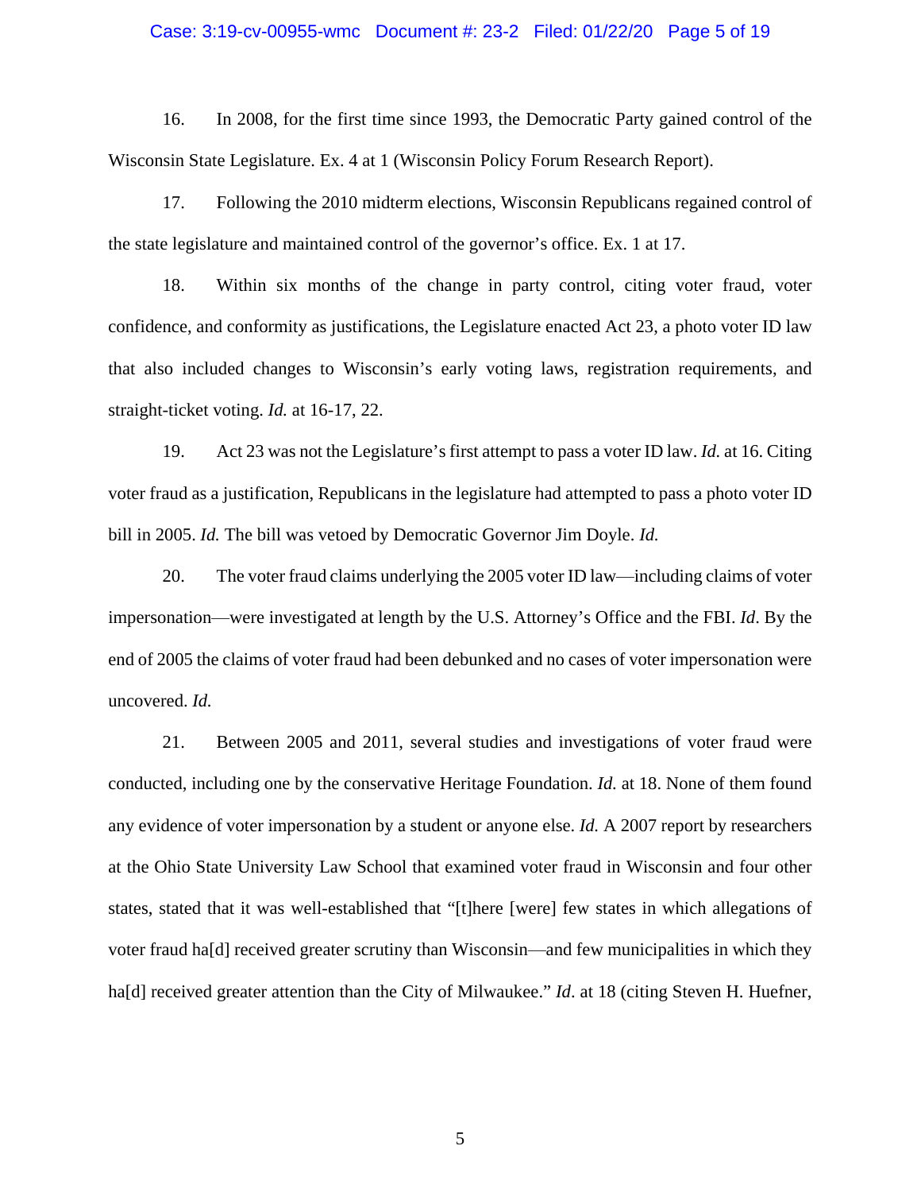16. In 2008, for the first time since 1993, the Democratic Party gained control of the Wisconsin State Legislature. Ex. 4 at 1 (Wisconsin Policy Forum Research Report).

17. Following the 2010 midterm elections, Wisconsin Republicans regained control of the state legislature and maintained control of the governor's office. Ex. 1 at 17.

18. Within six months of the change in party control, citing voter fraud, voter confidence, and conformity as justifications, the Legislature enacted Act 23, a photo voter ID law that also included changes to Wisconsin's early voting laws, registration requirements, and straight-ticket voting. *Id.* at 16-17, 22.

19. Act 23 was not the Legislature's first attempt to pass a voter ID law. *Id.* at 16. Citing voter fraud as a justification, Republicans in the legislature had attempted to pass a photo voter ID bill in 2005. *Id.* The bill was vetoed by Democratic Governor Jim Doyle. *Id.*

20. The voter fraud claims underlying the 2005 voter ID law—including claims of voter impersonation—were investigated at length by the U.S. Attorney's Office and the FBI. *Id*. By the end of 2005 the claims of voter fraud had been debunked and no cases of voter impersonation were uncovered. *Id.*

21. Between 2005 and 2011, several studies and investigations of voter fraud were conducted, including one by the conservative Heritage Foundation. *Id.* at 18. None of them found any evidence of voter impersonation by a student or anyone else. *Id.* A 2007 report by researchers at the Ohio State University Law School that examined voter fraud in Wisconsin and four other states, stated that it was well-established that "[t]here [were] few states in which allegations of voter fraud ha[d] received greater scrutiny than Wisconsin—and few municipalities in which they ha[d] received greater attention than the City of Milwaukee." *Id*. at 18 (citing Steven H. Huefner,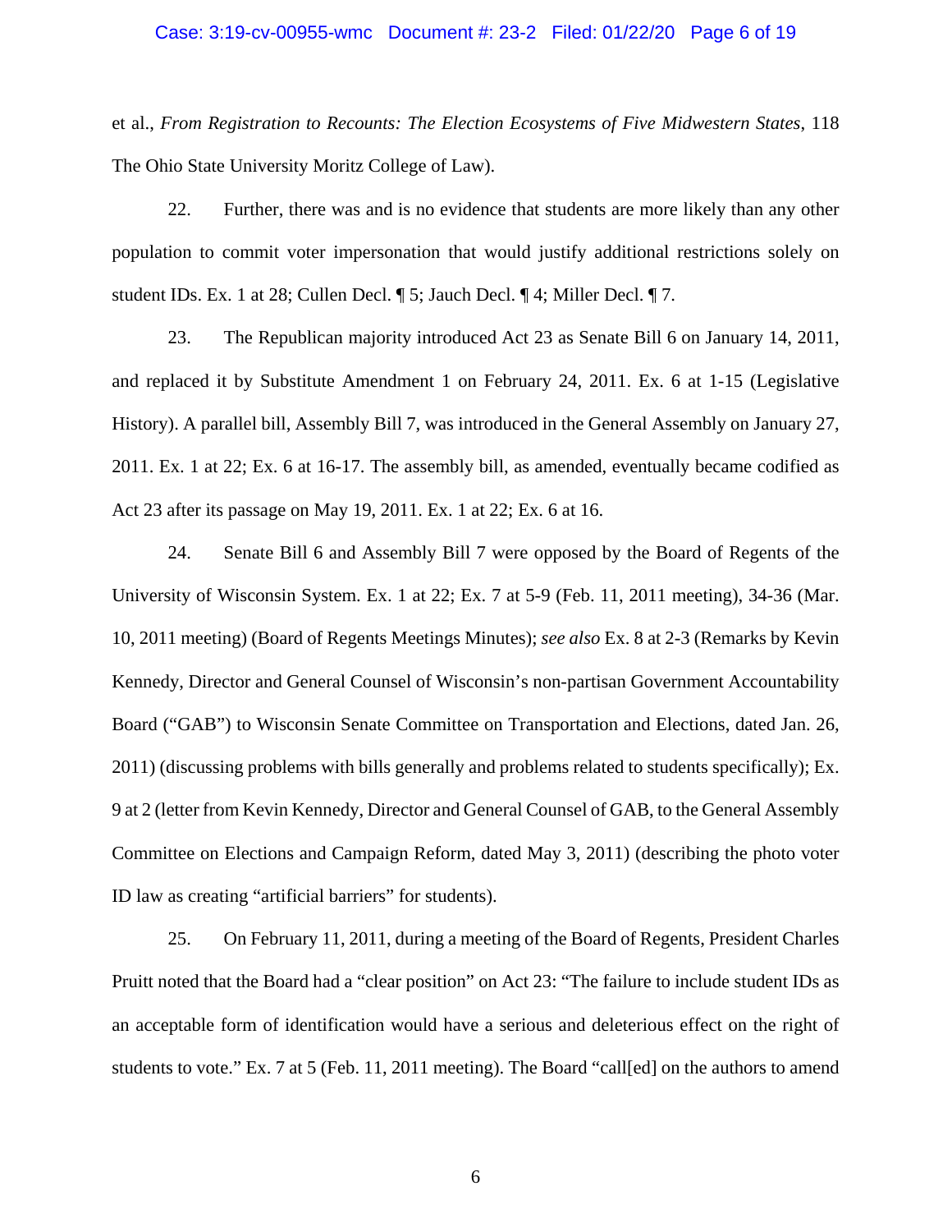et al., *From Registration to Recounts: The Election Ecosystems of Five Midwestern States*, 118 The Ohio State University Moritz College of Law).

22. Further, there was and is no evidence that students are more likely than any other population to commit voter impersonation that would justify additional restrictions solely on student IDs. Ex. 1 at 28; Cullen Decl. ¶ 5; Jauch Decl. ¶ 4; Miller Decl. ¶ 7.

23. The Republican majority introduced Act 23 as Senate Bill 6 on January 14, 2011, and replaced it by Substitute Amendment 1 on February 24, 2011. Ex. 6 at 1-15 (Legislative History). A parallel bill, Assembly Bill 7, was introduced in the General Assembly on January 27, 2011. Ex. 1 at 22; Ex. 6 at 16-17. The assembly bill, as amended, eventually became codified as Act 23 after its passage on May 19, 2011. Ex. 1 at 22; Ex. 6 at 16.

24. Senate Bill 6 and Assembly Bill 7 were opposed by the Board of Regents of the University of Wisconsin System. Ex. 1 at 22; Ex. 7 at 5-9 (Feb. 11, 2011 meeting), 34-36 (Mar. 10, 2011 meeting) (Board of Regents Meetings Minutes); *see also* Ex. 8 at 2-3 (Remarks by Kevin Kennedy, Director and General Counsel of Wisconsin's non-partisan Government Accountability Board ("GAB") to Wisconsin Senate Committee on Transportation and Elections, dated Jan. 26, 2011) (discussing problems with bills generally and problems related to students specifically); Ex. 9 at 2 (letter from Kevin Kennedy, Director and General Counsel of GAB, to the General Assembly Committee on Elections and Campaign Reform, dated May 3, 2011) (describing the photo voter ID law as creating "artificial barriers" for students).

25. On February 11, 2011, during a meeting of the Board of Regents, President Charles Pruitt noted that the Board had a "clear position" on Act 23: "The failure to include student IDs as an acceptable form of identification would have a serious and deleterious effect on the right of students to vote." Ex. 7 at 5 (Feb. 11, 2011 meeting). The Board "call[ed] on the authors to amend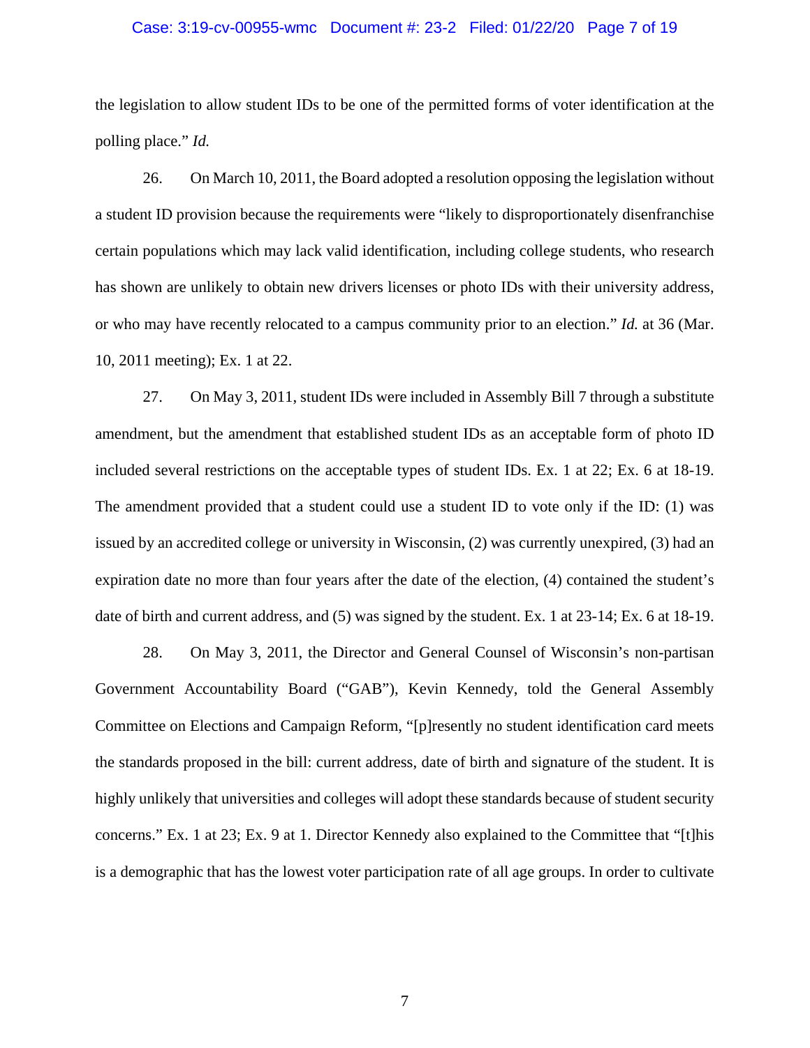the legislation to allow student IDs to be one of the permitted forms of voter identification at the polling place." *Id.*

26. On March 10, 2011, the Board adopted a resolution opposing the legislation without a student ID provision because the requirements were "likely to disproportionately disenfranchise certain populations which may lack valid identification, including college students, who research has shown are unlikely to obtain new drivers licenses or photo IDs with their university address, or who may have recently relocated to a campus community prior to an election." *Id.* at 36 (Mar. 10, 2011 meeting); Ex. 1 at 22.

27. On May 3, 2011, student IDs were included in Assembly Bill 7 through a substitute amendment, but the amendment that established student IDs as an acceptable form of photo ID included several restrictions on the acceptable types of student IDs. Ex. 1 at 22; Ex. 6 at 18-19. The amendment provided that a student could use a student ID to vote only if the ID: (1) was issued by an accredited college or university in Wisconsin, (2) was currently unexpired, (3) had an expiration date no more than four years after the date of the election, (4) contained the student's date of birth and current address, and (5) was signed by the student. Ex. 1 at 23-14; Ex. 6 at 18-19.

28. On May 3, 2011, the Director and General Counsel of Wisconsin's non-partisan Government Accountability Board ("GAB"), Kevin Kennedy, told the General Assembly Committee on Elections and Campaign Reform, "[p]resently no student identification card meets the standards proposed in the bill: current address, date of birth and signature of the student. It is highly unlikely that universities and colleges will adopt these standards because of student security concerns." Ex. 1 at 23; Ex. 9 at 1. Director Kennedy also explained to the Committee that "[t]his is a demographic that has the lowest voter participation rate of all age groups. In order to cultivate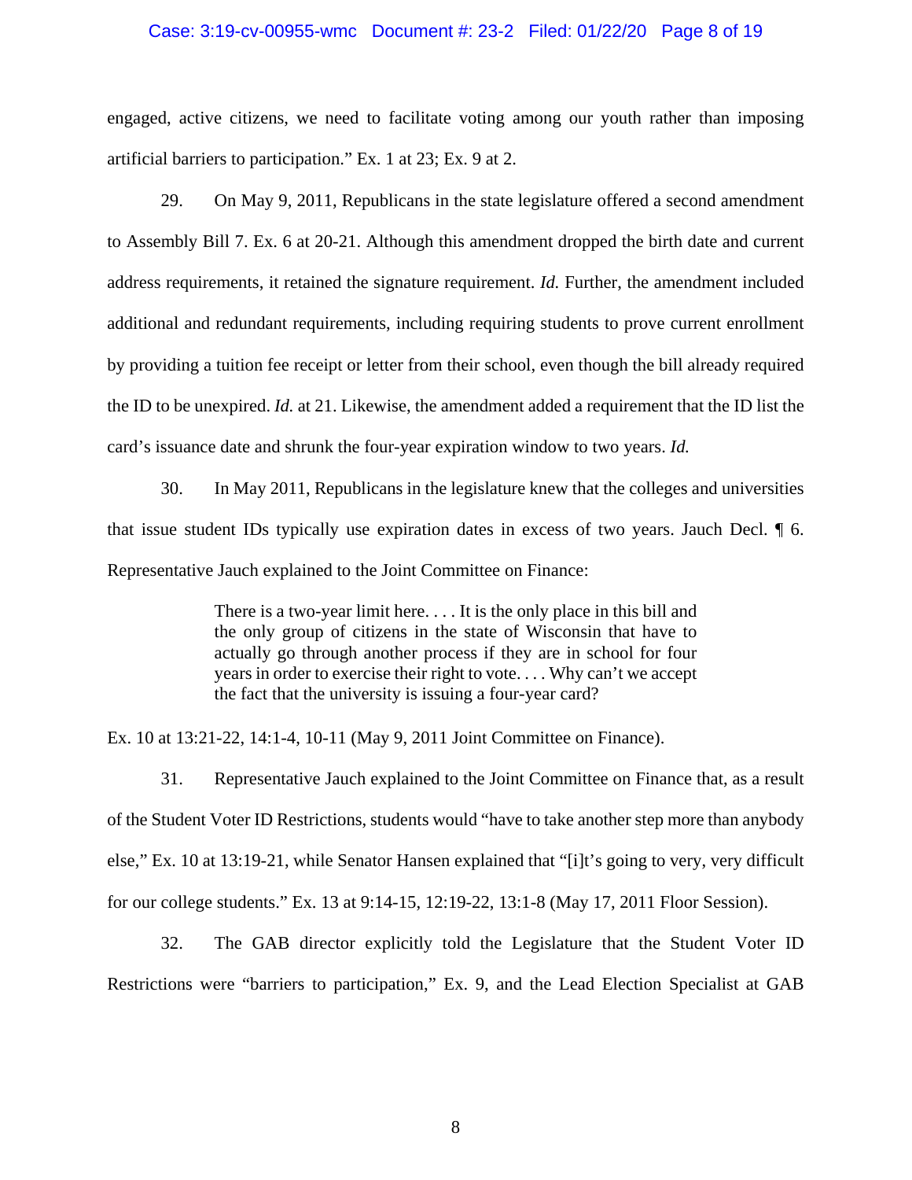engaged, active citizens, we need to facilitate voting among our youth rather than imposing artificial barriers to participation." Ex. 1 at 23; Ex. 9 at 2.

29. On May 9, 2011, Republicans in the state legislature offered a second amendment to Assembly Bill 7. Ex. 6 at 20-21. Although this amendment dropped the birth date and current address requirements, it retained the signature requirement. *Id.* Further, the amendment included additional and redundant requirements, including requiring students to prove current enrollment by providing a tuition fee receipt or letter from their school, even though the bill already required the ID to be unexpired. *Id.* at 21. Likewise, the amendment added a requirement that the ID list the card's issuance date and shrunk the four-year expiration window to two years. *Id.*

30. In May 2011, Republicans in the legislature knew that the colleges and universities that issue student IDs typically use expiration dates in excess of two years. Jauch Decl. ¶ 6. Representative Jauch explained to the Joint Committee on Finance:

> There is a two-year limit here. . . . It is the only place in this bill and the only group of citizens in the state of Wisconsin that have to actually go through another process if they are in school for four years in order to exercise their right to vote. . . . Why can't we accept the fact that the university is issuing a four-year card?

Ex. 10 at 13:21-22, 14:1-4, 10-11 (May 9, 2011 Joint Committee on Finance).

31. Representative Jauch explained to the Joint Committee on Finance that, as a result of the Student Voter ID Restrictions, students would "have to take another step more than anybody else," Ex. 10 at 13:19-21, while Senator Hansen explained that "[i]t's going to very, very difficult for our college students." Ex. 13 at 9:14-15, 12:19-22, 13:1-8 (May 17, 2011 Floor Session).

32. The GAB director explicitly told the Legislature that the Student Voter ID Restrictions were "barriers to participation," Ex. 9, and the Lead Election Specialist at GAB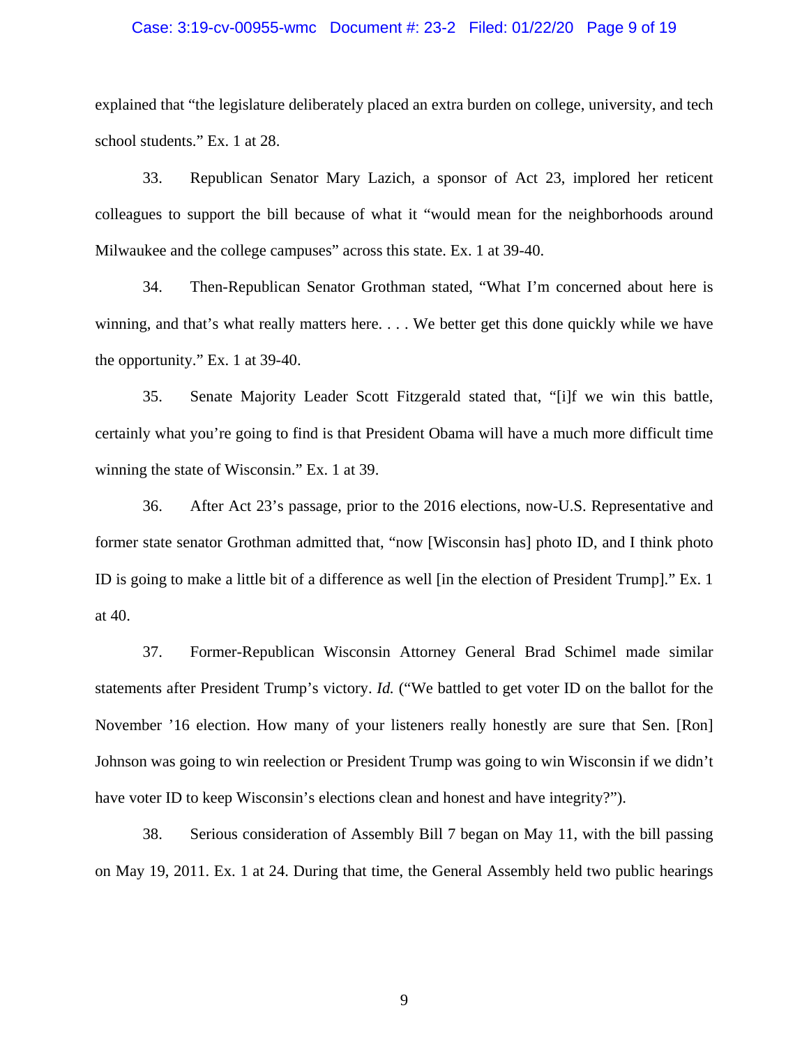explained that "the legislature deliberately placed an extra burden on college, university, and tech school students." Ex. 1 at 28.

33. Republican Senator Mary Lazich, a sponsor of Act 23, implored her reticent colleagues to support the bill because of what it "would mean for the neighborhoods around Milwaukee and the college campuses" across this state. Ex. 1 at 39-40.

34. Then-Republican Senator Grothman stated, "What I'm concerned about here is winning, and that's what really matters here. . . . We better get this done quickly while we have the opportunity." Ex. 1 at 39-40.

35. Senate Majority Leader Scott Fitzgerald stated that, "[i]f we win this battle, certainly what you're going to find is that President Obama will have a much more difficult time winning the state of Wisconsin." Ex. 1 at 39.

36. After Act 23's passage, prior to the 2016 elections, now-U.S. Representative and former state senator Grothman admitted that, "now [Wisconsin has] photo ID, and I think photo ID is going to make a little bit of a difference as well [in the election of President Trump]." Ex. 1 at 40.

37. Former-Republican Wisconsin Attorney General Brad Schimel made similar statements after President Trump's victory. *Id.* ("We battled to get voter ID on the ballot for the November '16 election. How many of your listeners really honestly are sure that Sen. [Ron] Johnson was going to win reelection or President Trump was going to win Wisconsin if we didn't have voter ID to keep Wisconsin's elections clean and honest and have integrity?").

38. Serious consideration of Assembly Bill 7 began on May 11, with the bill passing on May 19, 2011. Ex. 1 at 24. During that time, the General Assembly held two public hearings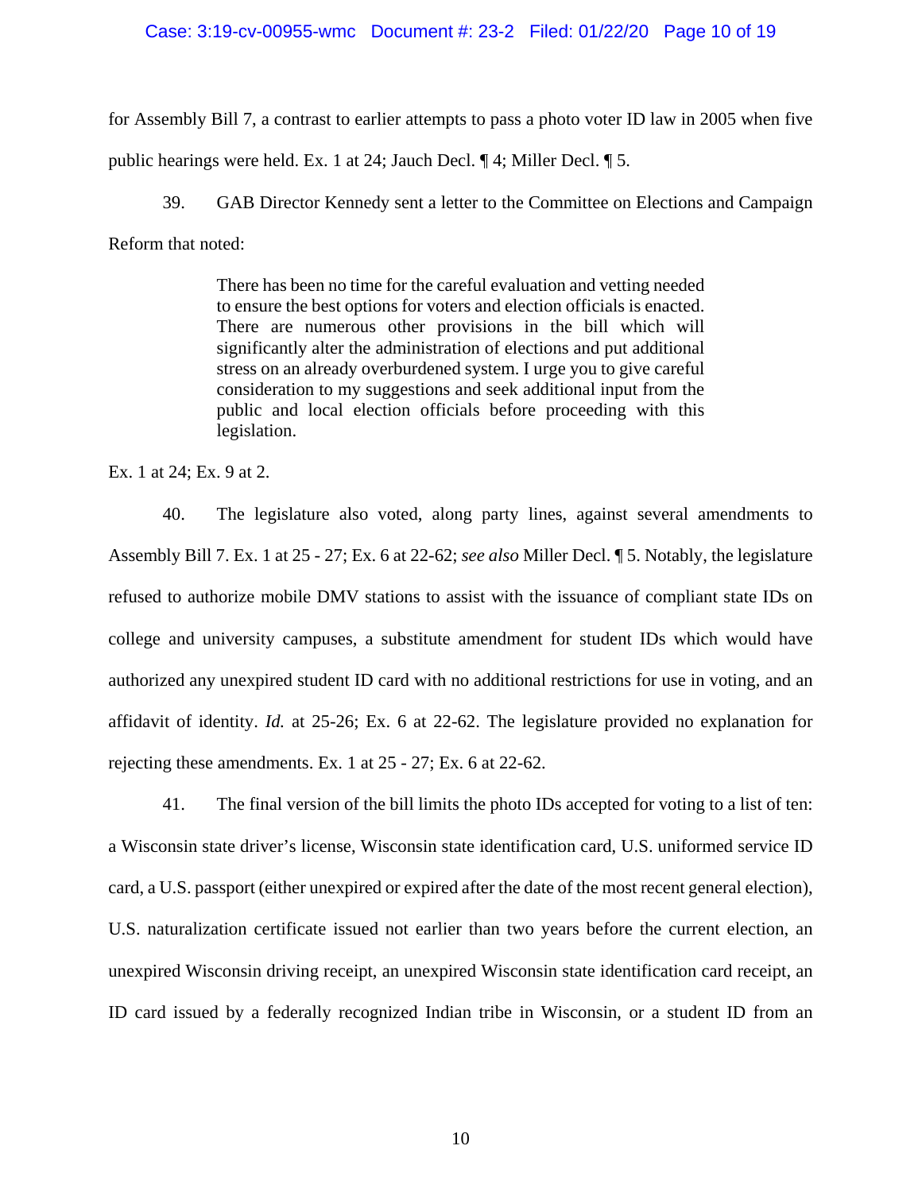for Assembly Bill 7, a contrast to earlier attempts to pass a photo voter ID law in 2005 when five public hearings were held. Ex. 1 at 24; Jauch Decl. ¶ 4; Miller Decl. ¶ 5.

39. GAB Director Kennedy sent a letter to the Committee on Elections and Campaign Reform that noted:

> There has been no time for the careful evaluation and vetting needed to ensure the best options for voters and election officials is enacted. There are numerous other provisions in the bill which will significantly alter the administration of elections and put additional stress on an already overburdened system. I urge you to give careful consideration to my suggestions and seek additional input from the public and local election officials before proceeding with this legislation.

Ex. 1 at 24; Ex. 9 at 2.

40. The legislature also voted, along party lines, against several amendments to Assembly Bill 7. Ex. 1 at 25 - 27; Ex. 6 at 22-62; *see also* Miller Decl. ¶ 5. Notably, the legislature refused to authorize mobile DMV stations to assist with the issuance of compliant state IDs on college and university campuses, a substitute amendment for student IDs which would have authorized any unexpired student ID card with no additional restrictions for use in voting, and an affidavit of identity. *Id.* at 25-26; Ex. 6 at 22-62. The legislature provided no explanation for rejecting these amendments. Ex. 1 at 25 - 27; Ex. 6 at 22-62.

41. The final version of the bill limits the photo IDs accepted for voting to a list of ten: a Wisconsin state driver's license, Wisconsin state identification card, U.S. uniformed service ID card, a U.S. passport (either unexpired or expired after the date of the most recent general election), U.S. naturalization certificate issued not earlier than two years before the current election, an unexpired Wisconsin driving receipt, an unexpired Wisconsin state identification card receipt, an ID card issued by a federally recognized Indian tribe in Wisconsin, or a student ID from an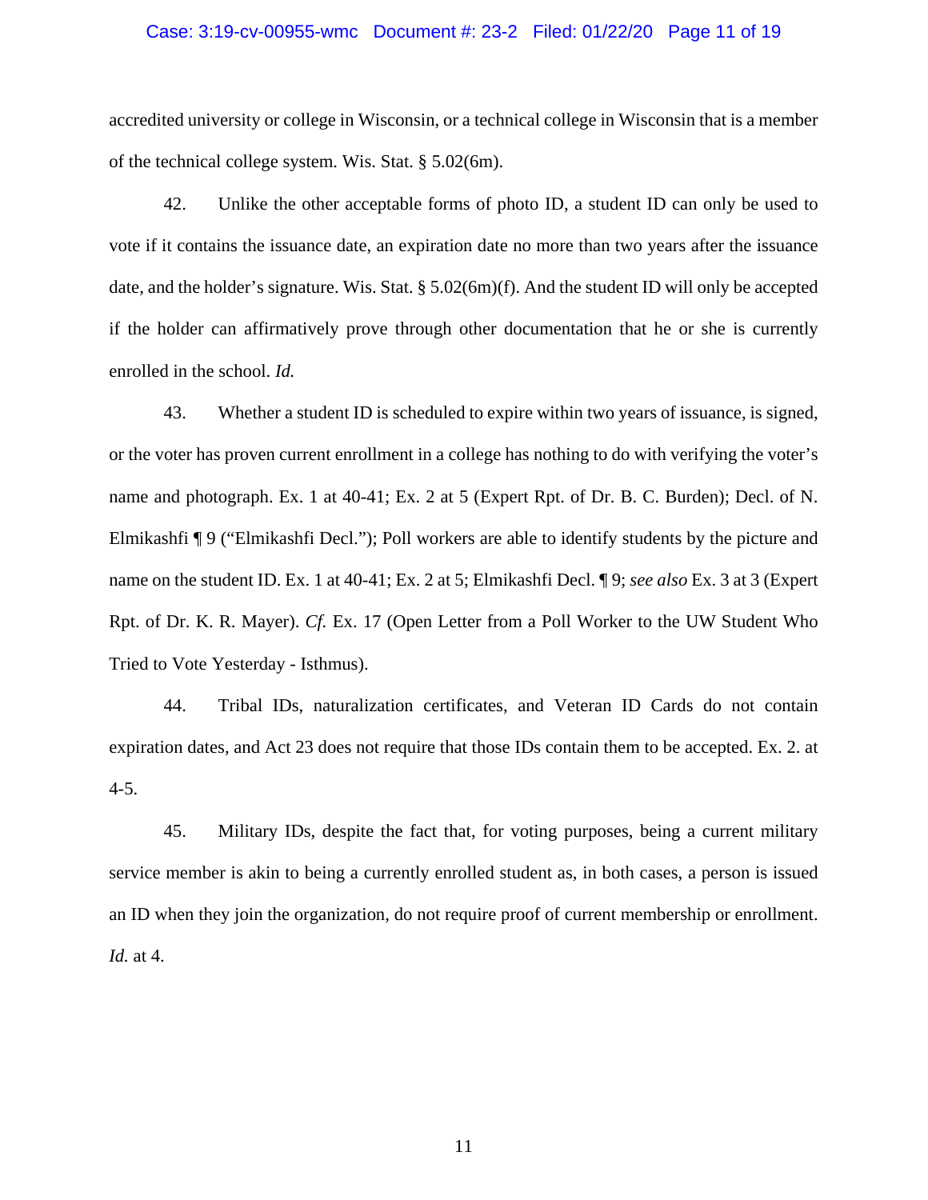accredited university or college in Wisconsin, or a technical college in Wisconsin that is a member of the technical college system. Wis. Stat. § 5.02(6m).

42. Unlike the other acceptable forms of photo ID, a student ID can only be used to vote if it contains the issuance date, an expiration date no more than two years after the issuance date, and the holder's signature. Wis. Stat. § 5.02(6m)(f). And the student ID will only be accepted if the holder can affirmatively prove through other documentation that he or she is currently enrolled in the school. *Id.*

43. Whether a student ID is scheduled to expire within two years of issuance, is signed, or the voter has proven current enrollment in a college has nothing to do with verifying the voter's name and photograph. Ex. 1 at 40-41; Ex. 2 at 5 (Expert Rpt. of Dr. B. C. Burden); Decl. of N. Elmikashfi ¶ 9 ("Elmikashfi Decl."); Poll workers are able to identify students by the picture and name on the student ID. Ex. 1 at 40-41; Ex. 2 at 5; Elmikashfi Decl. ¶ 9; *see also* Ex. 3 at 3 (Expert Rpt. of Dr. K. R. Mayer). *Cf.* Ex. 17 (Open Letter from a Poll Worker to the UW Student Who Tried to Vote Yesterday - Isthmus).

44. Tribal IDs, naturalization certificates, and Veteran ID Cards do not contain expiration dates, and Act 23 does not require that those IDs contain them to be accepted. Ex. 2. at 4-5.

45. Military IDs, despite the fact that, for voting purposes, being a current military service member is akin to being a currently enrolled student as, in both cases, a person is issued an ID when they join the organization, do not require proof of current membership or enrollment. *Id.* at 4.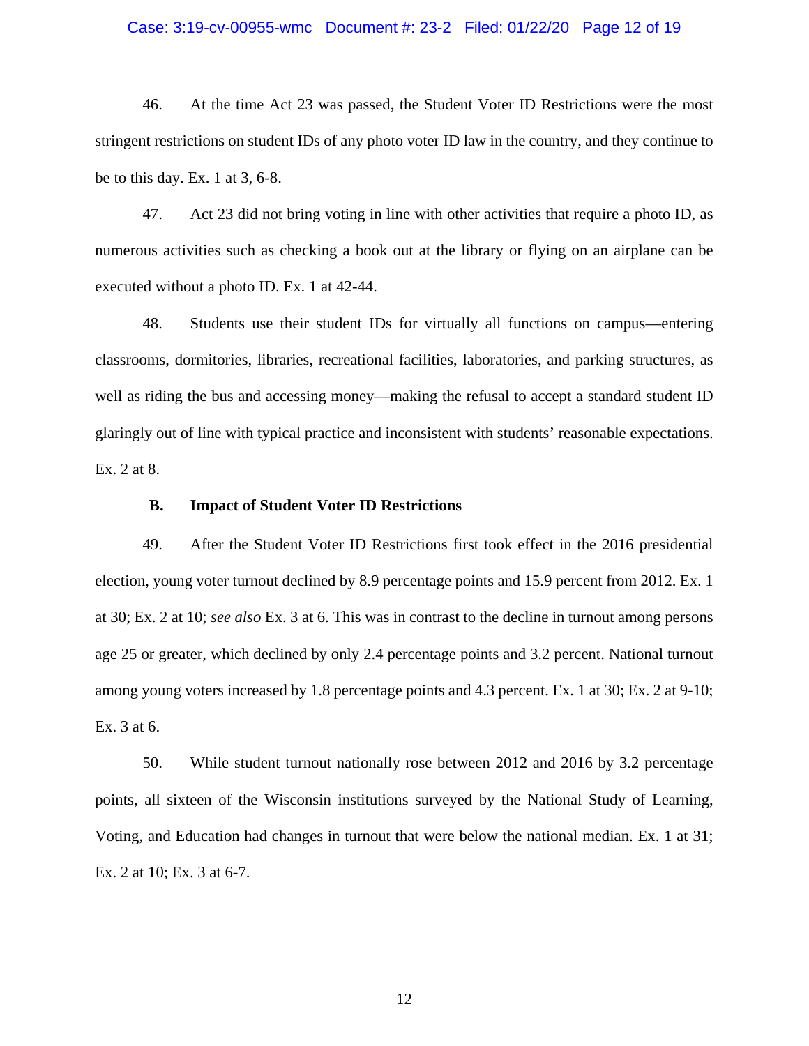46. At the time Act 23 was passed, the Student Voter ID Restrictions were the most stringent restrictions on student IDs of any photo voter ID law in the country, and they continue to be to this day. Ex. 1 at 3, 6-8.

47. Act 23 did not bring voting in line with other activities that require a photo ID, as numerous activities such as checking a book out at the library or flying on an airplane can be executed without a photo ID. Ex. 1 at 42-44.

48. Students use their student IDs for virtually all functions on campus—entering classrooms, dormitories, libraries, recreational facilities, laboratories, and parking structures, as well as riding the bus and accessing money—making the refusal to accept a standard student ID glaringly out of line with typical practice and inconsistent with students' reasonable expectations. Ex. 2 at 8.

### B. Impact of Student Voter ID Restrictions

49. After the Student Voter ID Restrictions first took effect in the 2016 presidential election, young voter turnout declined by 8.9 percentage points and 15.9 percent from 2012. Ex. 1 at 30; Ex. 2 at 10; *see also* Ex. 3 at 6. This was in contrast to the decline in turnout among persons age 25 or greater, which declined by only 2.4 percentage points and 3.2 percent. National turnout among young voters increased by 1.8 percentage points and 4.3 percent. Ex. 1 at 30; Ex. 2 at 9-10; Ex. 3 at 6.

50. While student turnout nationally rose between 2012 and 2016 by 3.2 percentage points, all sixteen of the Wisconsin institutions surveyed by the National Study of Learning, Voting, and Education had changes in turnout that were below the national median. Ex. 1 at 31; Ex. 2 at 10; Ex. 3 at 6-7.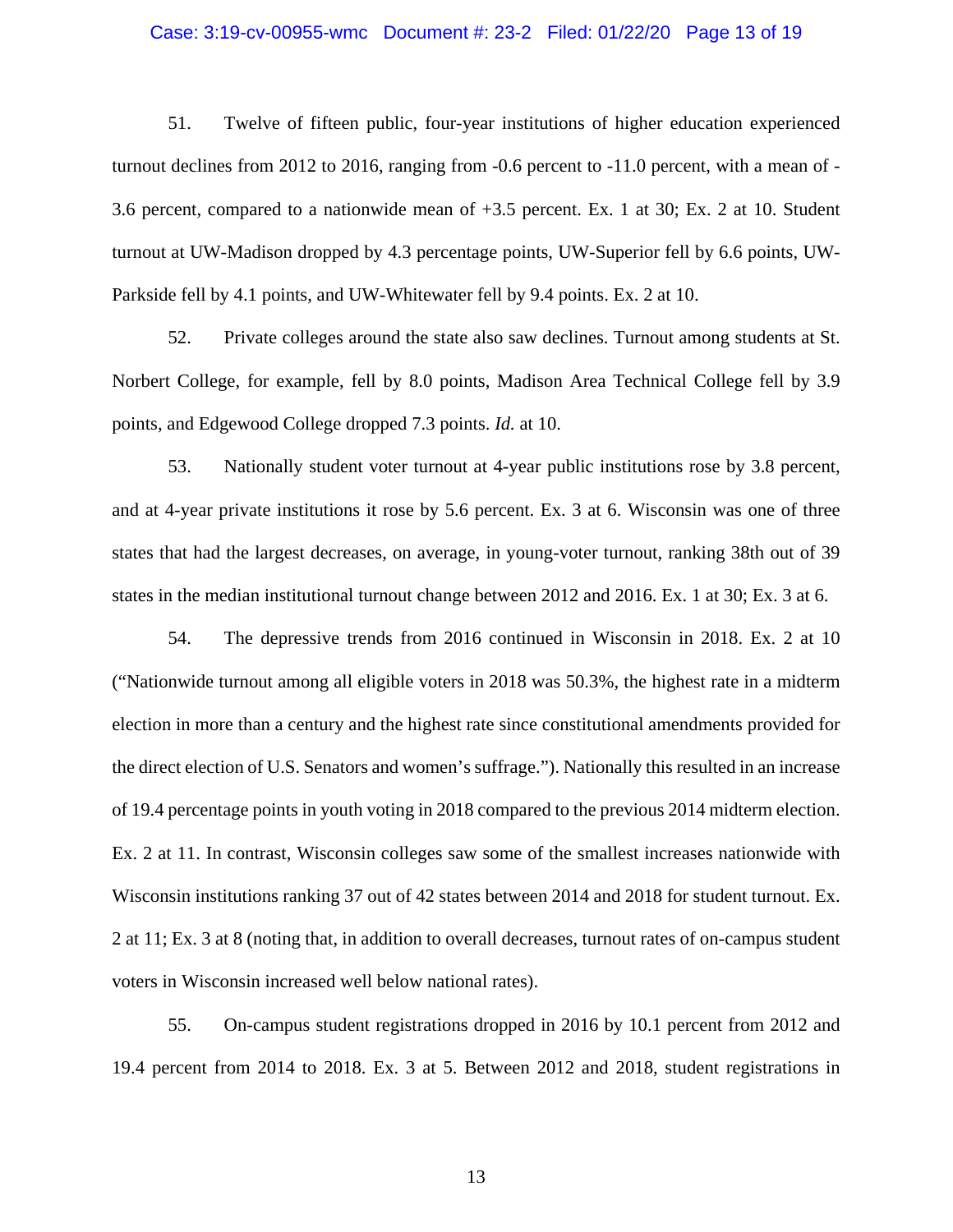51. Twelve of fifteen public, four-year institutions of higher education experienced turnout declines from 2012 to 2016, ranging from -0.6 percent to -11.0 percent, with a mean of -3.6 percent, compared to a nationwide mean of +3.5 percent. Ex. 1 at 30; Ex. 2 at 10. Student turnout at UW-Madison dropped by 4.3 percentage points, UW-Superior fell by 6.6 points, UW-Parkside fell by 4.1 points, and UW-Whitewater fell by 9.4 points. Ex. 2 at 10.

52. Private colleges around the state also saw declines. Turnout among students at St. Norbert College, for example, fell by 8.0 points, Madison Area Technical College fell by 3.9 points, and Edgewood College dropped 7.3 points. *Id.* at 10.

53. Nationally student voter turnout at 4-year public institutions rose by 3.8 percent, and at 4-year private institutions it rose by 5.6 percent. Ex. 3 at 6. Wisconsin was one of three states that had the largest decreases, on average, in young-voter turnout, ranking 38th out of 39 states in the median institutional turnout change between 2012 and 2016. Ex. 1 at 30; Ex. 3 at 6.

54. The depressive trends from 2016 continued in Wisconsin in 2018. Ex. 2 at 10 ("Nationwide turnout among all eligible voters in 2018 was 50.3%, the highest rate in a midterm election in more than a century and the highest rate since constitutional amendments provided for the direct election of U.S. Senators and women's suffrage."). Nationally this resulted in an increase of 19.4 percentage points in youth voting in 2018 compared to the previous 2014 midterm election. Ex. 2 at 11. In contrast, Wisconsin colleges saw some of the smallest increases nationwide with Wisconsin institutions ranking 37 out of 42 states between 2014 and 2018 for student turnout. Ex. 2 at 11; Ex. 3 at 8 (noting that, in addition to overall decreases, turnout rates of on-campus student voters in Wisconsin increased well below national rates).

55. On-campus student registrations dropped in 2016 by 10.1 percent from 2012 and 19.4 percent from 2014 to 2018. Ex. 3 at 5. Between 2012 and 2018, student registrations in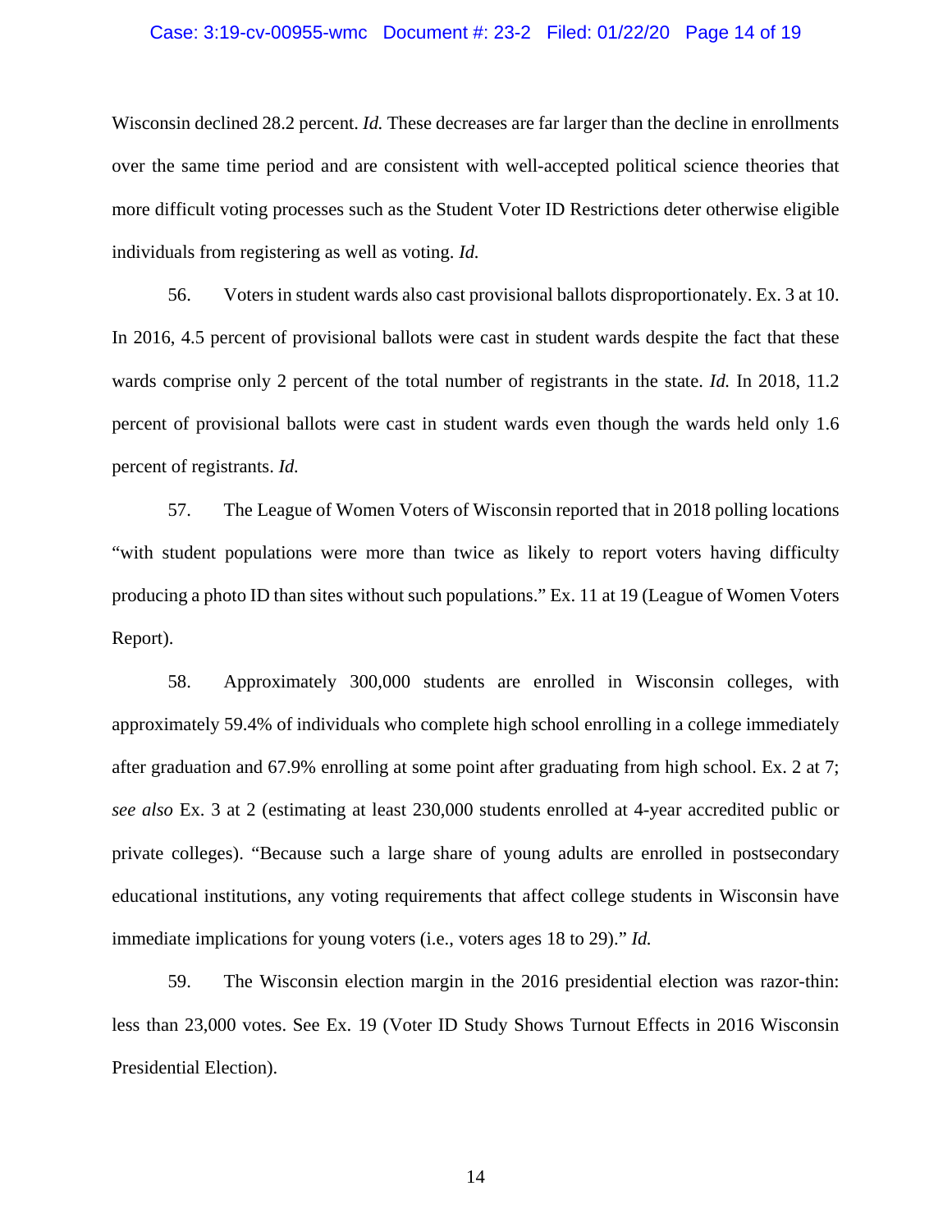Wisconsin declined 28.2 percent. *Id.* These decreases are far larger than the decline in enrollments over the same time period and are consistent with well-accepted political science theories that more difficult voting processes such as the Student Voter ID Restrictions deter otherwise eligible individuals from registering as well as voting. *Id.*

56. Voters in student wards also cast provisional ballots disproportionately. Ex. 3 at 10. In 2016, 4.5 percent of provisional ballots were cast in student wards despite the fact that these wards comprise only 2 percent of the total number of registrants in the state. *Id.* In 2018, 11.2 percent of provisional ballots were cast in student wards even though the wards held only 1.6 percent of registrants. *Id.*

57. The League of Women Voters of Wisconsin reported that in 2018 polling locations "with student populations were more than twice as likely to report voters having difficulty producing a photo ID than sites without such populations." Ex. 11 at 19 (League of Women Voters Report).

58. Approximately 300,000 students are enrolled in Wisconsin colleges, with approximately 59.4% of individuals who complete high school enrolling in a college immediately after graduation and 67.9% enrolling at some point after graduating from high school. Ex. 2 at 7; *see also* Ex. 3 at 2 (estimating at least 230,000 students enrolled at 4-year accredited public or private colleges). "Because such a large share of young adults are enrolled in postsecondary educational institutions, any voting requirements that affect college students in Wisconsin have immediate implications for young voters (i.e., voters ages 18 to 29)." *Id.*

59. The Wisconsin election margin in the 2016 presidential election was razor-thin: less than 23,000 votes. See Ex. 19 (Voter ID Study Shows Turnout Effects in 2016 Wisconsin Presidential Election).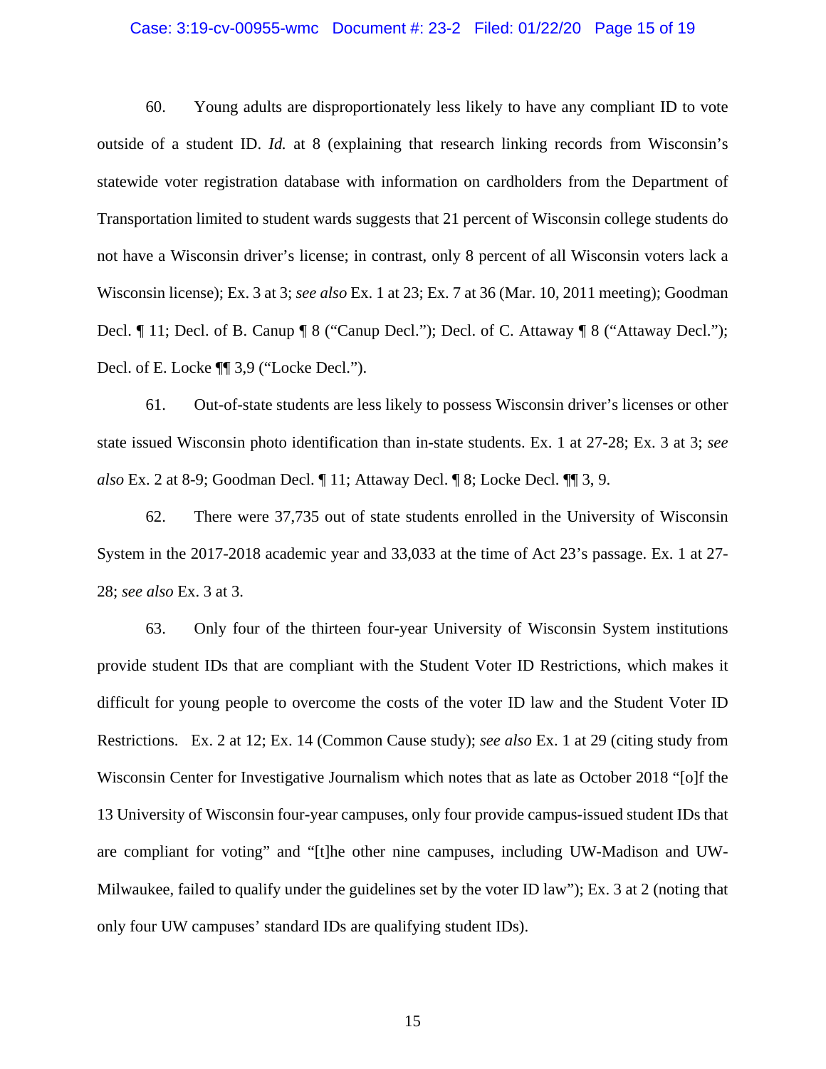60. Young adults are disproportionately less likely to have any compliant ID to vote outside of a student ID. *Id.* at 8 (explaining that research linking records from Wisconsin's statewide voter registration database with information on cardholders from the Department of Transportation limited to student wards suggests that 21 percent of Wisconsin college students do not have a Wisconsin driver's license; in contrast, only 8 percent of all Wisconsin voters lack a Wisconsin license); Ex. 3 at 3; *see also* Ex. 1 at 23; Ex. 7 at 36 (Mar. 10, 2011 meeting); Goodman Decl. ¶ 11; Decl. of B. Canup ¶ 8 ("Canup Decl."); Decl. of C. Attaway ¶ 8 ("Attaway Decl."); Decl. of E. Locke ¶¶ 3,9 ("Locke Decl.").

61. Out-of-state students are less likely to possess Wisconsin driver's licenses or other state issued Wisconsin photo identification than in-state students. Ex. 1 at 27-28; Ex. 3 at 3; *see also* Ex. 2 at 8-9; Goodman Decl. ¶ 11; Attaway Decl. ¶ 8; Locke Decl. ¶¶ 3, 9.

62. There were 37,735 out of state students enrolled in the University of Wisconsin System in the 2017-2018 academic year and 33,033 at the time of Act 23's passage. Ex. 1 at 27-28; *see also* Ex. 3 at 3.

63. Only four of the thirteen four-year University of Wisconsin System institutions provide student IDs that are compliant with the Student Voter ID Restrictions, which makes it difficult for young people to overcome the costs of the voter ID law and the Student Voter ID Restrictions. Ex. 2 at 12; Ex. 14 (Common Cause study); *see also* Ex. 1 at 29 (citing study from Wisconsin Center for Investigative Journalism which notes that as late as October 2018 "[o]f the 13 University of Wisconsin four-year campuses, only four provide campus-issued student IDs that are compliant for voting" and "[t]he other nine campuses, including UW-Madison and UW-Milwaukee, failed to qualify under the guidelines set by the voter ID law"); Ex. 3 at 2 (noting that only four UW campuses' standard IDs are qualifying student IDs).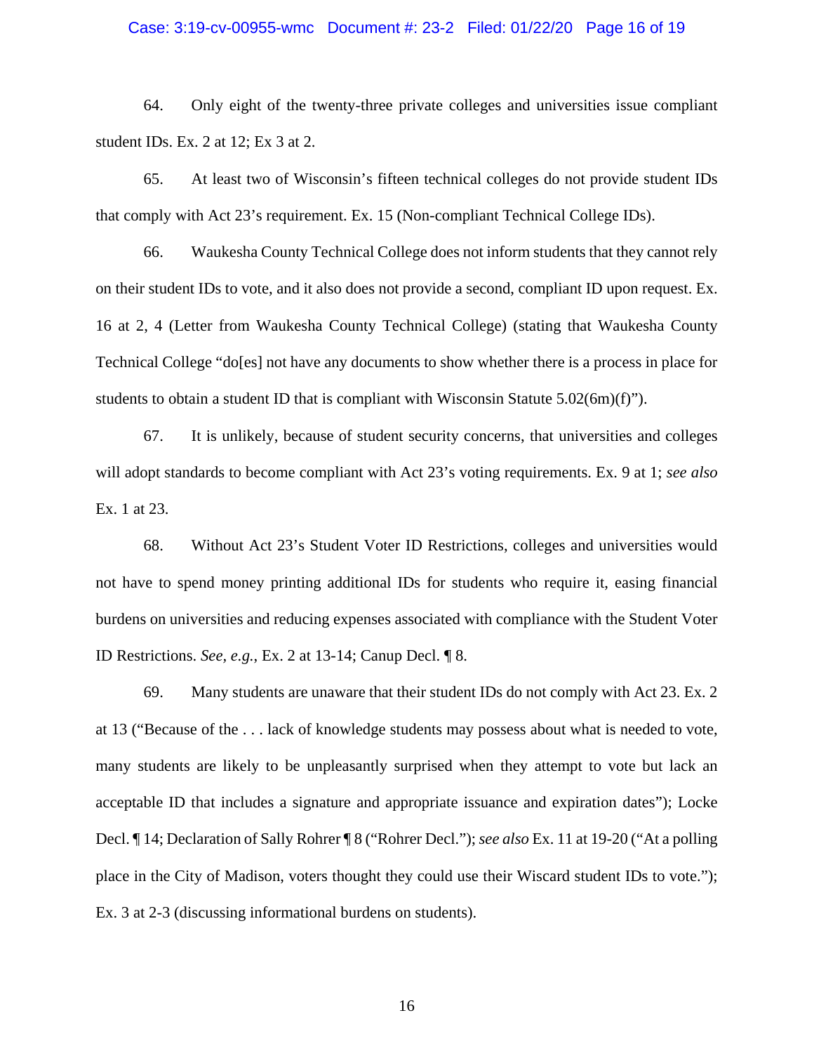64. Only eight of the twenty-three private colleges and universities issue compliant student IDs. Ex. 2 at 12; Ex 3 at 2.

65. At least two of Wisconsin's fifteen technical colleges do not provide student IDs that comply with Act 23's requirement. Ex. 15 (Non-compliant Technical College IDs).

66. Waukesha County Technical College does not inform students that they cannot rely on their student IDs to vote, and it also does not provide a second, compliant ID upon request. Ex. 16 at 2, 4 (Letter from Waukesha County Technical College) (stating that Waukesha County Technical College "do[es] not have any documents to show whether there is a process in place for students to obtain a student ID that is compliant with Wisconsin Statute 5.02(6m)(f)").

67. It is unlikely, because of student security concerns, that universities and colleges will adopt standards to become compliant with Act 23's voting requirements. Ex. 9 at 1; *see also* Ex. 1 at 23.

68. Without Act 23's Student Voter ID Restrictions, colleges and universities would not have to spend money printing additional IDs for students who require it, easing financial burdens on universities and reducing expenses associated with compliance with the Student Voter ID Restrictions. *See, e.g.*, Ex. 2 at 13-14; Canup Decl. ¶ 8.

69. Many students are unaware that their student IDs do not comply with Act 23. Ex. 2 at 13 ("Because of the . . . lack of knowledge students may possess about what is needed to vote, many students are likely to be unpleasantly surprised when they attempt to vote but lack an acceptable ID that includes a signature and appropriate issuance and expiration dates"); Locke Decl. ¶ 14; Declaration of Sally Rohrer ¶ 8 ("Rohrer Decl."); *see also* Ex. 11 at 19-20 ("At a polling place in the City of Madison, voters thought they could use their Wiscard student IDs to vote."); Ex. 3 at 2-3 (discussing informational burdens on students).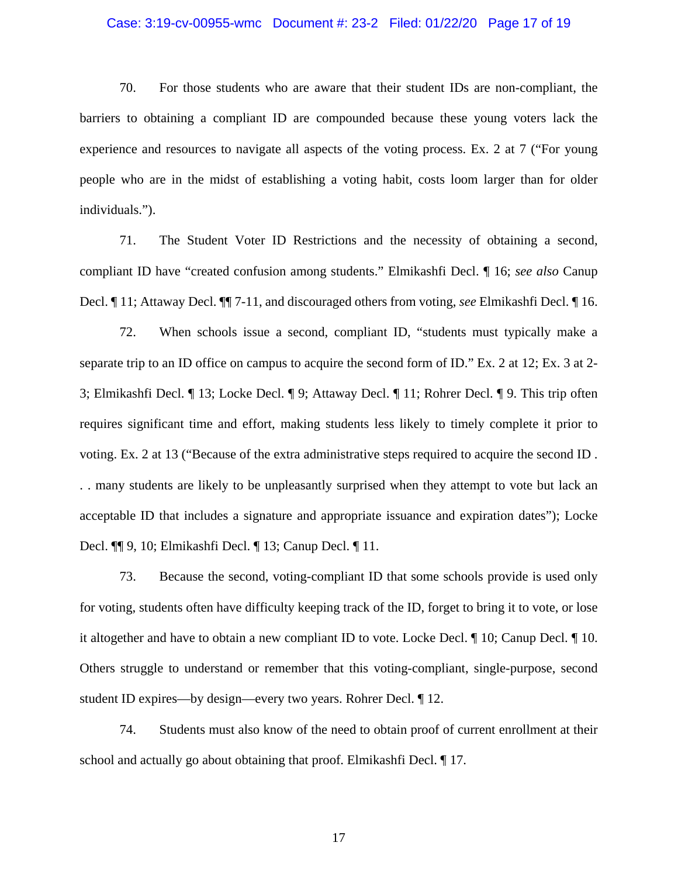70. For those students who are aware that their student IDs are non-compliant, the barriers to obtaining a compliant ID are compounded because these young voters lack the experience and resources to navigate all aspects of the voting process. Ex. 2 at 7 ("For young people who are in the midst of establishing a voting habit, costs loom larger than for older individuals.").

71. The Student Voter ID Restrictions and the necessity of obtaining a second, compliant ID have "created confusion among students." Elmikashfi Decl. ¶ 16; *see also* Canup Decl. ¶ 11; Attaway Decl. ¶¶ 7-11, and discouraged others from voting, *see* Elmikashfi Decl. ¶ 16.

72. When schools issue a second, compliant ID, "students must typically make a separate trip to an ID office on campus to acquire the second form of ID." Ex. 2 at 12; Ex. 3 at 2-3; Elmikashfi Decl. ¶ 13; Locke Decl. ¶ 9; Attaway Decl. ¶ 11; Rohrer Decl. ¶ 9. This trip often requires significant time and effort, making students less likely to timely complete it prior to voting. Ex. 2 at 13 ("Because of the extra administrative steps required to acquire the second ID . . . many students are likely to be unpleasantly surprised when they attempt to vote but lack an acceptable ID that includes a signature and appropriate issuance and expiration dates"); Locke Decl. ¶¶ 9, 10; Elmikashfi Decl. ¶ 13; Canup Decl. ¶ 11.

73. Because the second, voting-compliant ID that some schools provide is used only for voting, students often have difficulty keeping track of the ID, forget to bring it to vote, or lose it altogether and have to obtain a new compliant ID to vote. Locke Decl. ¶ 10; Canup Decl. ¶ 10. Others struggle to understand or remember that this voting-compliant, single-purpose, second student ID expires—by design—every two years. Rohrer Decl. ¶ 12.

74. Students must also know of the need to obtain proof of current enrollment at their school and actually go about obtaining that proof. Elmikashfi Decl. ¶ 17.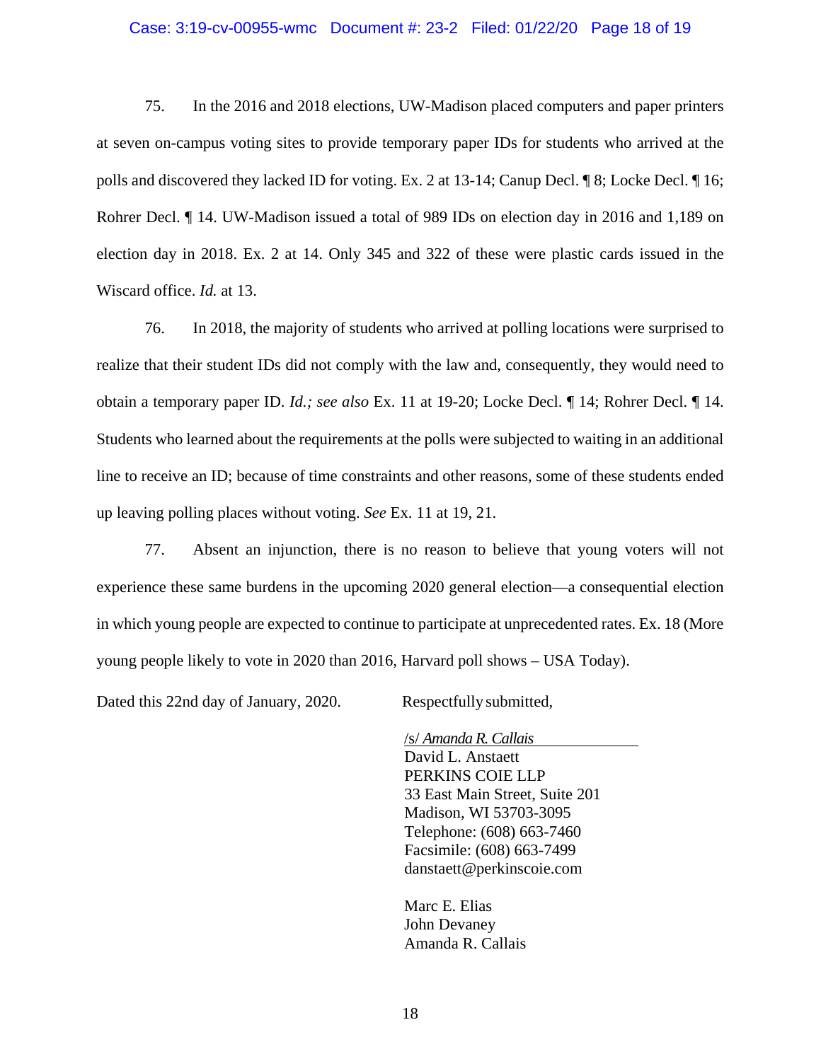75. In the 2016 and 2018 elections, UW-Madison placed computers and paper printers at seven on-campus voting sites to provide temporary paper IDs for students who arrived at the polls and discovered they lacked ID for voting. Ex. 2 at 13-14; Canup Decl. ¶ 8; Locke Decl. ¶ 16; Rohrer Decl. ¶ 14. UW-Madison issued a total of 989 IDs on election day in 2016 and 1,189 on election day in 2018. Ex. 2 at 14. Only 345 and 322 of these were plastic cards issued in the Wiscard office. *Id.* at 13.

76. In 2018, the majority of students who arrived at polling locations were surprised to realize that their student IDs did not comply with the law and, consequently, they would need to obtain a temporary paper ID. *Id.; see also* Ex. 11 at 19-20; Locke Decl. ¶ 14; Rohrer Decl. ¶ 14. Students who learned about the requirements at the polls were subjected to waiting in an additional line to receive an ID; because of time constraints and other reasons, some of these students ended up leaving polling places without voting. *See* Ex. 11 at 19, 21.

77. Absent an injunction, there is no reason to believe that young voters will not experience these same burdens in the upcoming 2020 general election—a consequential election in which young people are expected to continue to participate at unprecedented rates. Ex. 18 (More young people likely to vote in 2020 than 2016, Harvard poll shows – USA Today).

Dated this 22nd day of January, 2020.

Respectfully submitted,

/s/ *Amanda R. Callais*
David L. Anstaett
PERKINS COIE LLP
33 East Main Street, Suite 201
Madison, WI 53703-3095
Telephone: (608) 663-7460
Facsimile: (608) 663-7499
danstaett@perkinscoie.com

Marc E. Elias
John Devaney
Amanda R. Callais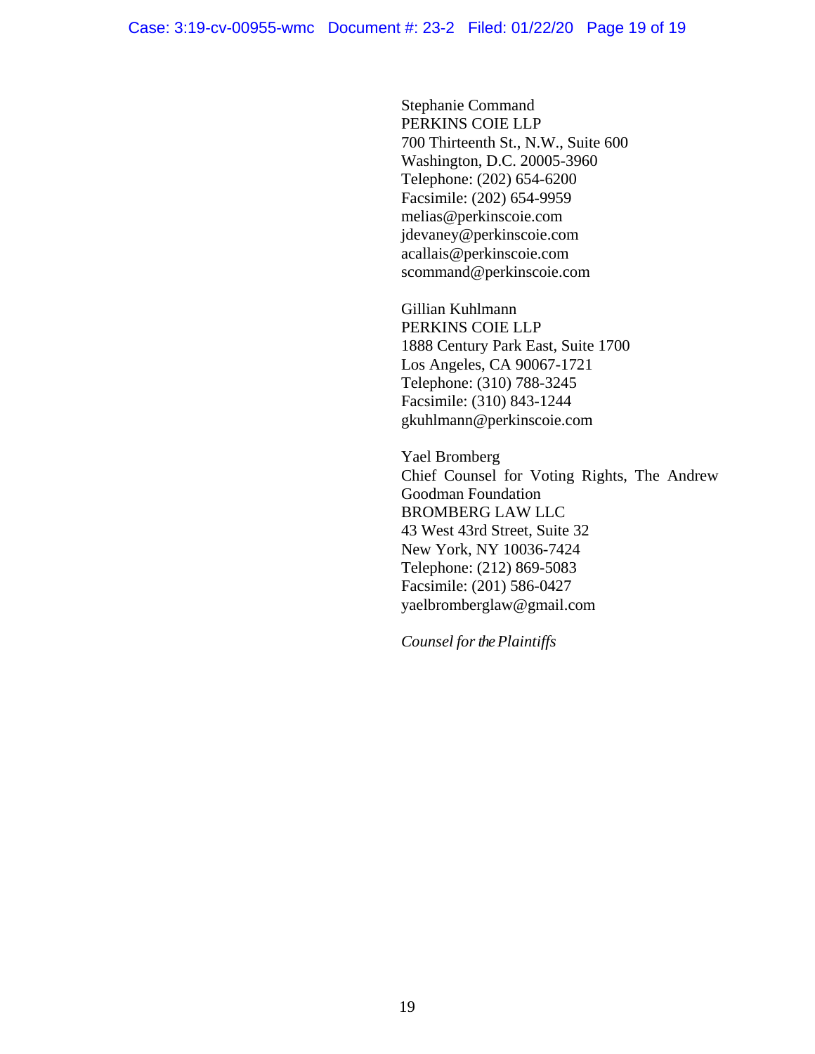Stephanie Command
PERKINS COIE LLP
700 Thirteenth St., N.W., Suite 600
Washington, D.C. 20005-3960
Telephone: (202) 654-6200
Facsimile: (202) 654-9959
melias@perkinscoie.com
jdevaney@perkinscoie.com
acallais@perkinscoie.com
scommand@perkinscoie.com

Gillian Kuhlmann
PERKINS COIE LLP
1888 Century Park East, Suite 1700
Los Angeles, CA 90067-1721
Telephone: (310) 788-3245
Facsimile: (310) 843-1244
gkuhlmann@perkinscoie.com

Yael Bromberg
Chief Counsel for Voting Rights, The Andrew Goodman Foundation
BROMBERG LAW LLC
43 West 43rd Street, Suite 32
New York, NY 10036-7424
Telephone: (212) 869-5083
Facsimile: (201) 586-0427
yaelbromberglaw@gmail.com

*Counsel for the Plaintiffs*